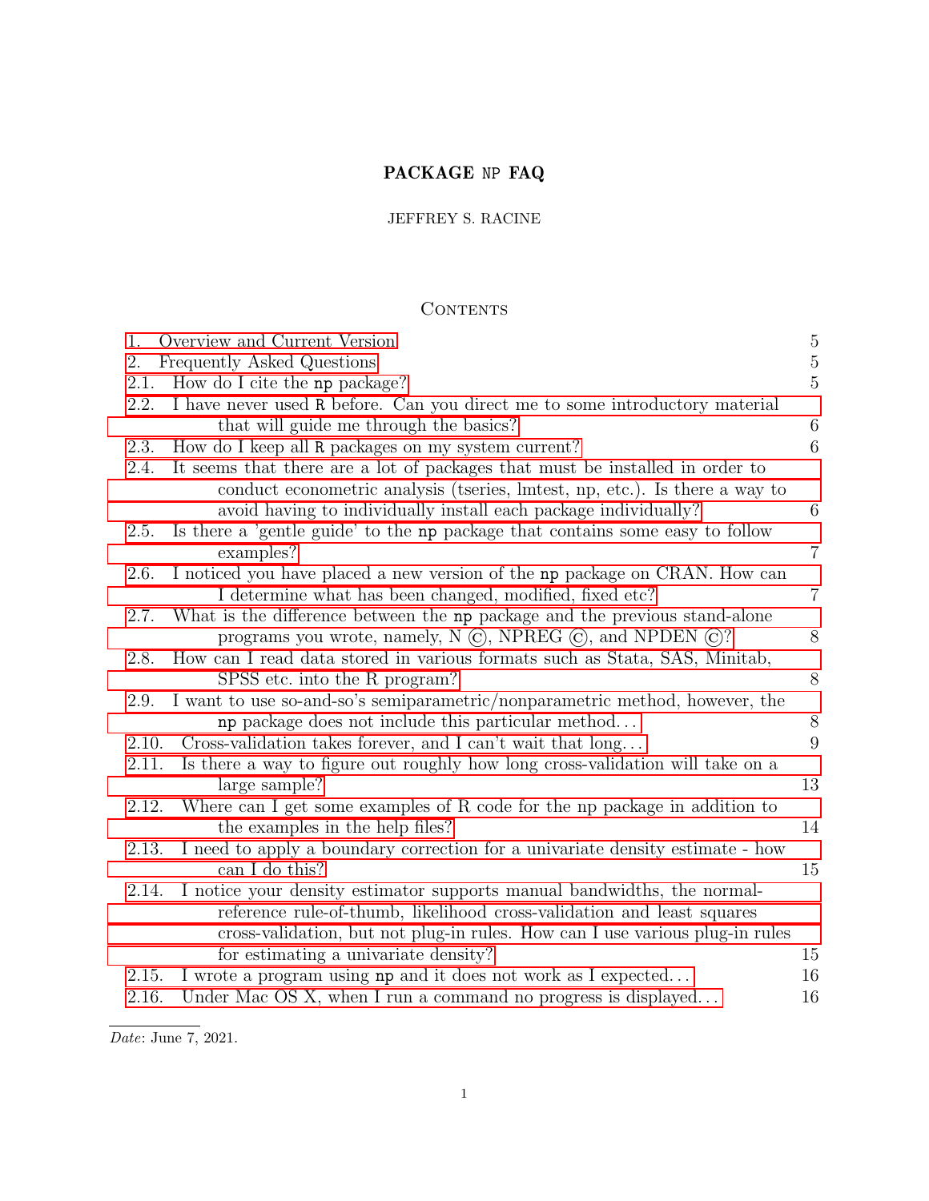# PACKAGE NP FAQ

JEFFREY S. RACINE

## Contents

| | |
|---|---|
| 1. Overview and Current Version | 5 |
| 2. Frequently Asked Questions | 5 |
| 2.1. How do I cite the np package? | 5 |
| 2.2. I have never used R before. Can you direct me to some introductory material that will guide me through the basics? | 6 |
| 2.3. How do I keep all R packages on my system current? | 6 |
| 2.4. It seems that there are a lot of packages that must be installed in order to conduct econometric analysis (tseries, lmtest, np, etc.). Is there a way to avoid having to individually install each package individually? | 6 |
| 2.5. Is there a 'gentle guide' to the np package that contains some easy to follow examples? | 7 |
| 2.6. I noticed you have placed a new version of the np package on CRAN. How can I determine what has been changed, modified, fixed etc? | 7 |
| 2.7. What is the difference between the np package and the previous stand-alone programs you wrote, namely, N ©, NPREG ©, and NPDEN ©? | 8 |
| 2.8. How can I read data stored in various formats such as Stata, SAS, Minitab, SPSS etc. into the R program? | 8 |
| 2.9. I want to use so-and-so's semiparametric/nonparametric method, however, the np package does not include this particular method... | 8 |
| 2.10. Cross-validation takes forever, and I can't wait that long... | 9 |
| 2.11. Is there a way to figure out roughly how long cross-validation will take on a large sample? | 13 |
| 2.12. Where can I get some examples of R code for the np package in addition to the examples in the help files? | 14 |
| 2.13. I need to apply a boundary correction for a univariate density estimate - how can I do this? | 15 |
| 2.14. I notice your density estimator supports manual bandwidths, the normal-reference rule-of-thumb, likelihood cross-validation and least squares cross-validation, but not plug-in rules. How can I use various plug-in rules for estimating a univariate density? | 15 |
| 2.15. I wrote a program using np and it does not work as I expected... | 16 |
| 2.16. Under Mac OS X, when I run a command no progress is displayed... | 16 |

*Date*: June 7, 2021.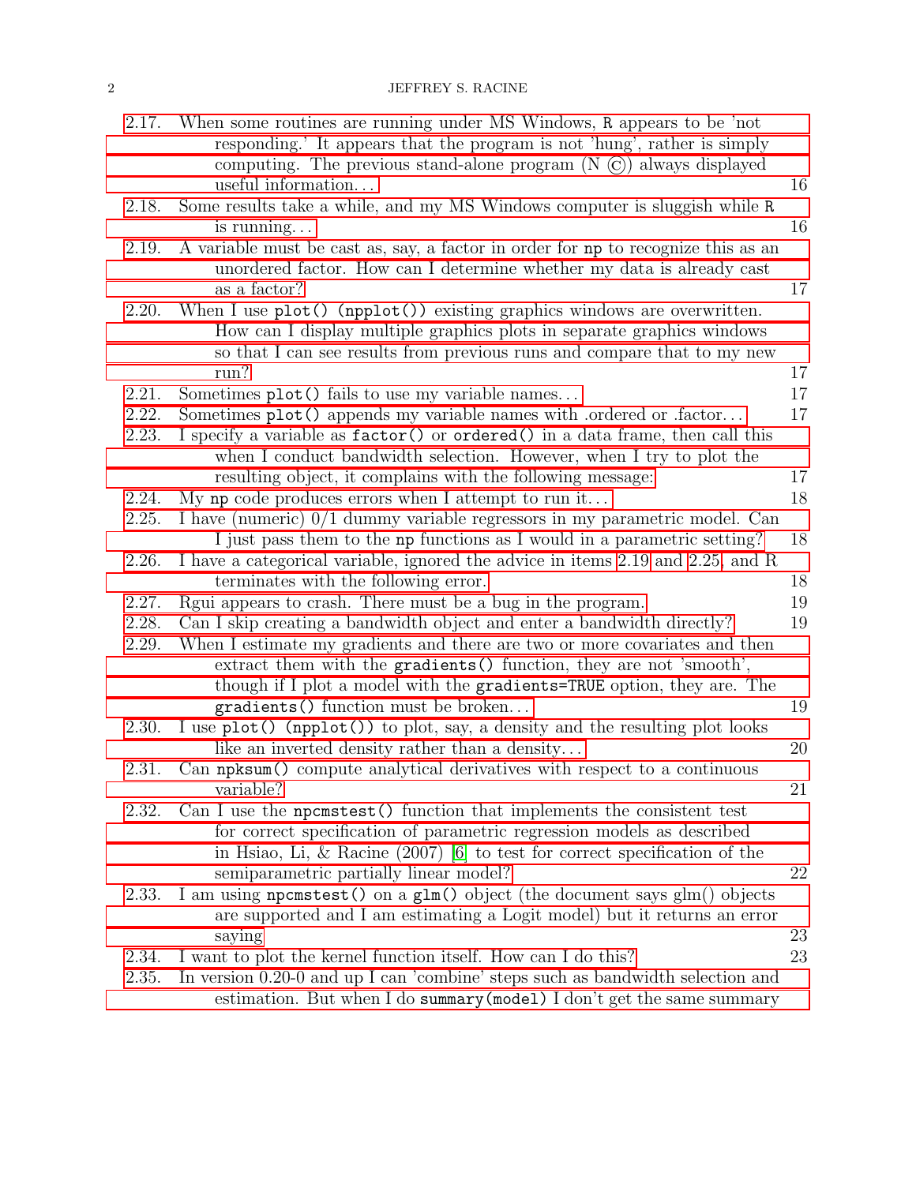2.17. When some routines are running under MS Windows, R appears to be 'not responding.' It appears that the program is not 'hung', rather is simply computing. The previous stand-alone program (N ©) always displayed useful information... 16

2.18. Some results take a while, and my MS Windows computer is sluggish while R is running... 16

2.19. A variable must be cast as, say, a factor in order for np to recognize this as an unordered factor. How can I determine whether my data is already cast as a factor? 17

2.20. When I use plot() (npplot()) existing graphics windows are overwritten. How can I display multiple graphics plots in separate graphics windows so that I can see results from previous runs and compare that to my new run? 17

2.21. Sometimes plot() fails to use my variable names... 17

2.22. Sometimes plot() appends my variable names with .ordered or .factor... 17

2.23. I specify a variable as factor() or ordered() in a data frame, then call this when I conduct bandwidth selection. However, when I try to plot the resulting object, it complains with the following message: 17

2.24. My np code produces errors when I attempt to run it... 18

2.25. I have (numeric) 0/1 dummy variable regressors in my parametric model. Can I just pass them to the np functions as I would in a parametric setting? 18

2.26. I have a categorical variable, ignored the advice in items 2.19 and 2.25, and R terminates with the following error. 18

2.27. Rgui appears to crash. There must be a bug in the program. 19

2.28. Can I skip creating a bandwidth object and enter a bandwidth directly? 19

2.29. When I estimate my gradients and there are two or more covariates and then extract them with the gradients() function, they are not 'smooth', though if I plot a model with the gradients=TRUE option, they are. The gradients() function must be broken... 19

2.30. I use plot() (npplot()) to plot, say, a density and the resulting plot looks like an inverted density rather than a density... 20

2.31. Can npksum() compute analytical derivatives with respect to a continuous variable? 21

2.32. Can I use the npcmstest() function that implements the consistent test for correct specification of parametric regression models as described in Hsiao, Li, & Racine (2007) [6] to test for correct specification of the semiparametric partially linear model? 22

2.33. I am using npcmstest() on a glm() object (the document says glm() objects are supported and I am estimating a Logit model) but it returns an error saying 23

2.34. I want to plot the kernel function itself. How can I do this? 23

2.35. In version 0.20-0 and up I can 'combine' steps such as bandwidth selection and estimation. But when I do summary(model) I don't get the same summary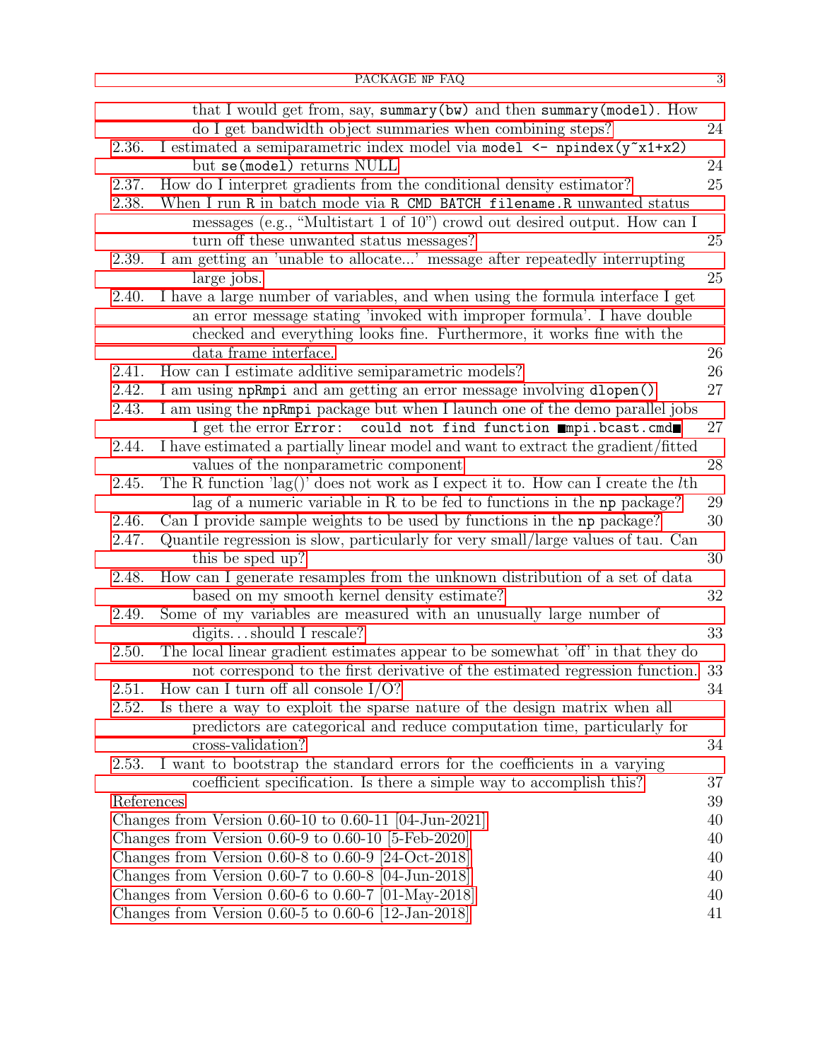that I would get from, say, `summary(bw)` and then `summary(model)`. How do I get bandwidth object summaries when combining steps? 24

2.36. I estimated a semiparametric index model via `model <- npindex(y~x1+x2)` but `se(model)` returns NULL 24

2.37. How do I interpret gradients from the conditional density estimator? 25

2.38. When I run `R` in batch mode via `R CMD BATCH filename.R` unwanted status messages (e.g., “Multistart 1 of 10”) crowd out desired output. How can I turn off these unwanted status messages? 25

2.39. I am getting an 'unable to allocate...' message after repeatedly interrupting large jobs. 25

2.40. I have a large number of variables, and when using the formula interface I get an error message stating 'invoked with improper formula'. I have double checked and everything looks fine. Furthermore, it works fine with the data frame interface. 26

2.41. How can I estimate additive semiparametric models? 26

2.42. I am using `npRmpi` and am getting an error message involving `dlopen()` 27

2.43. I am using the `npRmpi` package but when I launch one of the demo parallel jobs I get the error `Error: could not find function ■mpi.bcast.cmd■` 27

2.44. I have estimated a partially linear model and want to extract the gradient/fitted values of the nonparametric component 28

2.45. The R function 'lag()' does not work as I expect it to. How can I create the $l$th lag of a numeric variable in R to be fed to functions in the `np` package? 29

2.46. Can I provide sample weights to be used by functions in the `np` package? 30

2.47. Quantile regression is slow, particularly for very small/large values of tau. Can this be sped up? 30

2.48. How can I generate resamples from the unknown distribution of a set of data based on my smooth kernel density estimate? 32

2.49. Some of my variables are measured with an unusually large number of digits…should I rescale? 33

2.50. The local linear gradient estimates appear to be somewhat 'off' in that they do not correspond to the first derivative of the estimated regression function. 33

2.51. How can I turn off all console I/O? 34

2.52. Is there a way to exploit the sparse nature of the design matrix when all predictors are categorical and reduce computation time, particularly for cross-validation? 34

2.53. I want to bootstrap the standard errors for the coefficients in a varying coefficient specification. Is there a simple way to accomplish this? 37

References 39

Changes from Version 0.60-10 to 0.60-11 [04-Jun-2021] 40

Changes from Version 0.60-9 to 0.60-10 [5-Feb-2020] 40

Changes from Version 0.60-8 to 0.60-9 [24-Oct-2018] 40

Changes from Version 0.60-7 to 0.60-8 [04-Jun-2018] 40

Changes from Version 0.60-6 to 0.60-7 [01-May-2018] 40

Changes from Version 0.60-5 to 0.60-6 [12-Jan-2018] 41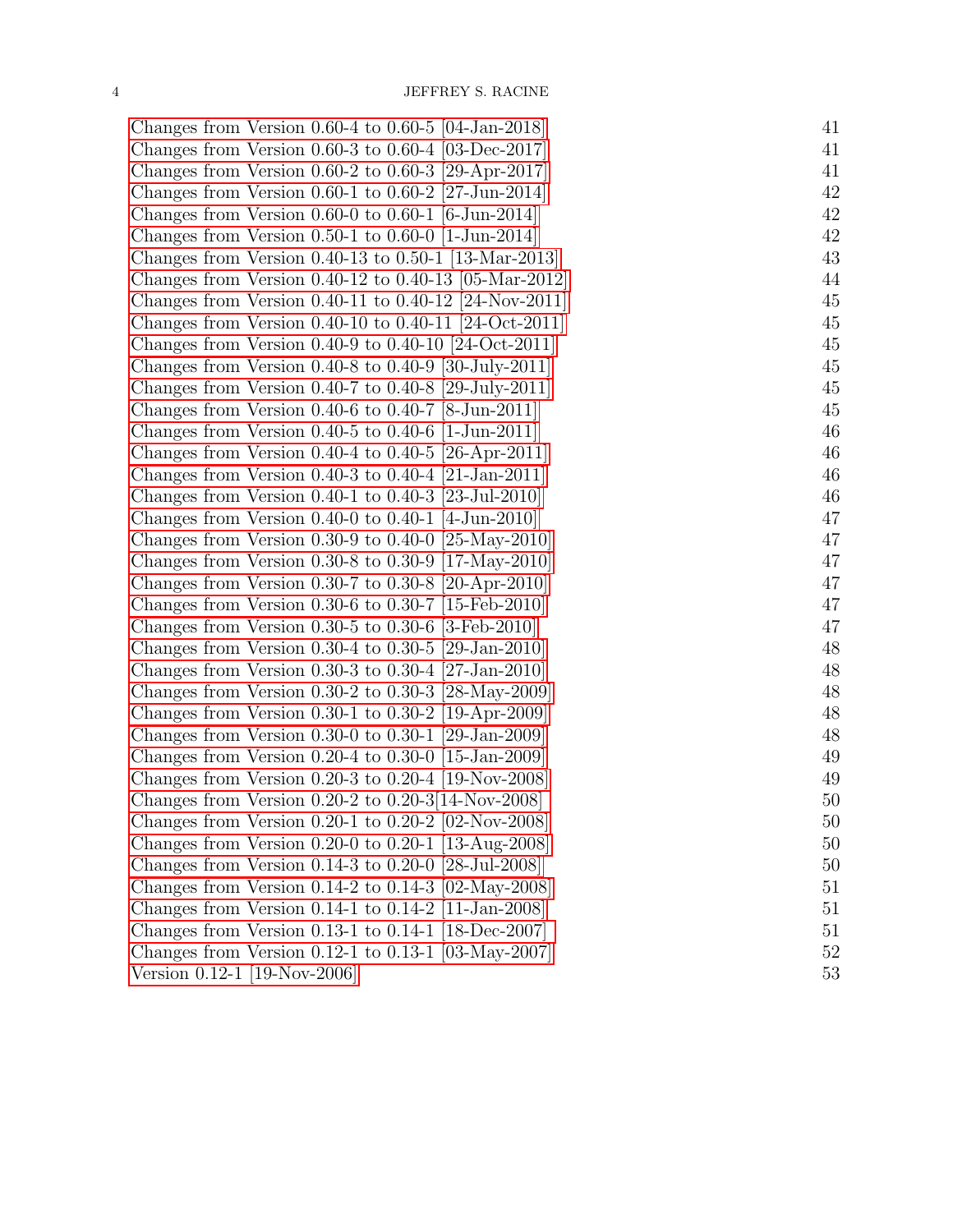Changes from Version 0.60-4 to 0.60-5 [04-Jan-2018] 41
Changes from Version 0.60-3 to 0.60-4 [03-Dec-2017] 41
Changes from Version 0.60-2 to 0.60-3 [29-Apr-2017] 41
Changes from Version 0.60-1 to 0.60-2 [27-Jun-2014] 42
Changes from Version 0.60-0 to 0.60-1 [6-Jun-2014] 42
Changes from Version 0.50-1 to 0.60-0 [1-Jun-2014] 42
Changes from Version 0.40-13 to 0.50-1 [13-Mar-2013] 43
Changes from Version 0.40-12 to 0.40-13 [05-Mar-2012] 44
Changes from Version 0.40-11 to 0.40-12 [24-Nov-2011] 45
Changes from Version 0.40-10 to 0.40-11 [24-Oct-2011] 45
Changes from Version 0.40-9 to 0.40-10 [24-Oct-2011] 45
Changes from Version 0.40-8 to 0.40-9 [30-July-2011] 45
Changes from Version 0.40-7 to 0.40-8 [29-July-2011] 45
Changes from Version 0.40-6 to 0.40-7 [8-Jun-2011] 45
Changes from Version 0.40-5 to 0.40-6 [1-Jun-2011] 46
Changes from Version 0.40-4 to 0.40-5 [26-Apr-2011] 46
Changes from Version 0.40-3 to 0.40-4 [21-Jan-2011] 46
Changes from Version 0.40-1 to 0.40-3 [23-Jul-2010] 46
Changes from Version 0.40-0 to 0.40-1 [4-Jun-2010] 47
Changes from Version 0.30-9 to 0.40-0 [25-May-2010] 47
Changes from Version 0.30-8 to 0.30-9 [17-May-2010] 47
Changes from Version 0.30-7 to 0.30-8 [20-Apr-2010] 47
Changes from Version 0.30-6 to 0.30-7 [15-Feb-2010] 47
Changes from Version 0.30-5 to 0.30-6 [3-Feb-2010] 47
Changes from Version 0.30-4 to 0.30-5 [29-Jan-2010] 48
Changes from Version 0.30-3 to 0.30-4 [27-Jan-2010] 48
Changes from Version 0.30-2 to 0.30-3 [28-May-2009] 48
Changes from Version 0.30-1 to 0.30-2 [19-Apr-2009] 48
Changes from Version 0.30-0 to 0.30-1 [29-Jan-2009] 48
Changes from Version 0.20-4 to 0.30-0 [15-Jan-2009] 49
Changes from Version 0.20-3 to 0.20-4 [19-Nov-2008] 49
Changes from Version 0.20-2 to 0.20-3[14-Nov-2008] 50
Changes from Version 0.20-1 to 0.20-2 [02-Nov-2008] 50
Changes from Version 0.20-0 to 0.20-1 [13-Aug-2008] 50
Changes from Version 0.14-3 to 0.20-0 [28-Jul-2008] 50
Changes from Version 0.14-2 to 0.14-3 [02-May-2008] 51
Changes from Version 0.14-1 to 0.14-2 [11-Jan-2008] 51
Changes from Version 0.13-1 to 0.14-1 [18-Dec-2007] 51
Changes from Version 0.12-1 to 0.13-1 [03-May-2007] 52
Version 0.12-1 [19-Nov-2006] 53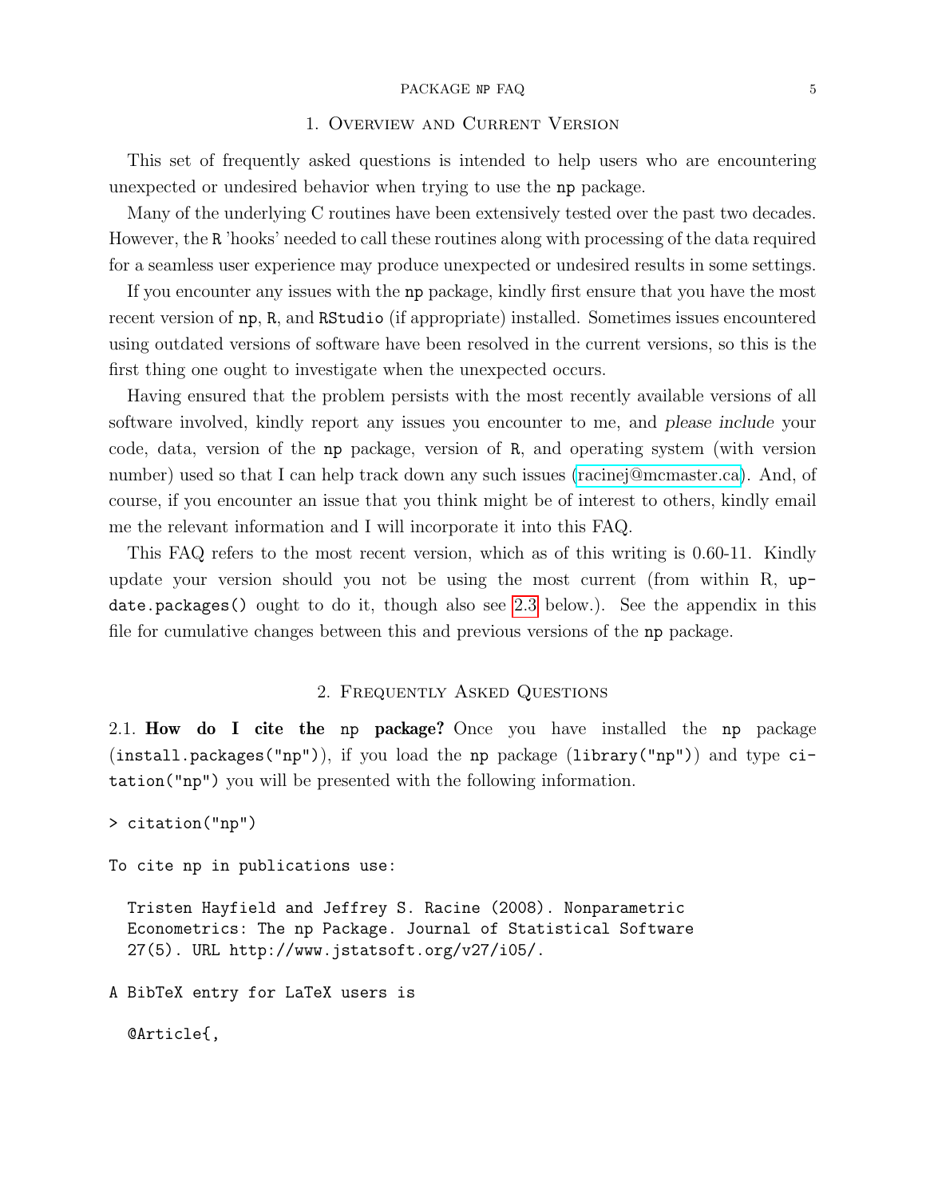# 1. Overview and Current Version

This set of frequently asked questions is intended to help users who are encountering unexpected or undesired behavior when trying to use the `np` package.

Many of the underlying C routines have been extensively tested over the past two decades. However, the `R` 'hooks' needed to call these routines along with processing of the data required for a seamless user experience may produce unexpected or undesired results in some settings.

If you encounter any issues with the `np` package, kindly first ensure that you have the most recent version of `np`, `R`, and `RStudio` (if appropriate) installed. Sometimes issues encountered using outdated versions of software have been resolved in the current versions, so this is the first thing one ought to investigate when the unexpected occurs.

Having ensured that the problem persists with the most recently available versions of all software involved, kindly report any issues you encounter to me, and *please include* your code, data, version of the `np` package, version of `R`, and operating system (with version number) used so that I can help track down any such issues (racinej@mcmaster.ca). And, of course, if you encounter an issue that you think might be of interest to others, kindly email me the relevant information and I will incorporate it into this FAQ.

This FAQ refers to the most recent version, which as of this writing is 0.60-11. Kindly update your version should you not be using the most current (from within R, `update.packages()` ought to do it, though also see 2.3 below.). See the appendix in this file for cumulative changes between this and previous versions of the `np` package.

# 2. Frequently Asked Questions

## 2.1. How do I cite the `np` package?

Once you have installed the `np` package (`install.packages("np")`), if you load the `np` package (`library("np")`) and type `citation("np")` you will be presented with the following information.

```
> citation("np")

To cite np in publications use:

  Tristen Hayfield and Jeffrey S. Racine (2008). Nonparametric
  Econometrics: The np Package. Journal of Statistical Software
  27(5). URL http://www.jstatsoft.org/v27/i05/.

A BibTeX entry for LaTeX users is

  @Article{,
```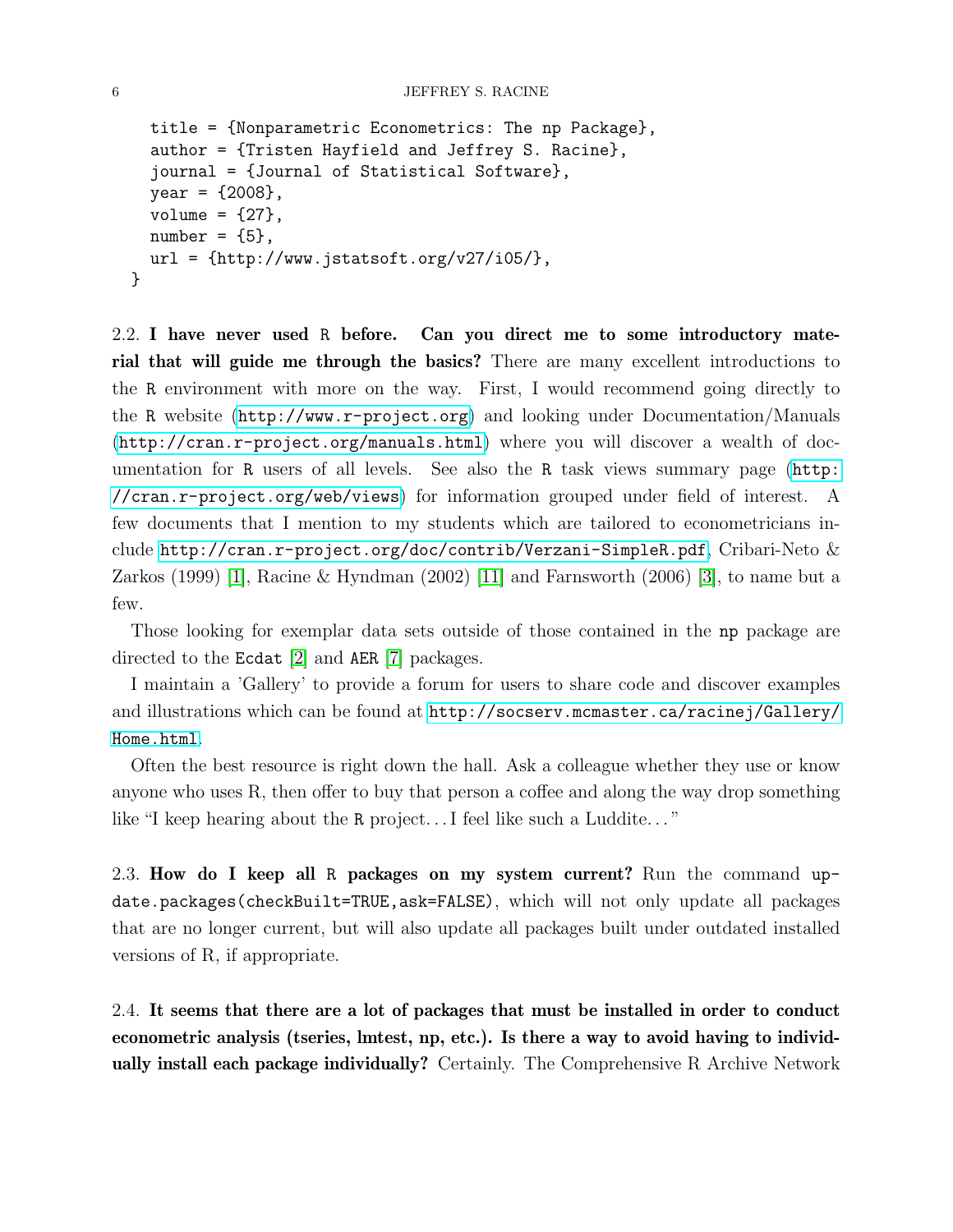```
  title = {Nonparametric Econometrics: The np Package},
  author = {Tristen Hayfield and Jeffrey S. Racine},
  journal = {Journal of Statistical Software},
  year = {2008},
  volume = {27},
  number = {5},
  url = {http://www.jstatsoft.org/v27/i05/},
}
```

2.2. **I have never used R before. Can you direct me to some introductory material that will guide me through the basics?** There are many excellent introductions to the R environment with more on the way. First, I would recommend going directly to the R website (http://www.r-project.org) and looking under Documentation/Manuals (http://cran.r-project.org/manuals.html) where you will discover a wealth of documentation for R users of all levels. See also the R task views summary page (http://cran.r-project.org/web/views) for information grouped under field of interest. A few documents that I mention to my students which are tailored to econometricians include http://cran.r-project.org/doc/contrib/Verzani-SimpleR.pdf, Cribari-Neto & Zarkos (1999) [1], Racine & Hyndman (2002) [11] and Farnsworth (2006) [3], to name but a few.

Those looking for exemplar data sets outside of those contained in the np package are directed to the Ecdat [2] and AER [7] packages.

I maintain a 'Gallery' to provide a forum for users to share code and discover examples and illustrations which can be found at http://socserv.mcmaster.ca/racinej/Gallery/Home.html.

Often the best resource is right down the hall. Ask a colleague whether they use or know anyone who uses R, then offer to buy that person a coffee and along the way drop something like "I keep hearing about the R project…I feel like such a Luddite…"

2.3. **How do I keep all R packages on my system current?** Run the command `update.packages(checkBuilt=TRUE,ask=FALSE)`, which will not only update all packages that are no longer current, but will also update all packages built under outdated installed versions of R, if appropriate.

2.4. **It seems that there are a lot of packages that must be installed in order to conduct econometric analysis (tseries, lmtest, np, etc.). Is there a way to avoid having to individually install each package individually?** Certainly. The Comprehensive R Archive Network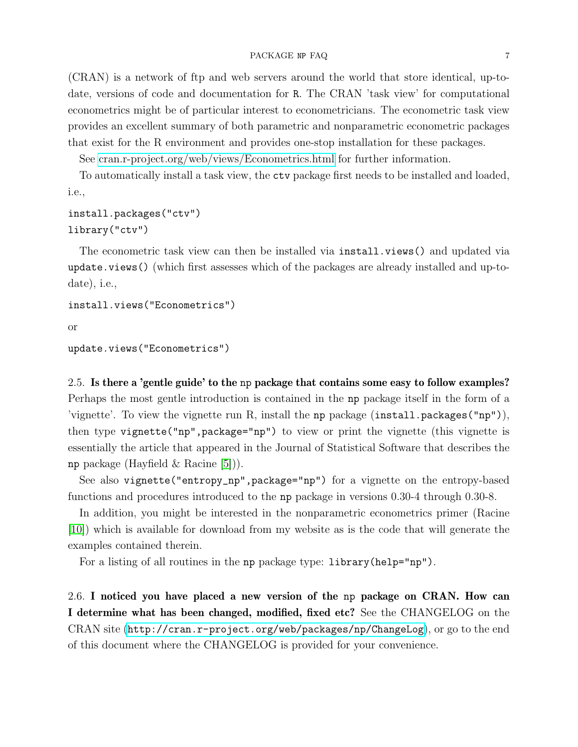(CRAN) is a network of ftp and web servers around the world that store identical, up-to-date, versions of code and documentation for R. The CRAN 'task view' for computational econometrics might be of particular interest to econometricians. The econometric task view provides an excellent summary of both parametric and nonparametric econometric packages that exist for the R environment and provides one-stop installation for these packages.

See cran.r-project.org/web/views/Econometrics.html for further information.

To automatically install a task view, the `ctv` package first needs to be installed and loaded, i.e.,

```
install.packages("ctv")
library("ctv")
```

The econometric task view can then be installed via `install.views()` and updated via `update.views()` (which first assesses which of the packages are already installed and up-to-date), i.e.,

```
install.views("Econometrics")
```

or

```
update.views("Econometrics")
```

2.5. **Is there a 'gentle guide' to the np package that contains some easy to follow examples?** Perhaps the most gentle introduction is contained in the `np` package itself in the form of a 'vignette'. To view the vignette run R, install the `np` package (`install.packages("np")`), then type `vignette("np",package="np")` to view or print the vignette (this vignette is essentially the article that appeared in the Journal of Statistical Software that describes the `np` package (Hayfield & Racine [5])).

See also `vignette("entropy_np",package="np")` for a vignette on the entropy-based functions and procedures introduced to the `np` package in versions 0.30-4 through 0.30-8.

In addition, you might be interested in the nonparametric econometrics primer (Racine [10]) which is available for download from my website as is the code that will generate the examples contained therein.

For a listing of all routines in the `np` package type: `library(help="np")`.

2.6. **I noticed you have placed a new version of the np package on CRAN. How can I determine what has been changed, modified, fixed etc?** See the CHANGELOG on the CRAN site (`http://cran.r-project.org/web/packages/np/ChangeLog`), or go to the end of this document where the CHANGELOG is provided for your convenience.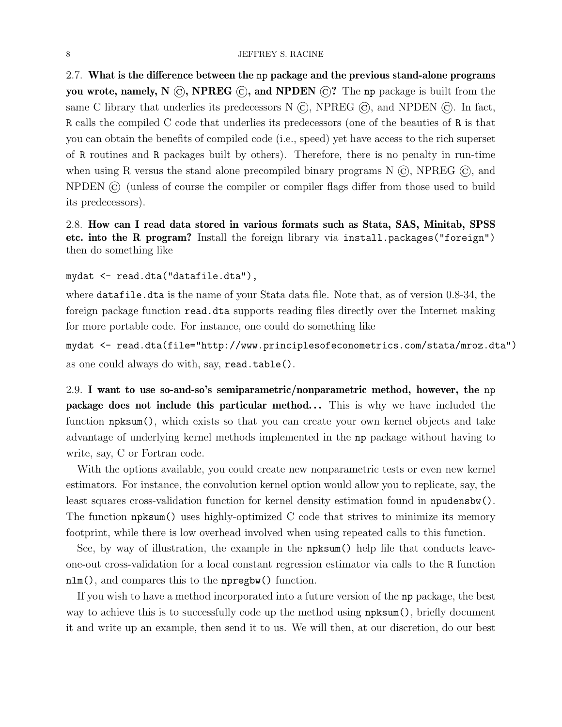**2.7. What is the difference between the np package and the previous stand-alone programs you wrote, namely, N ©, NPREG ©, and NPDEN ©?** The np package is built from the same C library that underlies its predecessors N ©, NPREG ©, and NPDEN ©. In fact, R calls the compiled C code that underlies its predecessors (one of the beauties of R is that you can obtain the benefits of compiled code (i.e., speed) yet have access to the rich superset of R routines and R packages built by others). Therefore, there is no penalty in run-time when using R versus the stand alone precompiled binary programs N ©, NPREG ©, and NPDEN © (unless of course the compiler or compiler flags differ from those used to build its predecessors).

**2.8. How can I read data stored in various formats such as Stata, SAS, Minitab, SPSS etc. into the R program?** Install the foreign library via `install.packages("foreign")` then do something like

```
mydat <- read.dta("datafile.dta"),
```

where `datafile.dta` is the name of your Stata data file. Note that, as of version 0.8-34, the foreign package function `read.dta` supports reading files directly over the Internet making for more portable code. For instance, one could do something like

```
mydat <- read.dta(file="http://www.principlesofeconometrics.com/stata/mroz.dta")
```

as one could always do with, say, `read.table()`.

**2.9. I want to use so-and-so's semiparametric/nonparametric method, however, the np package does not include this particular method...** This is why we have included the function `npksum()`, which exists so that you can create your own kernel objects and take advantage of underlying kernel methods implemented in the np package without having to write, say, C or Fortran code.

With the options available, you could create new nonparametric tests or even new kernel estimators. For instance, the convolution kernel option would allow you to replicate, say, the least squares cross-validation function for kernel density estimation found in `npudensbw()`. The function `npksum()` uses highly-optimized C code that strives to minimize its memory footprint, while there is low overhead involved when using repeated calls to this function.

See, by way of illustration, the example in the `npksum()` help file that conducts leave-one-out cross-validation for a local constant regression estimator via calls to the R function `nlm()`, and compares this to the `npregbw()` function.

If you wish to have a method incorporated into a future version of the np package, the best way to achieve this is to successfully code up the method using `npksum()`, briefly document it and write up an example, then send it to us. We will then, at our discretion, do our best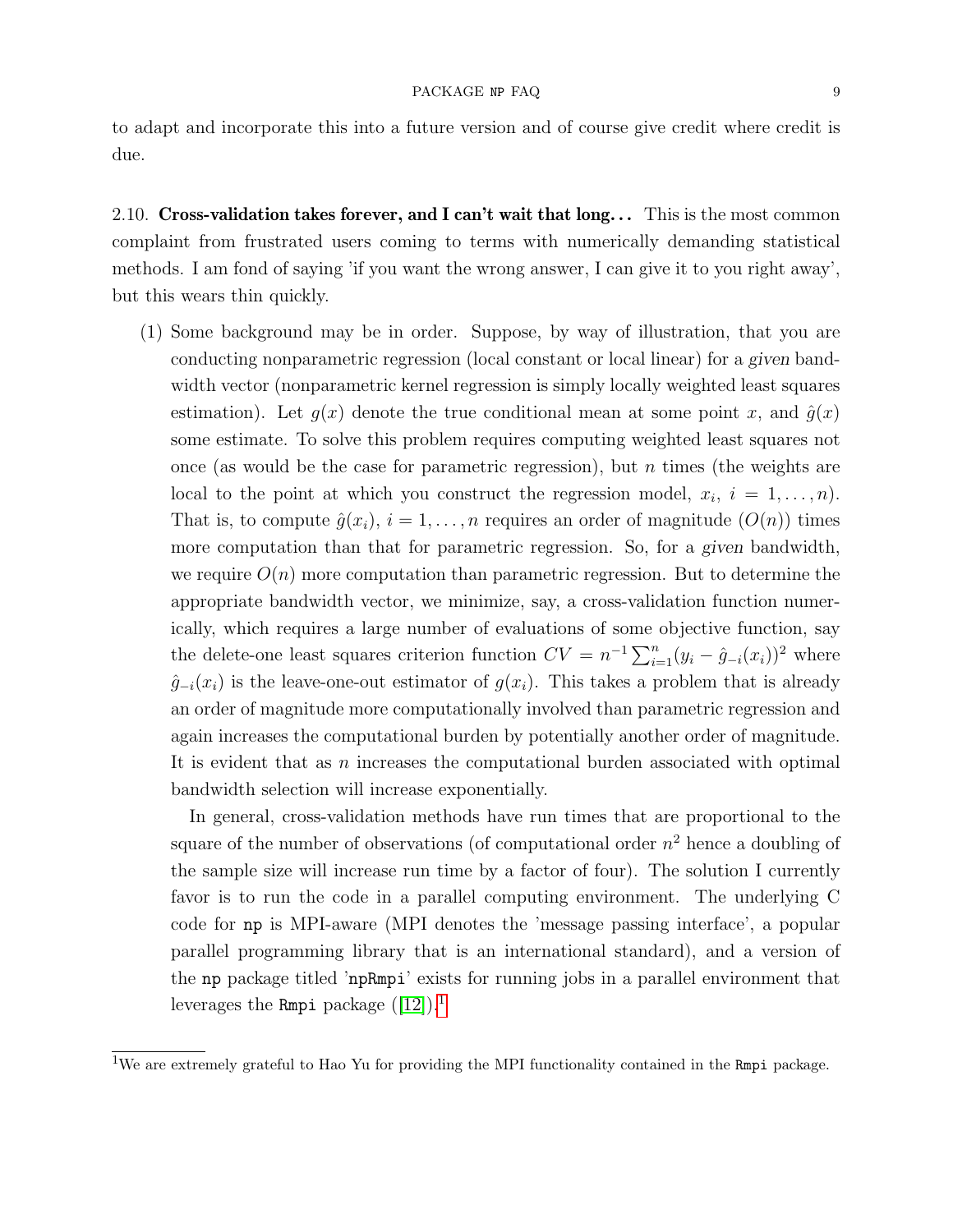to adapt and incorporate this into a future version and of course give credit where credit is due.

### 2.10. **Cross-validation takes forever, and I can't wait that long...**

This is the most common complaint from frustrated users coming to terms with numerically demanding statistical methods. I am fond of saying 'if you want the wrong answer, I can give it to you right away', but this wears thin quickly.

(1) Some background may be in order. Suppose, by way of illustration, that you are conducting nonparametric regression (local constant or local linear) for a *given* bandwidth vector (nonparametric kernel regression is simply locally weighted least squares estimation). Let $g(x)$ denote the true conditional mean at some point $x$, and $\hat{g}(x)$ some estimate. To solve this problem requires computing weighted least squares not once (as would be the case for parametric regression), but $n$ times (the weights are local to the point at which you construct the regression model, $x_i$, $i = 1, \ldots, n$). That is, to compute $\hat{g}(x_i)$, $i = 1, \ldots, n$ requires an order of magnitude ($O(n)$) times more computation than that for parametric regression. So, for a *given* bandwidth, we require $O(n)$ more computation than parametric regression. But to determine the appropriate bandwidth vector, we minimize, say, a cross-validation function numerically, which requires a large number of evaluations of some objective function, say the delete-one least squares criterion function $CV = n^{-1}\sum_{i=1}^{n}(y_i - \hat{g}_{-i}(x_i))^2$ where $\hat{g}_{-i}(x_i)$ is the leave-one-out estimator of $g(x_i)$. This takes a problem that is already an order of magnitude more computationally involved than parametric regression and again increases the computational burden by potentially another order of magnitude. It is evident that as $n$ increases the computational burden associated with optimal bandwidth selection will increase exponentially.

In general, cross-validation methods have run times that are proportional to the square of the number of observations (of computational order $n^2$ hence a doubling of the sample size will increase run time by a factor of four). The solution I currently favor is to run the code in a parallel computing environment. The underlying C code for `np` is MPI-aware (MPI denotes the 'message passing interface', a popular parallel programming library that is an international standard), and a version of the `np` package titled '`npRmpi`' exists for running jobs in a parallel environment that leverages the `Rmpi` package ([12]).[1]

[1] We are extremely grateful to Hao Yu for providing the MPI functionality contained in the `Rmpi` package.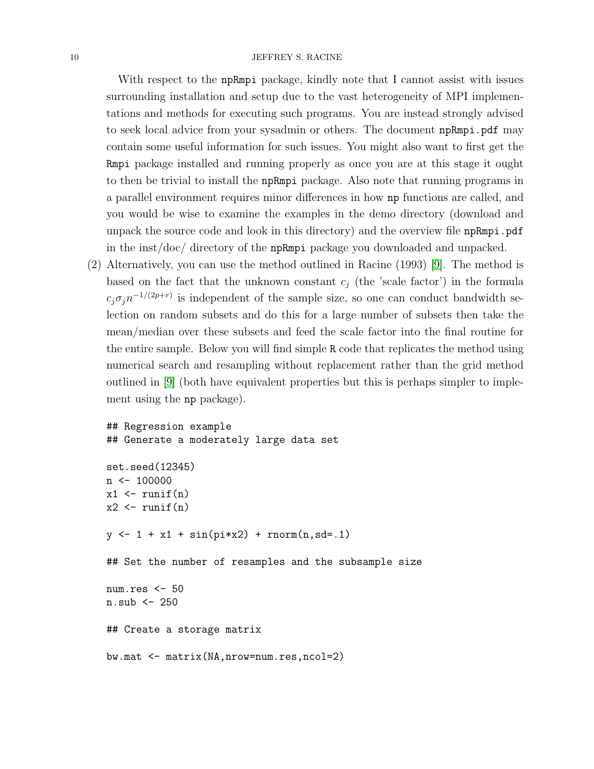With respect to the npRmpi package, kindly note that I cannot assist with issues surrounding installation and setup due to the vast heterogeneity of MPI implementations and methods for executing such programs. You are instead strongly advised to seek local advice from your sysadmin or others. The document npRmpi.pdf may contain some useful information for such issues. You might also want to first get the Rmpi package installed and running properly as once you are at this stage it ought to then be trivial to install the npRmpi package. Also note that running programs in a parallel environment requires minor differences in how np functions are called, and you would be wise to examine the examples in the demo directory (download and unpack the source code and look in this directory) and the overview file npRmpi.pdf in the inst/doc/ directory of the npRmpi package you downloaded and unpacked.

(2) Alternatively, you can use the method outlined in Racine (1993) [9]. The method is based on the fact that the unknown constant $c_j$ (the 'scale factor') in the formula $c_j \sigma_j n^{-1/(2p+r)}$ is independent of the sample size, so one can conduct bandwidth selection on random subsets and do this for a large number of subsets then take the mean/median over these subsets and feed the scale factor into the final routine for the entire sample. Below you will find simple R code that replicates the method using numerical search and resampling without replacement rather than the grid method outlined in [9] (both have equivalent properties but this is perhaps simpler to implement using the np package).

```
## Regression example
## Generate a moderately large data set

set.seed(12345)
n <- 100000
x1 <- runif(n)
x2 <- runif(n)

y <- 1 + x1 + sin(pi*x2) + rnorm(n,sd=.1)

## Set the number of resamples and the subsample size

num.res <- 50
n.sub <- 250

## Create a storage matrix

bw.mat <- matrix(NA,nrow=num.res,ncol=2)
```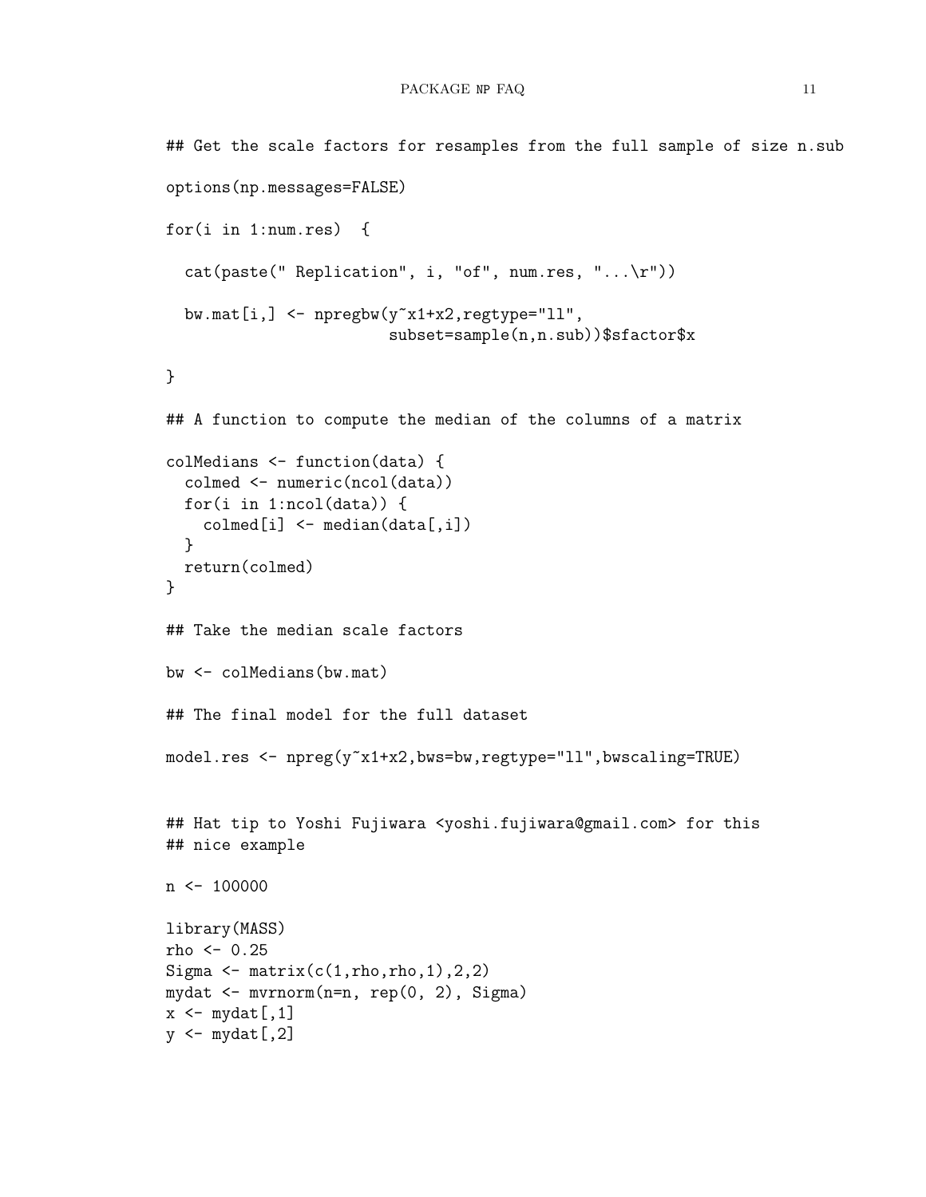```
## Get the scale factors for resamples from the full sample of size n.sub

options(np.messages=FALSE)

for(i in 1:num.res)  {

  cat(paste(" Replication", i, "of", num.res, "...\r"))

  bw.mat[i,] <- npregbw(y~x1+x2,regtype="ll",
                        subset=sample(n,n.sub))$sfactor$x

}

## A function to compute the median of the columns of a matrix

colMedians <- function(data) {
  colmed <- numeric(ncol(data))
  for(i in 1:ncol(data)) {
    colmed[i] <- median(data[,i])
  }
  return(colmed)
}

## Take the median scale factors

bw <- colMedians(bw.mat)

## The final model for the full dataset

model.res <- npreg(y~x1+x2,bws=bw,regtype="ll",bwscaling=TRUE)


## Hat tip to Yoshi Fujiwara <yoshi.fujiwara@gmail.com> for this
## nice example

n <- 100000

library(MASS)
rho <- 0.25
Sigma <- matrix(c(1,rho,rho,1),2,2)
mydat <- mvrnorm(n=n, rep(0, 2), Sigma)
x <- mydat[,1]
y <- mydat[,2]
```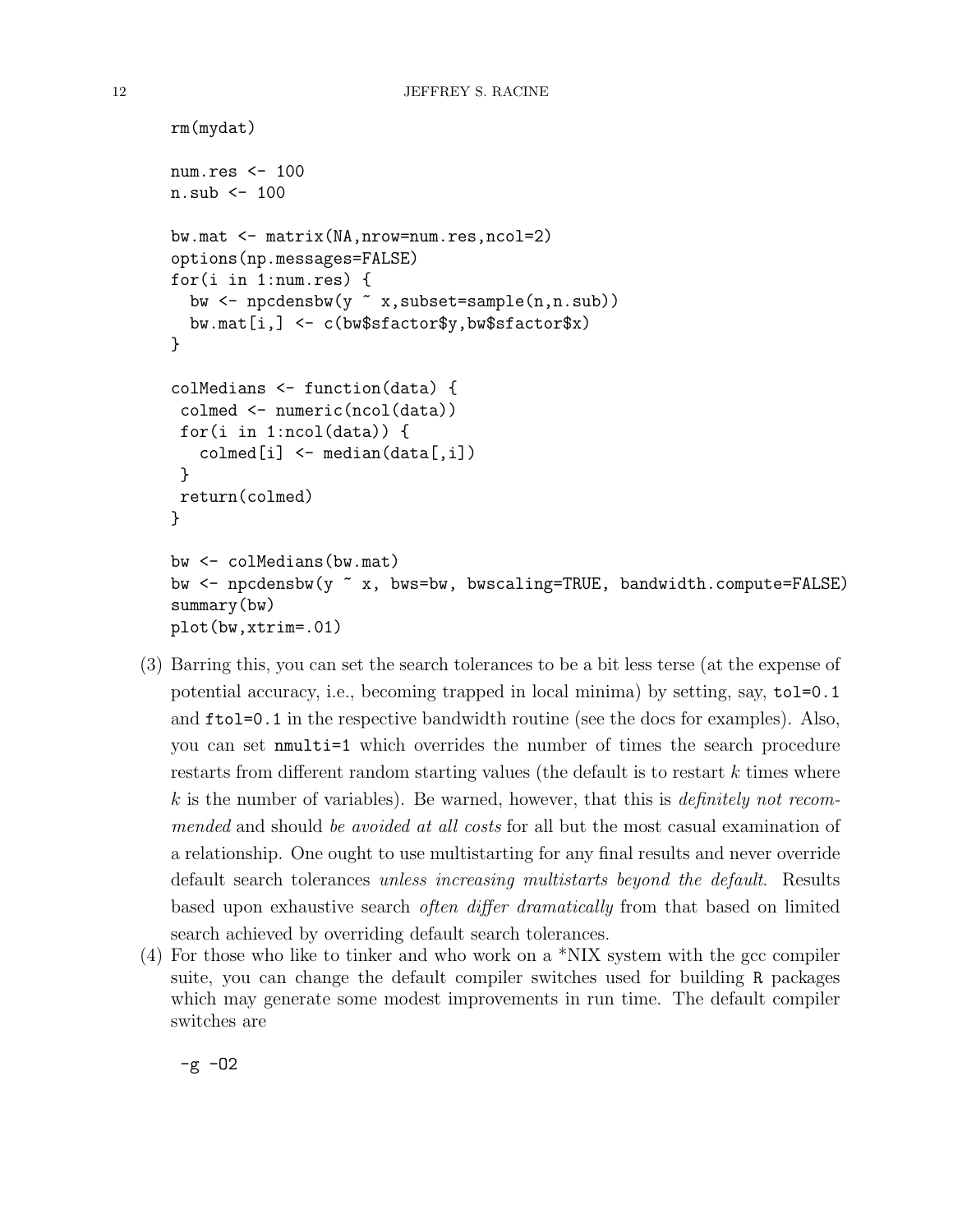```
rm(mydat)

num.res <- 100
n.sub <- 100

bw.mat <- matrix(NA,nrow=num.res,ncol=2)
options(np.messages=FALSE)
for(i in 1:num.res) {
  bw <- npcdensbw(y ~ x,subset=sample(n,n.sub))
  bw.mat[i,] <- c(bw$sfactor$y,bw$sfactor$x)
}

colMedians <- function(data) {
 colmed <- numeric(ncol(data))
 for(i in 1:ncol(data)) {
   colmed[i] <- median(data[,i])
 }
 return(colmed)
}

bw <- colMedians(bw.mat)
bw <- npcdensbw(y ~ x, bws=bw, bwscaling=TRUE, bandwidth.compute=FALSE)
summary(bw)
plot(bw,xtrim=.01)
```

(3) Barring this, you can set the search tolerances to be a bit less terse (at the expense of potential accuracy, i.e., becoming trapped in local minima) by setting, say, `tol=0.1` and `ftol=0.1` in the respective bandwidth routine (see the docs for examples). Also, you can set `nmulti=1` which overrides the number of times the search procedure restarts from different random starting values (the default is to restart $k$ times where $k$ is the number of variables). Be warned, however, that this is *definitely not recommended* and should *be avoided at all costs* for all but the most casual examination of a relationship. One ought to use multistarting for any final results and never override default search tolerances *unless increasing multistarts beyond the default*. Results based upon exhaustive search *often differ dramatically* from that based on limited search achieved by overriding default search tolerances.

(4) For those who like to tinker and who work on a *NIX system with the gcc compiler suite, you can change the default compiler switches used for building `R` packages which may generate some modest improvements in run time. The default compiler switches are

```
-g -O2
```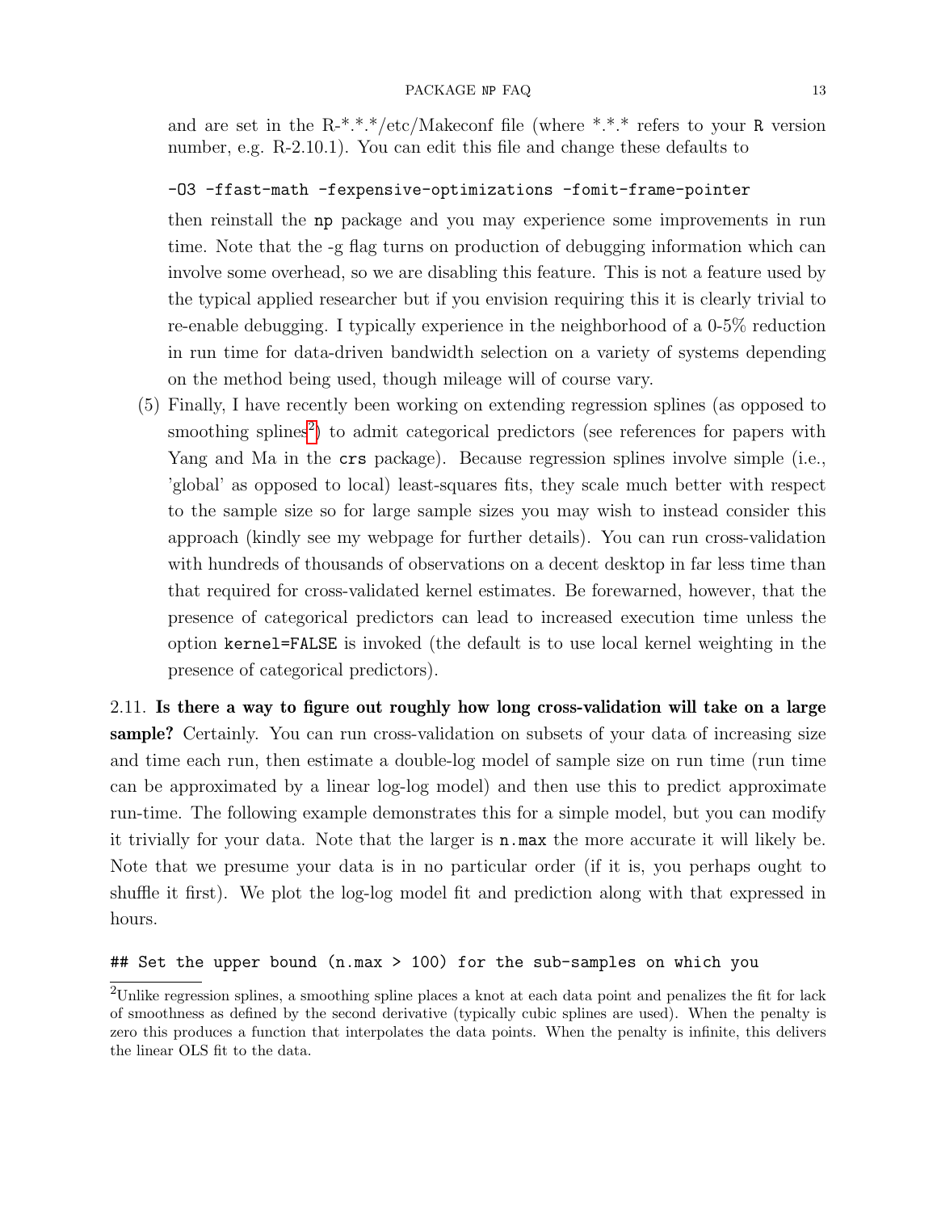and are set in the R-\*.\*.\*/etc/Makeconf file (where \*.\*.\* refers to your R version number, e.g. R-2.10.1). You can edit this file and change these defaults to

```
-O3 -ffast-math -fexpensive-optimizations -fomit-frame-pointer
```

then reinstall the `np` package and you may experience some improvements in run time. Note that the -g flag turns on production of debugging information which can involve some overhead, so we are disabling this feature. This is not a feature used by the typical applied researcher but if you envision requiring this it is clearly trivial to re-enable debugging. I typically experience in the neighborhood of a 0-5% reduction in run time for data-driven bandwidth selection on a variety of systems depending on the method being used, though mileage will of course vary.

(5) Finally, I have recently been working on extending regression splines (as opposed to smoothing splines[2]) to admit categorical predictors (see references for papers with Yang and Ma in the `crs` package). Because regression splines involve simple (i.e., 'global' as opposed to local) least-squares fits, they scale much better with respect to the sample size so for large sample sizes you may wish to instead consider this approach (kindly see my webpage for further details). You can run cross-validation with hundreds of thousands of observations on a decent desktop in far less time than that required for cross-validated kernel estimates. Be forewarned, however, that the presence of categorical predictors can lead to increased execution time unless the option `kernel=FALSE` is invoked (the default is to use local kernel weighting in the presence of categorical predictors).

2.11. **Is there a way to figure out roughly how long cross-validation will take on a large sample?** Certainly. You can run cross-validation on subsets of your data of increasing size and time each run, then estimate a double-log model of sample size on run time (run time can be approximated by a linear log-log model) and then use this to predict approximate run-time. The following example demonstrates this for a simple model, but you can modify it trivially for your data. Note that the larger is `n.max` the more accurate it will likely be. Note that we presume your data is in no particular order (if it is, you perhaps ought to shuffle it first). We plot the log-log model fit and prediction along with that expressed in hours.

```
## Set the upper bound (n.max > 100) for the sub-samples on which you
```

[2]Unlike regression splines, a smoothing spline places a knot at each data point and penalizes the fit for lack of smoothness as defined by the second derivative (typically cubic splines are used). When the penalty is zero this produces a function that interpolates the data points. When the penalty is infinite, this delivers the linear OLS fit to the data.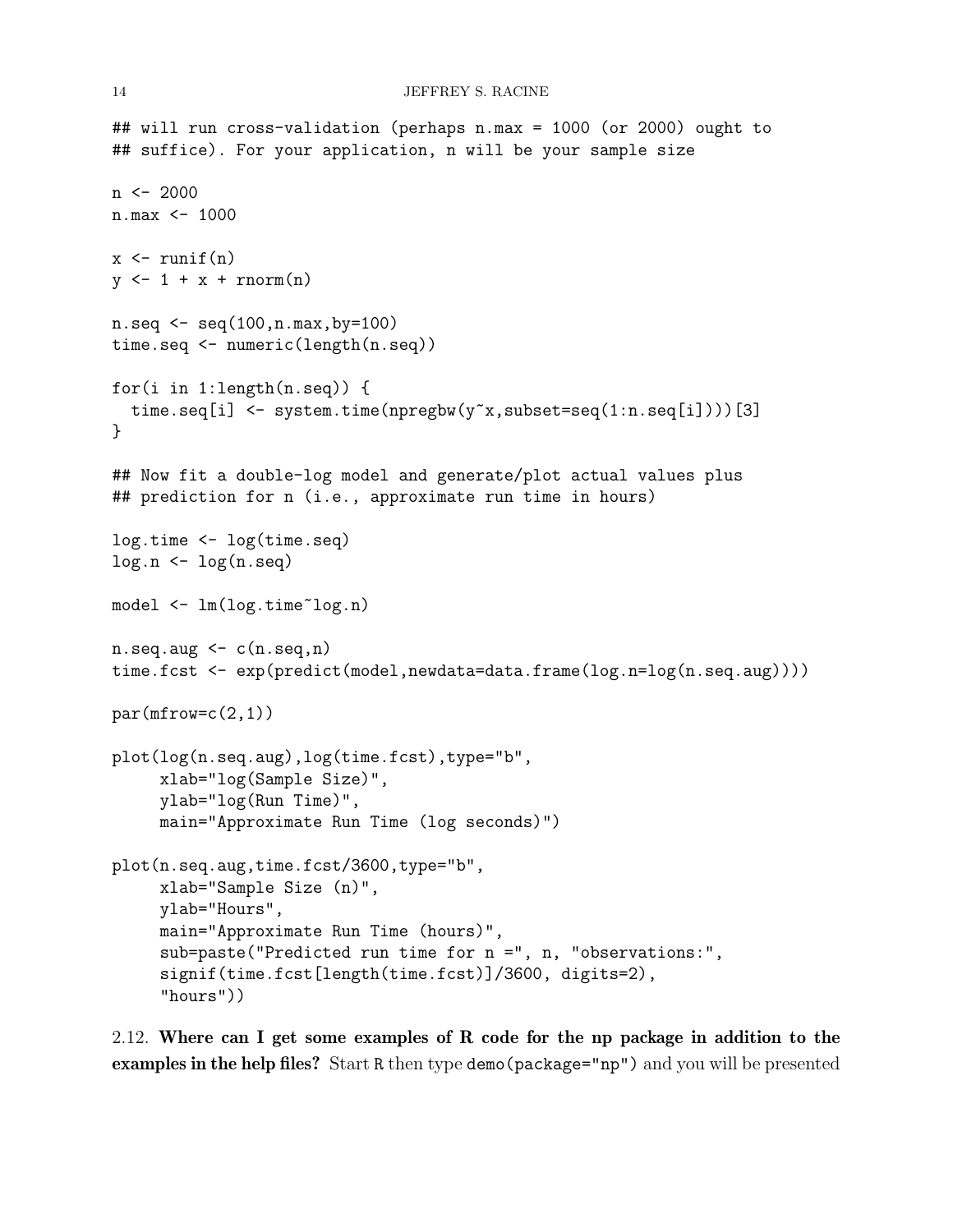```
## will run cross-validation (perhaps n.max = 1000 (or 2000) ought to
## suffice). For your application, n will be your sample size

n <- 2000
n.max <- 1000

x <- runif(n)
y <- 1 + x + rnorm(n)

n.seq <- seq(100,n.max,by=100)
time.seq <- numeric(length(n.seq))

for(i in 1:length(n.seq)) {
  time.seq[i] <- system.time(npregbw(y~x,subset=seq(1:n.seq[i])))[3]
}

## Now fit a double-log model and generate/plot actual values plus
## prediction for n (i.e., approximate run time in hours)

log.time <- log(time.seq)
log.n <- log(n.seq)

model <- lm(log.time~log.n)

n.seq.aug <- c(n.seq,n)
time.fcst <- exp(predict(model,newdata=data.frame(log.n=log(n.seq.aug))))

par(mfrow=c(2,1))

plot(log(n.seq.aug),log(time.fcst),type="b",
     xlab="log(Sample Size)",
     ylab="log(Run Time)",
     main="Approximate Run Time (log seconds)")

plot(n.seq.aug,time.fcst/3600,type="b",
     xlab="Sample Size (n)",
     ylab="Hours",
     main="Approximate Run Time (hours)",
     sub=paste("Predicted run time for n =", n, "observations:",
     signif(time.fcst[length(time.fcst)]/3600, digits=2),
     "hours"))
```

2.12. **Where can I get some examples of R code for the np package in addition to the examples in the help files?** Start R then type `demo(package="np")` and you will be presented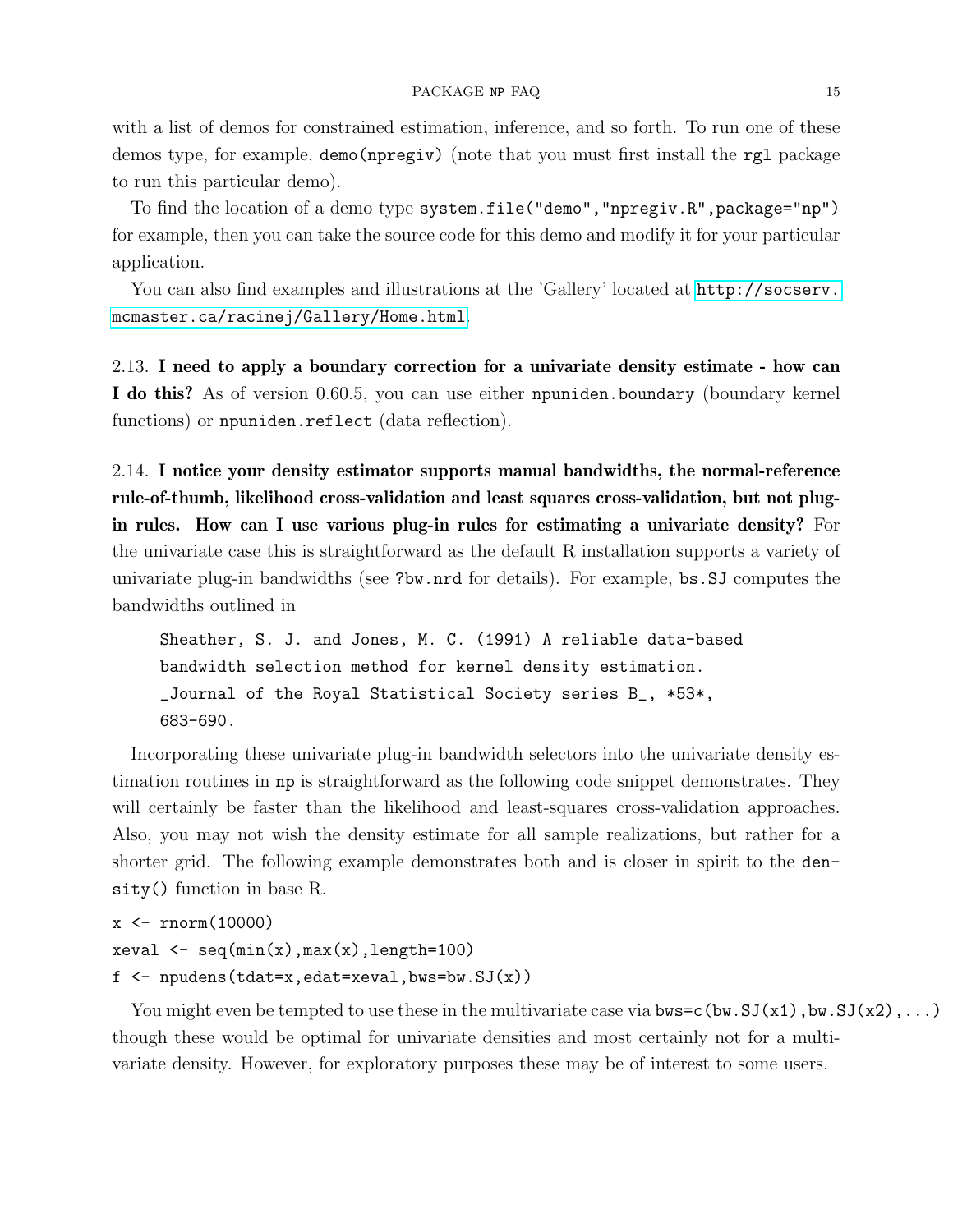with a list of demos for constrained estimation, inference, and so forth. To run one of these demos type, for example, `demo(npregiv)` (note that you must first install the `rgl` package to run this particular demo).

To find the location of a demo type `system.file("demo","npregiv.R",package="np")` for example, then you can take the source code for this demo and modify it for your particular application.

You can also find examples and illustrations at the 'Gallery' located at http://socserv.mcmaster.ca/racinej/Gallery/Home.html.

2.13. **I need to apply a boundary correction for a univariate density estimate - how can I do this?** As of version 0.60.5, you can use either `npuniden.boundary` (boundary kernel functions) or `npuniden.reflect` (data reflection).

2.14. **I notice your density estimator supports manual bandwidths, the normal-reference rule-of-thumb, likelihood cross-validation and least squares cross-validation, but not plug-in rules. How can I use various plug-in rules for estimating a univariate density?** For the univariate case this is straightforward as the default R installation supports a variety of univariate plug-in bandwidths (see `?bw.nrd` for details). For example, `bs.SJ` computes the bandwidths outlined in

```
Sheather, S. J. and Jones, M. C. (1991) A reliable data-based
bandwidth selection method for kernel density estimation.
_Journal of the Royal Statistical Society series B_, *53*,
683-690.
```

Incorporating these univariate plug-in bandwidth selectors into the univariate density estimation routines in `np` is straightforward as the following code snippet demonstrates. They will certainly be faster than the likelihood and least-squares cross-validation approaches. Also, you may not wish the density estimate for all sample realizations, but rather for a shorter grid. The following example demonstrates both and is closer in spirit to the `density()` function in base R.

```
x <- rnorm(10000)
xeval <- seq(min(x),max(x),length=100)
f <- npudens(tdat=x,edat=xeval,bws=bw.SJ(x))
```

You might even be tempted to use these in the multivariate case via `bws=c(bw.SJ(x1),bw.SJ(x2),...)` though these would be optimal for univariate densities and most certainly not for a multivariate density. However, for exploratory purposes these may be of interest to some users.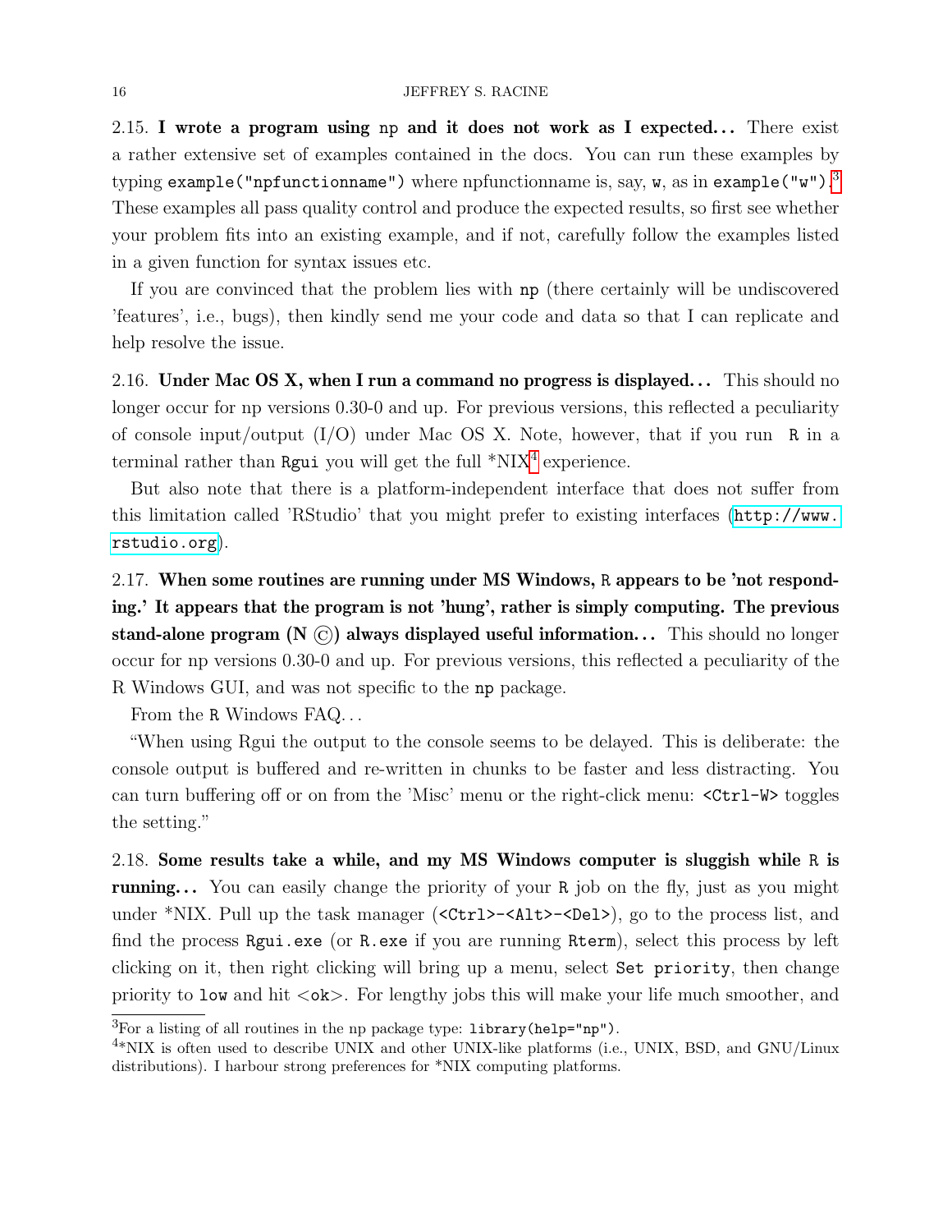2.15. **I wrote a program using `np` and it does not work as I expected...** There exist a rather extensive set of examples contained in the docs. You can run these examples by typing `example("npfunctionname")` where npfunctionname is, say, `w`, as in `example("w")`.[3] These examples all pass quality control and produce the expected results, so first see whether your problem fits into an existing example, and if not, carefully follow the examples listed in a given function for syntax issues etc.

If you are convinced that the problem lies with `np` (there certainly will be undiscovered 'features', i.e., bugs), then kindly send me your code and data so that I can replicate and help resolve the issue.

2.16. **Under Mac OS X, when I run a command no progress is displayed...** This should no longer occur for np versions 0.30-0 and up. For previous versions, this reflected a peculiarity of console input/output (I/O) under Mac OS X. Note, however, that if you run `R` in a terminal rather than `Rgui` you will get the full *NIX[4] experience.

But also note that there is a platform-independent interface that does not suffer from this limitation called 'RStudio' that you might prefer to existing interfaces (http://www.rstudio.org).

2.17. **When some routines are running under MS Windows, `R` appears to be 'not responding.' It appears that the program is not 'hung', rather is simply computing. The previous stand-alone program (N ©) always displayed useful information...** This should no longer occur for np versions 0.30-0 and up. For previous versions, this reflected a peculiarity of the R Windows GUI, and was not specific to the `np` package.

From the `R` Windows FAQ...

"When using Rgui the output to the console seems to be delayed. This is deliberate: the console output is buffered and re-written in chunks to be faster and less distracting. You can turn buffering off or on from the 'Misc' menu or the right-click menu: `<Ctrl-W>` toggles the setting."

2.18. **Some results take a while, and my MS Windows computer is sluggish while `R` is running...** You can easily change the priority of your `R` job on the fly, just as you might under *NIX. Pull up the task manager (`<Ctrl>-<Alt>-<Del>`), go to the process list, and find the process `Rgui.exe` (or `R.exe` if you are running `Rterm`), select this process by left clicking on it, then right clicking will bring up a menu, select `Set priority`, then change priority to `low` and hit <`ok`>. For lengthy jobs this will make your life much smoother, and

[3] For a listing of all routines in the np package type: `library(help="np")`.

[4] *NIX is often used to describe UNIX and other UNIX-like platforms (i.e., UNIX, BSD, and GNU/Linux distributions). I harbour strong preferences for *NIX computing platforms.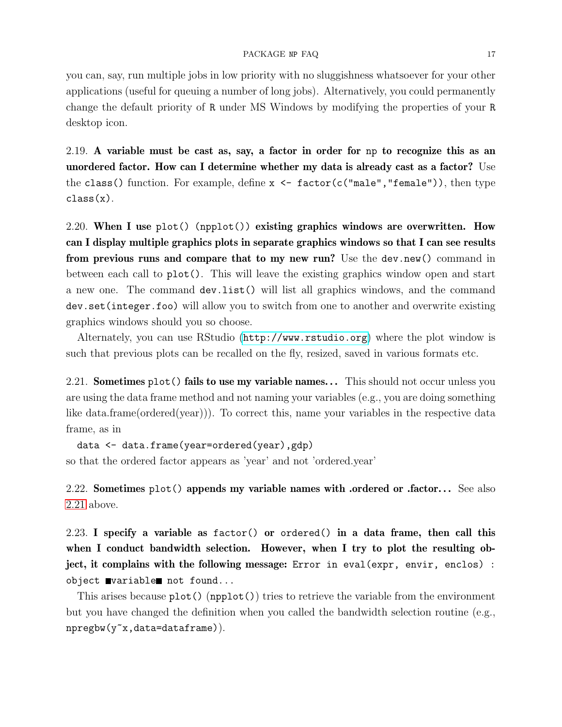you can, say, run multiple jobs in low priority with no sluggishness whatsoever for your other applications (useful for queuing a number of long jobs). Alternatively, you could permanently change the default priority of `R` under MS Windows by modifying the properties of your `R` desktop icon.

2.19. **A variable must be cast as, say, a factor in order for `np` to recognize this as an unordered factor. How can I determine whether my data is already cast as a factor?** Use the `class()` function. For example, define `x <- factor(c("male","female"))`, then type `class(x)`.

2.20. **When I use `plot()` (`npplot()`) existing graphics windows are overwritten. How can I display multiple graphics plots in separate graphics windows so that I can see results from previous runs and compare that to my new run?** Use the `dev.new()` command in between each call to `plot()`. This will leave the existing graphics window open and start a new one. The command `dev.list()` will list all graphics windows, and the command `dev.set(integer.foo)` will allow you to switch from one to another and overwrite existing graphics windows should you so choose.

Alternately, you can use RStudio (http://www.rstudio.org) where the plot window is such that previous plots can be recalled on the fly, resized, saved in various formats etc.

2.21. **Sometimes `plot()` fails to use my variable names...** This should not occur unless you are using the data frame method and not naming your variables (e.g., you are doing something like data.frame(ordered(year))). To correct this, name your variables in the respective data frame, as in

```
data <- data.frame(year=ordered(year),gdp)
```

so that the ordered factor appears as 'year' and not 'ordered.year'

2.22. **Sometimes `plot()` appends my variable names with .ordered or .factor...** See also 2.21 above.

2.23. **I specify a variable as `factor()` or `ordered()` in a data frame, then call this when I conduct bandwidth selection. However, when I try to plot the resulting object, it complains with the following message:** `Error in eval(expr, envir, enclos) : object ■variable■ not found...`

This arises because `plot()` (`npplot()`) tries to retrieve the variable from the environment but you have changed the definition when you called the bandwidth selection routine (e.g., `npregbw(y~x,data=dataframe)`).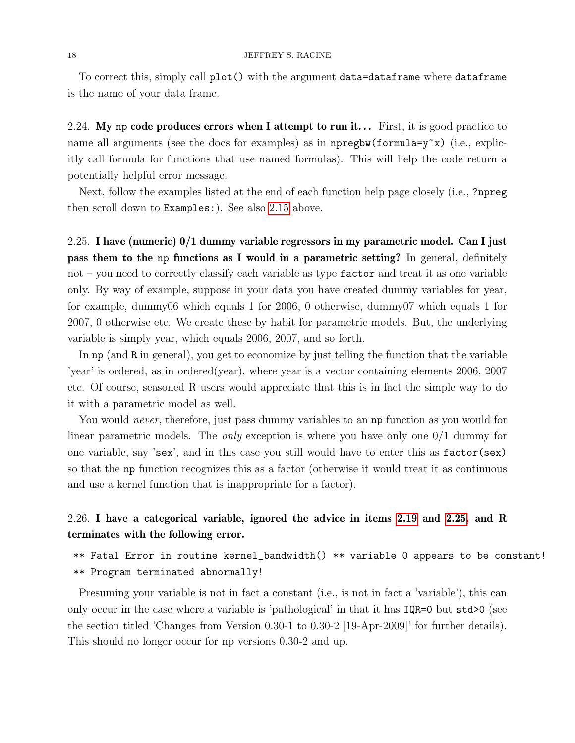To correct this, simply call `plot()` with the argument `data=dataframe` where `dataframe` is the name of your data frame.

2.24. **My np code produces errors when I attempt to run it...** First, it is good practice to name all arguments (see the docs for examples) as in `npregbw(formula=y~x)` (i.e., explicitly call formula for functions that use named formulas). This will help the code return a potentially helpful error message.

Next, follow the examples listed at the end of each function help page closely (i.e., `?npreg` then scroll down to `Examples:`). See also 2.15 above.

2.25. **I have (numeric) 0/1 dummy variable regressors in my parametric model. Can I just pass them to the np functions as I would in a parametric setting?** In general, definitely not – you need to correctly classify each variable as type `factor` and treat it as one variable only. By way of example, suppose in your data you have created dummy variables for year, for example, dummy06 which equals 1 for 2006, 0 otherwise, dummy07 which equals 1 for 2007, 0 otherwise etc. We create these by habit for parametric models. But, the underlying variable is simply year, which equals 2006, 2007, and so forth.

In `np` (and `R` in general), you get to economize by just telling the function that the variable 'year' is ordered, as in ordered(year), where year is a vector containing elements 2006, 2007 etc. Of course, seasoned R users would appreciate that this is in fact the simple way to do it with a parametric model as well.

You would *never*, therefore, just pass dummy variables to an `np` function as you would for linear parametric models. The *only* exception is where you have only one 0/1 dummy for one variable, say '`sex`', and in this case you still would have to enter this as `factor(sex)` so that the `np` function recognizes this as a factor (otherwise it would treat it as continuous and use a kernel function that is inappropriate for a factor).

2.26. **I have a categorical variable, ignored the advice in items 2.19 and 2.25, and R terminates with the following error.**

```
** Fatal Error in routine kernel_bandwidth() ** variable 0 appears to be constant!
** Program terminated abnormally!
```

Presuming your variable is not in fact a constant (i.e., is not in fact a 'variable'), this can only occur in the case where a variable is 'pathological' in that it has `IQR=0` but `std>0` (see the section titled 'Changes from Version 0.30-1 to 0.30-2 [19-Apr-2009]' for further details). This should no longer occur for np versions 0.30-2 and up.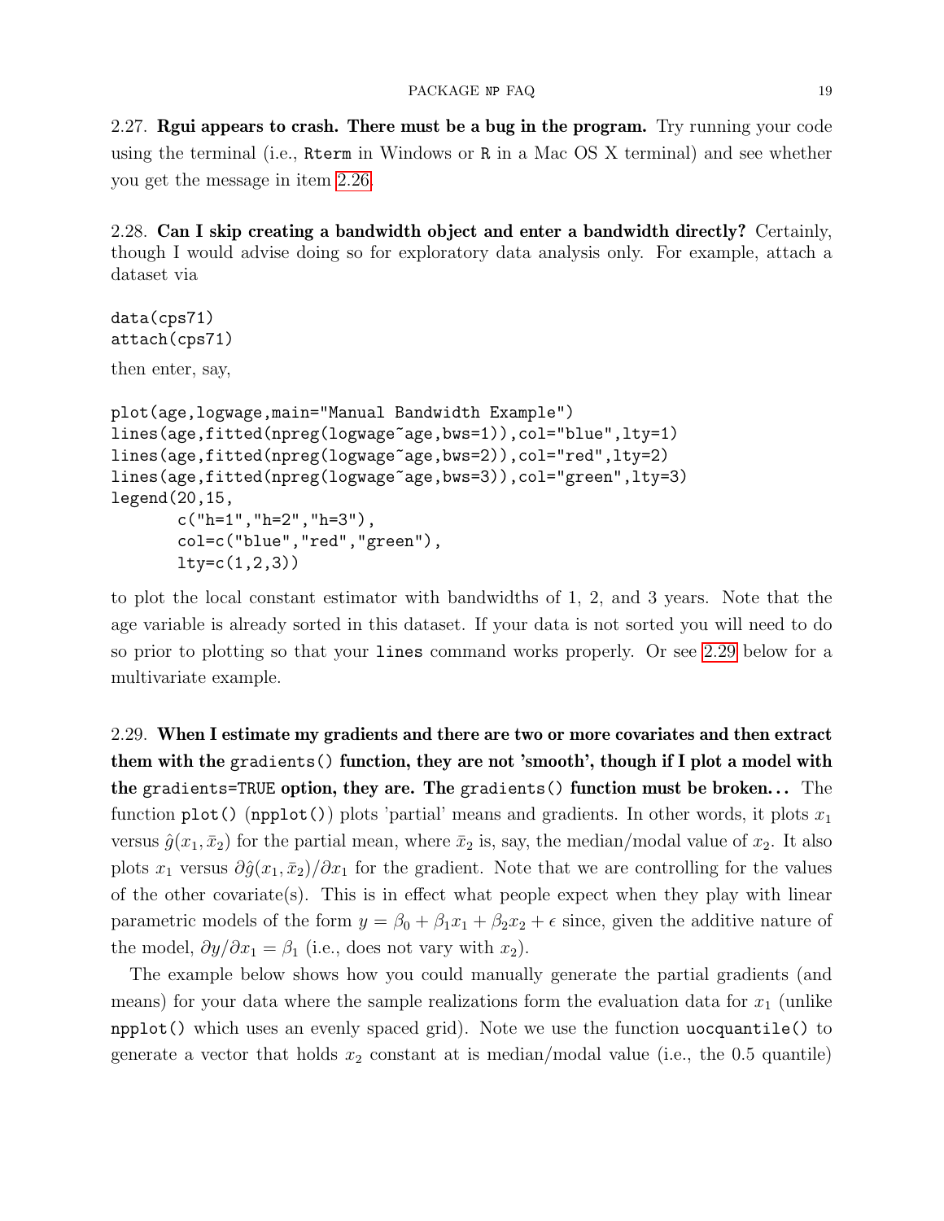2.27. **Rgui appears to crash. There must be a bug in the program.** Try running your code using the terminal (i.e., Rterm in Windows or R in a Mac OS X terminal) and see whether you get the message in item 2.26.

2.28. **Can I skip creating a bandwidth object and enter a bandwidth directly?** Certainly, though I would advise doing so for exploratory data analysis only. For example, attach a dataset via

```
data(cps71)
attach(cps71)
```

then enter, say,

```
plot(age,logwage,main="Manual Bandwidth Example")
lines(age,fitted(npreg(logwage~age,bws=1)),col="blue",lty=1)
lines(age,fitted(npreg(logwage~age,bws=2)),col="red",lty=2)
lines(age,fitted(npreg(logwage~age,bws=3)),col="green",lty=3)
legend(20,15,
       c("h=1","h=2","h=3"),
       col=c("blue","red","green"),
       lty=c(1,2,3))
```

to plot the local constant estimator with bandwidths of 1, 2, and 3 years. Note that the age variable is already sorted in this dataset. If your data is not sorted you will need to do so prior to plotting so that your `lines` command works properly. Or see 2.29 below for a multivariate example.

2.29. **When I estimate my gradients and there are two or more covariates and then extract them with the `gradients()` function, they are not 'smooth', though if I plot a model with the `gradients=TRUE` option, they are. The `gradients()` function must be broken...** The function `plot()` (`npplot()`) plots 'partial' means and gradients. In other words, it plots $x_1$ versus $\hat{g}(x_1, \bar{x}_2)$ for the partial mean, where $\bar{x}_2$ is, say, the median/modal value of $x_2$. It also plots $x_1$ versus $\partial \hat{g}(x_1, \bar{x}_2)/\partial x_1$ for the gradient. Note that we are controlling for the values of the other covariate(s). This is in effect what people expect when they play with linear parametric models of the form $y = \beta_0 + \beta_1 x_1 + \beta_2 x_2 + \epsilon$ since, given the additive nature of the model, $\partial y/\partial x_1 = \beta_1$ (i.e., does not vary with $x_2$).

The example below shows how you could manually generate the partial gradients (and means) for your data where the sample realizations form the evaluation data for $x_1$ (unlike `npplot()` which uses an evenly spaced grid). Note we use the function `uocquantile()` to generate a vector that holds $x_2$ constant at is median/modal value (i.e., the 0.5 quantile)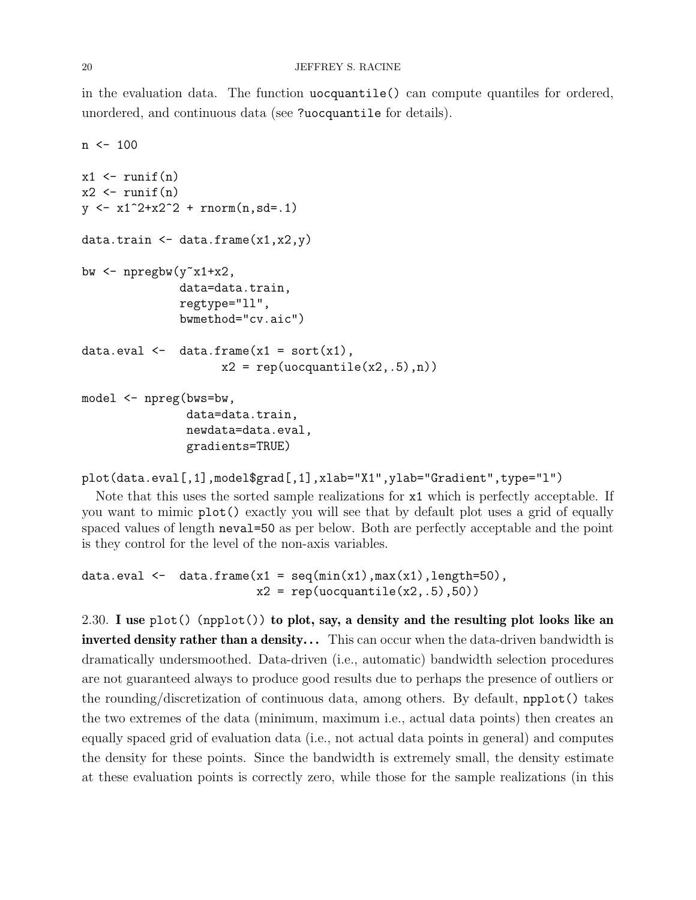in the evaluation data. The function `uocquantile()` can compute quantiles for ordered, unordered, and continuous data (see `?uocquantile` for details).

```
n <- 100

x1 <- runif(n)
x2 <- runif(n)
y <- x1^2+x2^2 + rnorm(n,sd=.1)

data.train <- data.frame(x1,x2,y)

bw <- npregbw(y~x1+x2,
              data=data.train,
              regtype="ll",
              bwmethod="cv.aic")

data.eval <-  data.frame(x1 = sort(x1),
                        x2 = rep(uocquantile(x2,.5),n))

model <- npreg(bws=bw,
               data=data.train,
               newdata=data.eval,
               gradients=TRUE)

plot(data.eval[,1],model$grad[,1],xlab="X1",ylab="Gradient",type="l")
```

Note that this uses the sorted sample realizations for `x1` which is perfectly acceptable. If you want to mimic `plot()` exactly you will see that by default plot uses a grid of equally spaced values of length `neval=50` as per below. Both are perfectly acceptable and the point is they control for the level of the non-axis variables.

```
data.eval <-  data.frame(x1 = seq(min(x1),max(x1),length=50),
                         x2 = rep(uocquantile(x2,.5),50))
```

2.30. **I use `plot()` (`npplot()`) to plot, say, a density and the resulting plot looks like an inverted density rather than a density...** This can occur when the data-driven bandwidth is dramatically undersmoothed. Data-driven (i.e., automatic) bandwidth selection procedures are not guaranteed always to produce good results due to perhaps the presence of outliers or the rounding/discretization of continuous data, among others. By default, `npplot()` takes the two extremes of the data (minimum, maximum i.e., actual data points) then creates an equally spaced grid of evaluation data (i.e., not actual data points in general) and computes the density for these points. Since the bandwidth is extremely small, the density estimate at these evaluation points is correctly zero, while those for the sample realizations (in this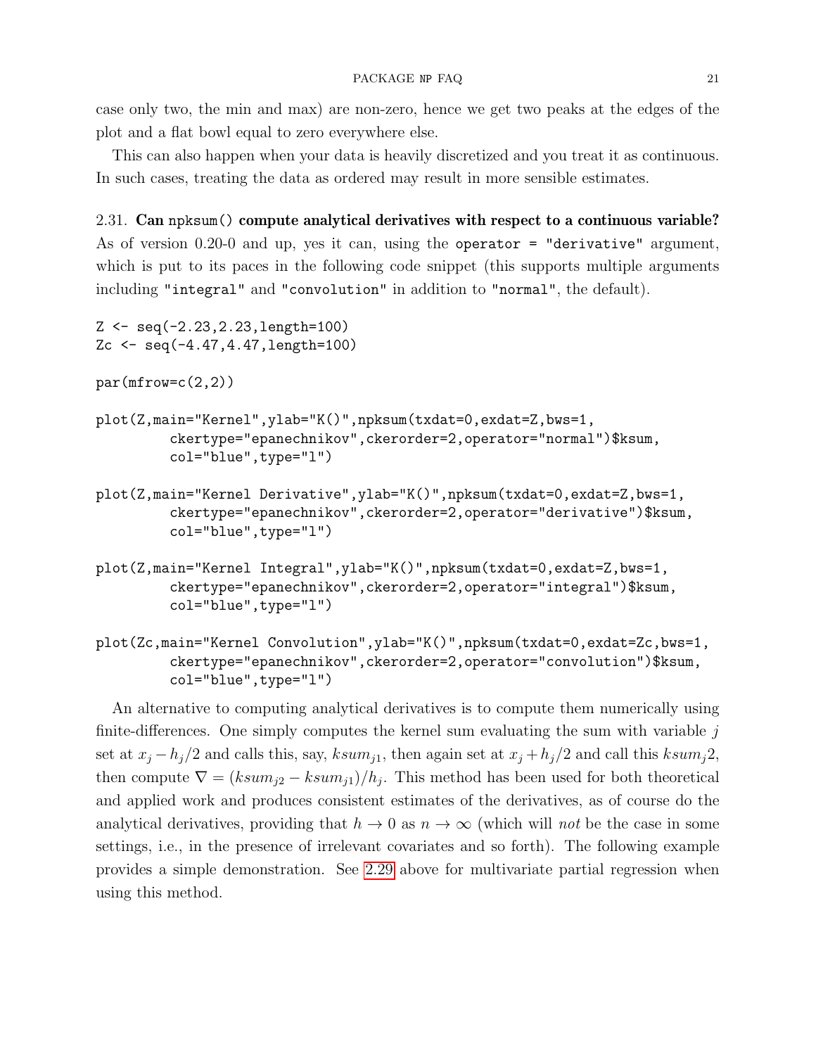case only two, the min and max) are non-zero, hence we get two peaks at the edges of the plot and a flat bowl equal to zero everywhere else.

This can also happen when your data is heavily discretized and you treat it as continuous. In such cases, treating the data as ordered may result in more sensible estimates.

2.31. **Can `npksum()` compute analytical derivatives with respect to a continuous variable?** As of version 0.20-0 and up, yes it can, using the `operator = "derivative"` argument, which is put to its paces in the following code snippet (this supports multiple arguments including `"integral"` and `"convolution"` in addition to `"normal"`, the default).

```
Z <- seq(-2.23,2.23,length=100)
Zc <- seq(-4.47,4.47,length=100)

par(mfrow=c(2,2))

plot(Z,main="Kernel",ylab="K()",npksum(txdat=0,exdat=Z,bws=1,
         ckertype="epanechnikov",ckerorder=2,operator="normal")$ksum,
         col="blue",type="l")

plot(Z,main="Kernel Derivative",ylab="K()",npksum(txdat=0,exdat=Z,bws=1,
         ckertype="epanechnikov",ckerorder=2,operator="derivative")$ksum,
         col="blue",type="l")

plot(Z,main="Kernel Integral",ylab="K()",npksum(txdat=0,exdat=Z,bws=1,
         ckertype="epanechnikov",ckerorder=2,operator="integral")$ksum,
         col="blue",type="l")

plot(Zc,main="Kernel Convolution",ylab="K()",npksum(txdat=0,exdat=Zc,bws=1,
         ckertype="epanechnikov",ckerorder=2,operator="convolution")$ksum,
         col="blue",type="l")
```

An alternative to computing analytical derivatives is to compute them numerically using finite-differences. One simply computes the kernel sum evaluating the sum with variable $j$ set at $x_j - h_j/2$ and calls this, say, $ksum_{j1}$, then again set at $x_j + h_j/2$ and call this $ksum_j 2$, then compute $\nabla = (ksum_{j2} - ksum_{j1})/h_j$. This method has been used for both theoretical and applied work and produces consistent estimates of the derivatives, as of course do the analytical derivatives, providing that $h \to 0$ as $n \to \infty$ (which will *not* be the case in some settings, i.e., in the presence of irrelevant covariates and so forth). The following example provides a simple demonstration. See 2.29 above for multivariate partial regression when using this method.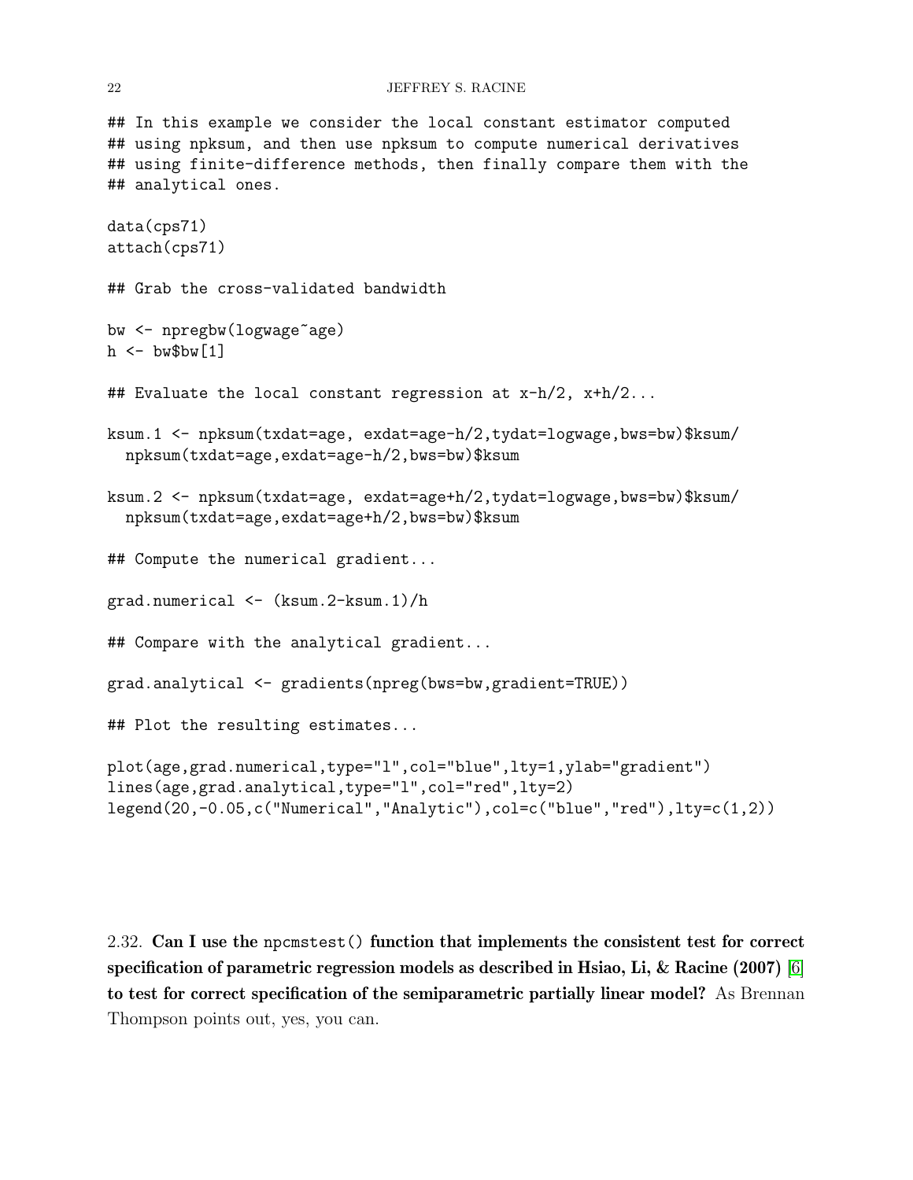```
## In this example we consider the local constant estimator computed
## using npksum, and then use npksum to compute numerical derivatives
## using finite-difference methods, then finally compare them with the
## analytical ones.

data(cps71)
attach(cps71)

## Grab the cross-validated bandwidth

bw <- npregbw(logwage~age)
h <- bw$bw[1]

## Evaluate the local constant regression at x-h/2, x+h/2...

ksum.1 <- npksum(txdat=age, exdat=age-h/2,tydat=logwage,bws=bw)$ksum/
  npksum(txdat=age,exdat=age-h/2,bws=bw)$ksum

ksum.2 <- npksum(txdat=age, exdat=age+h/2,tydat=logwage,bws=bw)$ksum/
  npksum(txdat=age,exdat=age+h/2,bws=bw)$ksum

## Compute the numerical gradient...

grad.numerical <- (ksum.2-ksum.1)/h

## Compare with the analytical gradient...

grad.analytical <- gradients(npreg(bws=bw,gradient=TRUE))

## Plot the resulting estimates...

plot(age,grad.numerical,type="l",col="blue",lty=1,ylab="gradient")
lines(age,grad.analytical,type="l",col="red",lty=2)
legend(20,-0.05,c("Numerical","Analytic"),col=c("blue","red"),lty=c(1,2))
```

2.32. **Can I use the `npcmstest()` function that implements the consistent test for correct specification of parametric regression models as described in Hsiao, Li, & Racine (2007) [6] to test for correct specification of the semiparametric partially linear model?** As Brennan Thompson points out, yes, you can.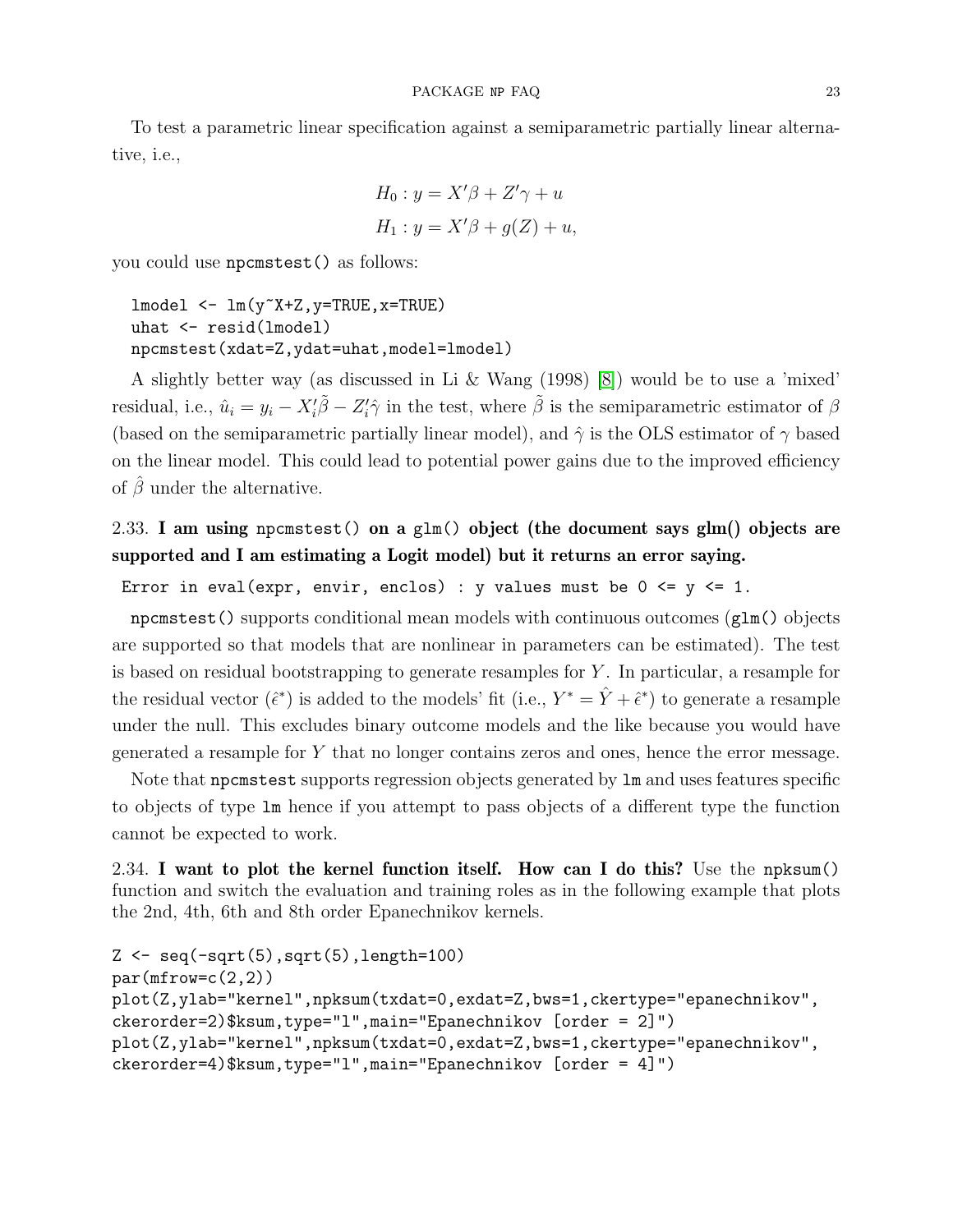To test a parametric linear specification against a semiparametric partially linear alternative, i.e.,

$$H_0 : y = X'\beta + Z'\gamma + u$$
$$H_1 : y = X'\beta + g(Z) + u,$$

you could use `npcmstest()` as follows:

```
lmodel <- lm(y~X+Z,y=TRUE,x=TRUE)
uhat <- resid(lmodel)
npcmstest(xdat=Z,ydat=uhat,model=lmodel)
```

A slightly better way (as discussed in Li & Wang (1998) [8]) would be to use a 'mixed' residual, i.e., $\hat{u}_i = y_i - X_i'\tilde{\beta} - Z_i'\hat{\gamma}$ in the test, where $\tilde{\beta}$ is the semiparametric estimator of $\beta$ (based on the semiparametric partially linear model), and $\hat{\gamma}$ is the OLS estimator of $\gamma$ based on the linear model. This could lead to potential power gains due to the improved efficiency of $\hat{\beta}$ under the alternative.

2.33. **I am using `npcmstest()` on a `glm()` object (the document says glm() objects are supported and I am estimating a Logit model) but it returns an error saying.**

```
Error in eval(expr, envir, enclos) : y values must be 0 <= y <= 1.
```

`npcmstest()` supports conditional mean models with continuous outcomes (`glm()` objects are supported so that models that are nonlinear in parameters can be estimated). The test is based on residual bootstrapping to generate resamples for $Y$. In particular, a resample for the residual vector ($\hat{\epsilon}^*$) is added to the models' fit (i.e., $Y^* = \hat{Y} + \hat{\epsilon}^*$) to generate a resample under the null. This excludes binary outcome models and the like because you would have generated a resample for $Y$ that no longer contains zeros and ones, hence the error message.

Note that `npcmstest` supports regression objects generated by `lm` and uses features specific to objects of type `lm` hence if you attempt to pass objects of a different type the function cannot be expected to work.

2.34. **I want to plot the kernel function itself. How can I do this?** Use the `npksum()` function and switch the evaluation and training roles as in the following example that plots the 2nd, 4th, 6th and 8th order Epanechnikov kernels.

```
Z <- seq(-sqrt(5),sqrt(5),length=100)
par(mfrow=c(2,2))
plot(Z,ylab="kernel",npksum(txdat=0,exdat=Z,bws=1,ckertype="epanechnikov",
ckerorder=2)$ksum,type="l",main="Epanechnikov [order = 2]")
plot(Z,ylab="kernel",npksum(txdat=0,exdat=Z,bws=1,ckertype="epanechnikov",
ckerorder=4)$ksum,type="l",main="Epanechnikov [order = 4]")
```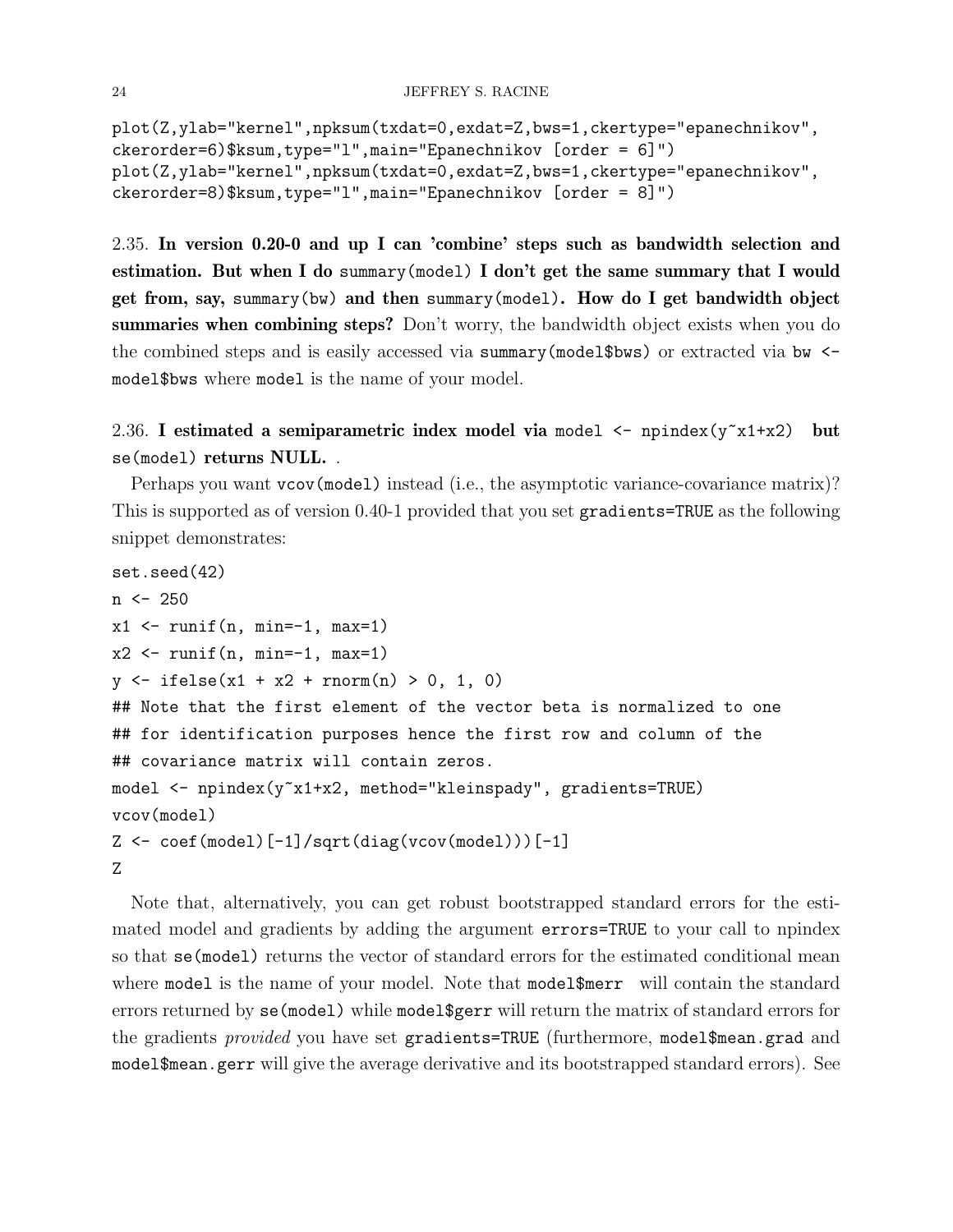```
plot(Z,ylab="kernel",npksum(txdat=0,exdat=Z,bws=1,ckertype="epanechnikov",
ckerorder=6)$ksum,type="l",main="Epanechnikov [order = 6]")
plot(Z,ylab="kernel",npksum(txdat=0,exdat=Z,bws=1,ckertype="epanechnikov",
ckerorder=8)$ksum,type="l",main="Epanechnikov [order = 8]")
```

2.35. **In version 0.20-0 and up I can 'combine' steps such as bandwidth selection and estimation. But when I do `summary(model)` I don't get the same summary that I would get from, say, `summary(bw)` and then `summary(model)`. How do I get bandwidth object summaries when combining steps?** Don't worry, the bandwidth object exists when you do the combined steps and is easily accessed via `summary(model$bws)` or extracted via `bw <- model$bws` where `model` is the name of your model.

2.36. **I estimated a semiparametric index model via `model <- npindex(y~x1+x2)` but `se(model)` returns NULL.** .

Perhaps you want `vcov(model)` instead (i.e., the asymptotic variance-covariance matrix)? This is supported as of version 0.40-1 provided that you set `gradients=TRUE` as the following snippet demonstrates:

```
set.seed(42)
n <- 250
x1 <- runif(n, min=-1, max=1)
x2 <- runif(n, min=-1, max=1)
y <- ifelse(x1 + x2 + rnorm(n) > 0, 1, 0)
## Note that the first element of the vector beta is normalized to one
## for identification purposes hence the first row and column of the
## covariance matrix will contain zeros.
model <- npindex(y~x1+x2, method="kleinspady", gradients=TRUE)
vcov(model)
Z <- coef(model)[-1]/sqrt(diag(vcov(model)))[-1]
Z
```

Note that, alternatively, you can get robust bootstrapped standard errors for the estimated model and gradients by adding the argument `errors=TRUE` to your call to npindex so that `se(model)` returns the vector of standard errors for the estimated conditional mean where `model` is the name of your model. Note that `model$merr` will contain the standard errors returned by `se(model)` while `model$gerr` will return the matrix of standard errors for the gradients *provided* you have set `gradients=TRUE` (furthermore, `model$mean.grad` and `model$mean.gerr` will give the average derivative and its bootstrapped standard errors). See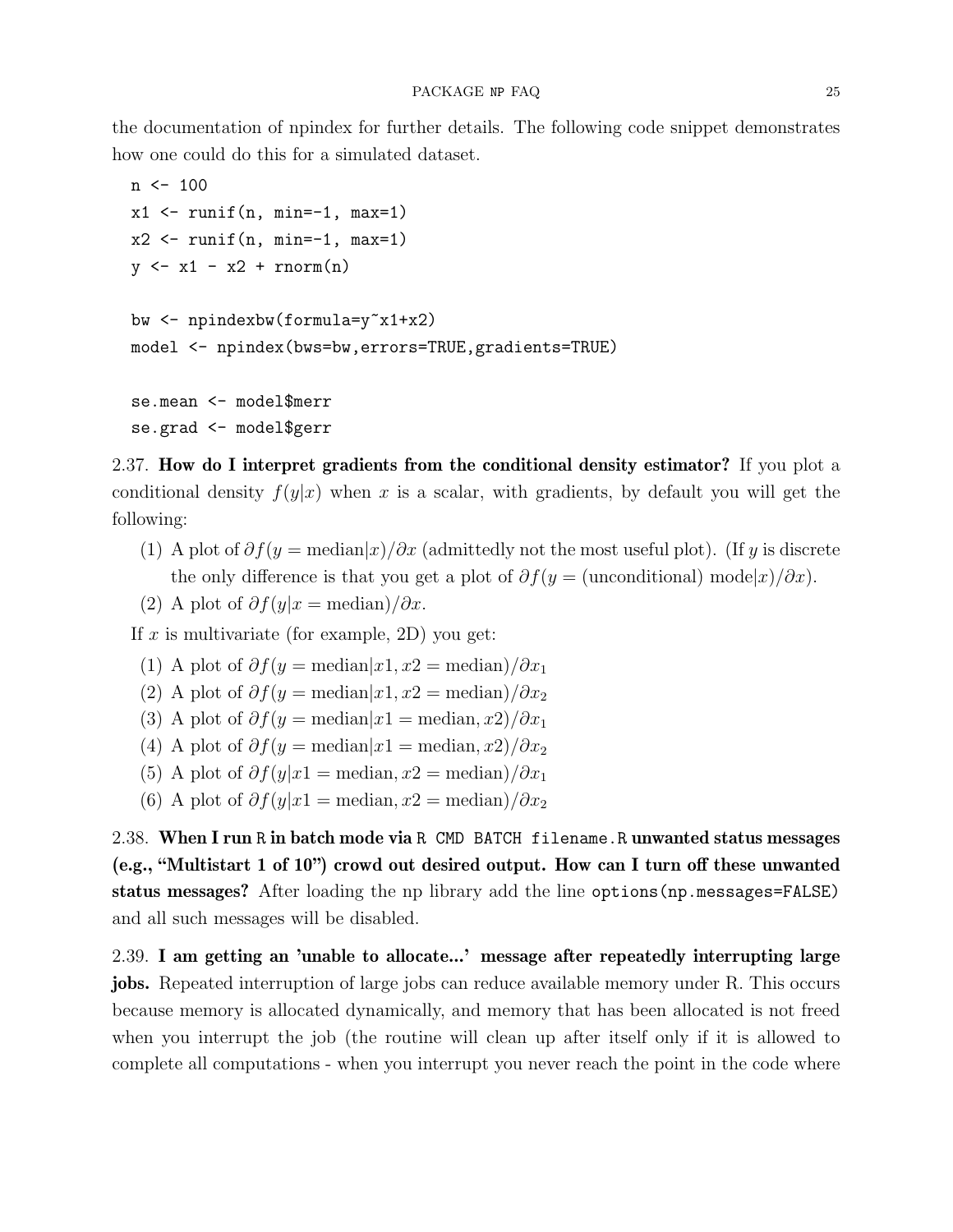the documentation of npindex for further details. The following code snippet demonstrates how one could do this for a simulated dataset.

```
n <- 100
x1 <- runif(n, min=-1, max=1)
x2 <- runif(n, min=-1, max=1)
y <- x1 - x2 + rnorm(n)

bw <- npindexbw(formula=y~x1+x2)
model <- npindex(bws=bw,errors=TRUE,gradients=TRUE)

se.mean <- model$merr
se.grad <- model$gerr
```

2.37. **How do I interpret gradients from the conditional density estimator?** If you plot a conditional density $f(y|x)$ when $x$ is a scalar, with gradients, by default you will get the following:

(1) A plot of $\partial f(y = \text{median}|x)/\partial x$ (admittedly not the most useful plot). (If $y$ is discrete the only difference is that you get a plot of $\partial f(y = \text{(unconditional) mode}|x)/\partial x$).
(2) A plot of $\partial f(y|x = \text{median})/\partial x$.

If $x$ is multivariate (for example, 2D) you get:

(1) A plot of $\partial f(y = \text{median}|x1, x2 = \text{median})/\partial x_1$
(2) A plot of $\partial f(y = \text{median}|x1, x2 = \text{median})/\partial x_2$
(3) A plot of $\partial f(y = \text{median}|x1 = \text{median}, x2)/\partial x_1$
(4) A plot of $\partial f(y = \text{median}|x1 = \text{median}, x2)/\partial x_2$
(5) A plot of $\partial f(y|x1 = \text{median}, x2 = \text{median})/\partial x_1$
(6) A plot of $\partial f(y|x1 = \text{median}, x2 = \text{median})/\partial x_2$

2.38. **When I run `R` in batch mode via `R CMD BATCH filename.R` unwanted status messages (e.g., "Multistart 1 of 10") crowd out desired output. How can I turn off these unwanted status messages?** After loading the np library add the line `options(np.messages=FALSE)` and all such messages will be disabled.

2.39. **I am getting an 'unable to allocate...' message after repeatedly interrupting large jobs.** Repeated interruption of large jobs can reduce available memory under R. This occurs because memory is allocated dynamically, and memory that has been allocated is not freed when you interrupt the job (the routine will clean up after itself only if it is allowed to complete all computations - when you interrupt you never reach the point in the code where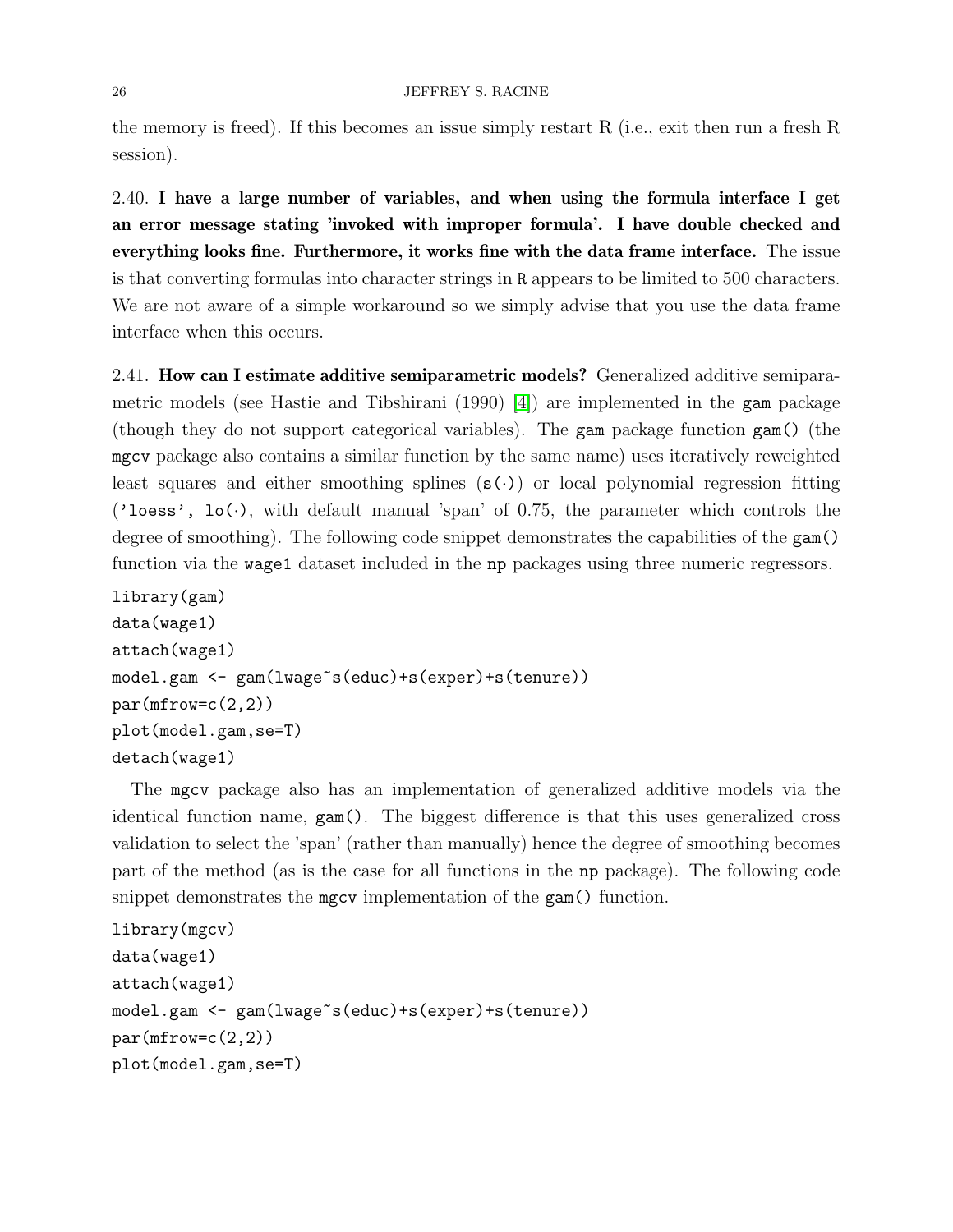the memory is freed). If this becomes an issue simply restart R (i.e., exit then run a fresh R session).

2.40. **I have a large number of variables, and when using the formula interface I get an error message stating 'invoked with improper formula'. I have double checked and everything looks fine. Furthermore, it works fine with the data frame interface.** The issue is that converting formulas into character strings in `R` appears to be limited to 500 characters. We are not aware of a simple workaround so we simply advise that you use the data frame interface when this occurs.

2.41. **How can I estimate additive semiparametric models?** Generalized additive semiparametric models (see Hastie and Tibshirani (1990) [4]) are implemented in the `gam` package (though they do not support categorical variables). The `gam` package function `gam()` (the `mgcv` package also contains a similar function by the same name) uses iteratively reweighted least squares and either smoothing splines (`s(·)`) or local polynomial regression fitting (`'loess', lo(·)`, with default manual 'span' of 0.75, the parameter which controls the degree of smoothing). The following code snippet demonstrates the capabilities of the `gam()` function via the `wage1` dataset included in the `np` packages using three numeric regressors.

```
library(gam)
data(wage1)
attach(wage1)
model.gam <- gam(lwage~s(educ)+s(exper)+s(tenure))
par(mfrow=c(2,2))
plot(model.gam,se=T)
detach(wage1)
```

The `mgcv` package also has an implementation of generalized additive models via the identical function name, `gam()`. The biggest difference is that this uses generalized cross validation to select the 'span' (rather than manually) hence the degree of smoothing becomes part of the method (as is the case for all functions in the `np` package). The following code snippet demonstrates the `mgcv` implementation of the `gam()` function.

```
library(mgcv)
data(wage1)
attach(wage1)
model.gam <- gam(lwage~s(educ)+s(exper)+s(tenure))
par(mfrow=c(2,2))
plot(model.gam,se=T)
```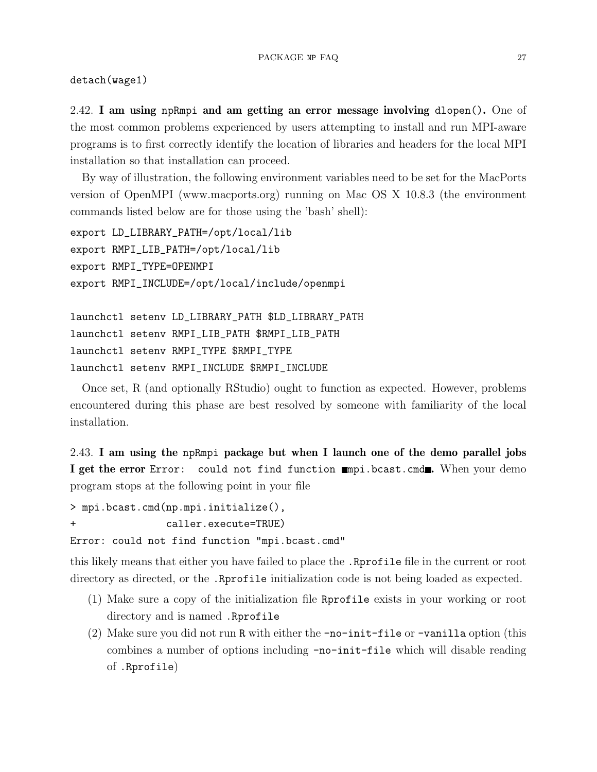```
detach(wage1)
```

**2.42. I am using npRmpi and am getting an error message involving dlopen().** One of the most common problems experienced by users attempting to install and run MPI-aware programs is to first correctly identify the location of libraries and headers for the local MPI installation so that installation can proceed.

By way of illustration, the following environment variables need to be set for the MacPorts version of OpenMPI (www.macports.org) running on Mac OS X 10.8.3 (the environment commands listed below are for those using the 'bash' shell):

```
export LD_LIBRARY_PATH=/opt/local/lib
export RMPI_LIB_PATH=/opt/local/lib
export RMPI_TYPE=OPENMPI
export RMPI_INCLUDE=/opt/local/include/openmpi

launchctl setenv LD_LIBRARY_PATH $LD_LIBRARY_PATH
launchctl setenv RMPI_LIB_PATH $RMPI_LIB_PATH
launchctl setenv RMPI_TYPE $RMPI_TYPE
launchctl setenv RMPI_INCLUDE $RMPI_INCLUDE
```

Once set, R (and optionally RStudio) ought to function as expected. However, problems encountered during this phase are best resolved by someone with familiarity of the local installation.

**2.43. I am using the npRmpi package but when I launch one of the demo parallel jobs I get the error Error: could not find function "mpi.bcast.cmd".** When your demo program stops at the following point in your file

```
> mpi.bcast.cmd(np.mpi.initialize(),
+               caller.execute=TRUE)
Error: could not find function "mpi.bcast.cmd"
```

this likely means that either you have failed to place the .Rprofile file in the current or root directory as directed, or the .Rprofile initialization code is not being loaded as expected.

(1) Make sure a copy of the initialization file Rprofile exists in your working or root directory and is named .Rprofile

(2) Make sure you did not run R with either the -no-init-file or -vanilla option (this combines a number of options including -no-init-file which will disable reading of .Rprofile)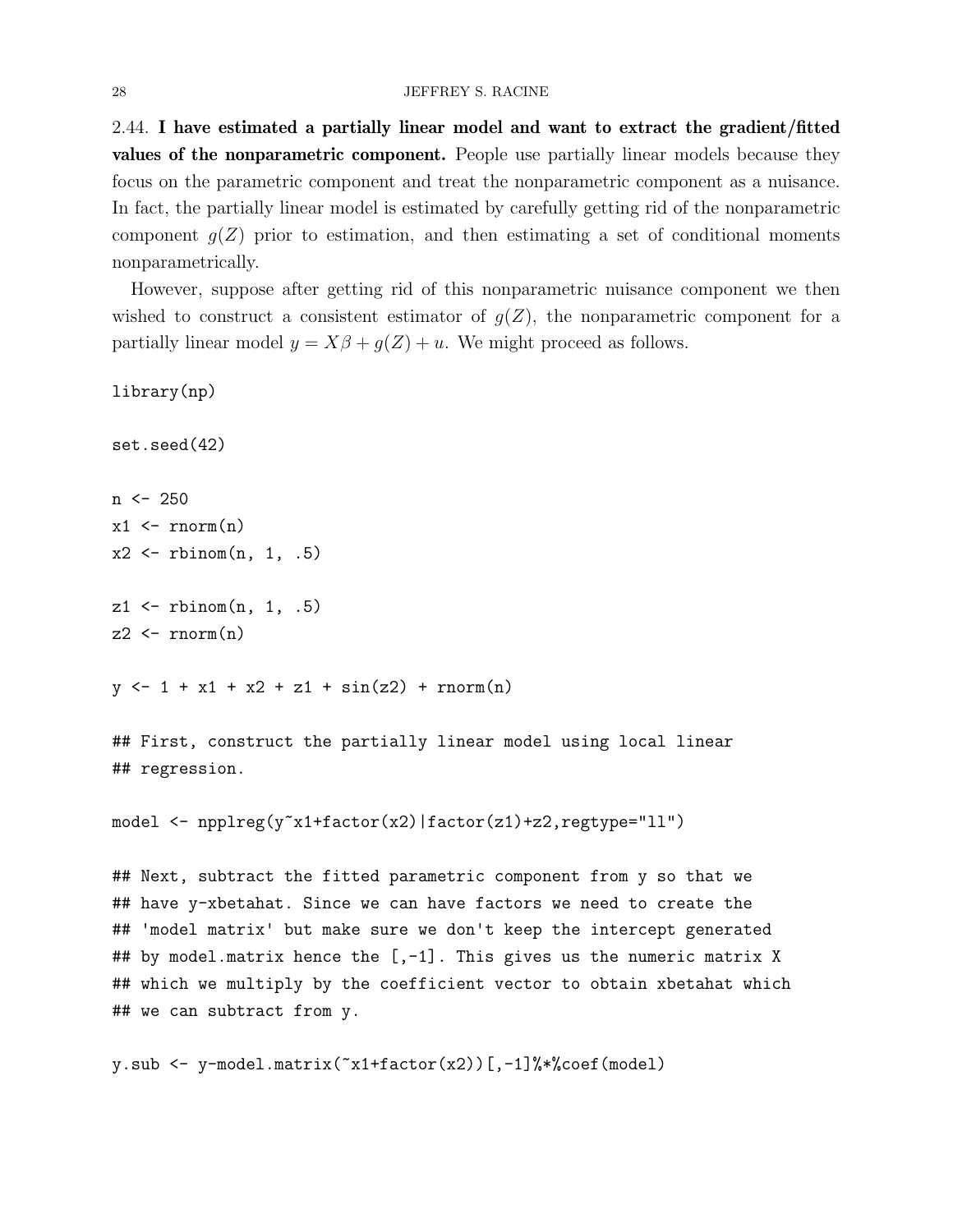2.44. **I have estimated a partially linear model and want to extract the gradient/fitted values of the nonparametric component.** People use partially linear models because they focus on the parametric component and treat the nonparametric component as a nuisance. In fact, the partially linear model is estimated by carefully getting rid of the nonparametric component $g(Z)$ prior to estimation, and then estimating a set of conditional moments nonparametrically.

However, suppose after getting rid of this nonparametric nuisance component we then wished to construct a consistent estimator of $g(Z)$, the nonparametric component for a partially linear model $y = X\beta + g(Z) + u$. We might proceed as follows.

```
library(np)

set.seed(42)

n <- 250
x1 <- rnorm(n)
x2 <- rbinom(n, 1, .5)

z1 <- rbinom(n, 1, .5)
z2 <- rnorm(n)

y <- 1 + x1 + x2 + z1 + sin(z2) + rnorm(n)

## First, construct the partially linear model using local linear
## regression.

model <- npplreg(y~x1+factor(x2)|factor(z1)+z2,regtype="ll")

## Next, subtract the fitted parametric component from y so that we
## have y-xbetahat. Since we can have factors we need to create the
## 'model matrix' but make sure we don't keep the intercept generated
## by model.matrix hence the [,-1]. This gives us the numeric matrix X
## which we multiply by the coefficient vector to obtain xbetahat which
## we can subtract from y.

y.sub <- y-model.matrix(~x1+factor(x2))[,-1]%*%coef(model)
```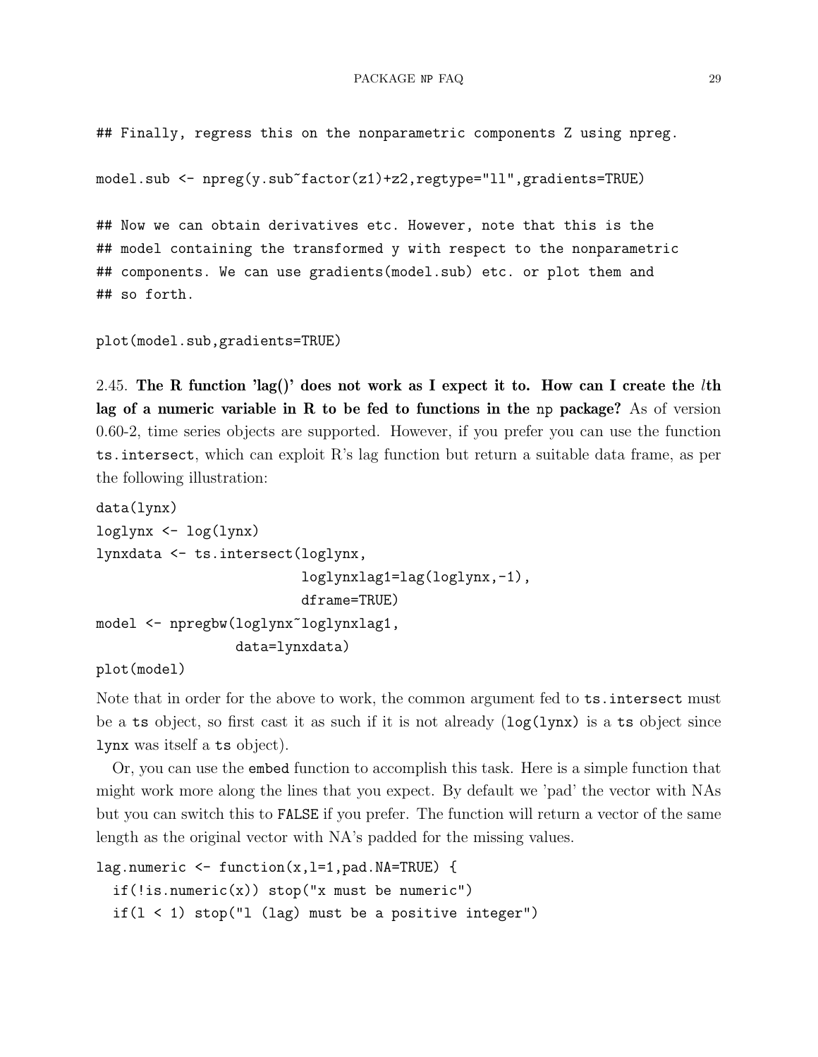```
## Finally, regress this on the nonparametric components Z using npreg.

model.sub <- npreg(y.sub~factor(z1)+z2,regtype="ll",gradients=TRUE)

## Now we can obtain derivatives etc. However, note that this is the
## model containing the transformed y with respect to the nonparametric
## components. We can use gradients(model.sub) etc. or plot them and
## so forth.

plot(model.sub,gradients=TRUE)
```

2.45. **The R function 'lag()' does not work as I expect it to. How can I create the $l$th lag of a numeric variable in R to be fed to functions in the np package?** As of version 0.60-2, time series objects are supported. However, if you prefer you can use the function `ts.intersect`, which can exploit R's lag function but return a suitable data frame, as per the following illustration:

```
data(lynx)
loglynx <- log(lynx)
lynxdata <- ts.intersect(loglynx,
                         loglynxlag1=lag(loglynx,-1),
                         dframe=TRUE)
model <- npregbw(loglynx~loglynxlag1,
                 data=lynxdata)
plot(model)
```

Note that in order for the above to work, the common argument fed to `ts.intersect` must be a `ts` object, so first cast it as such if it is not already (`log(lynx)` is a `ts` object since `lynx` was itself a `ts` object).

Or, you can use the `embed` function to accomplish this task. Here is a simple function that might work more along the lines that you expect. By default we 'pad' the vector with NAs but you can switch this to `FALSE` if you prefer. The function will return a vector of the same length as the original vector with NA's padded for the missing values.

```
lag.numeric <- function(x,l=1,pad.NA=TRUE) {
  if(!is.numeric(x)) stop("x must be numeric")
  if(l < 1) stop("l (lag) must be a positive integer")
```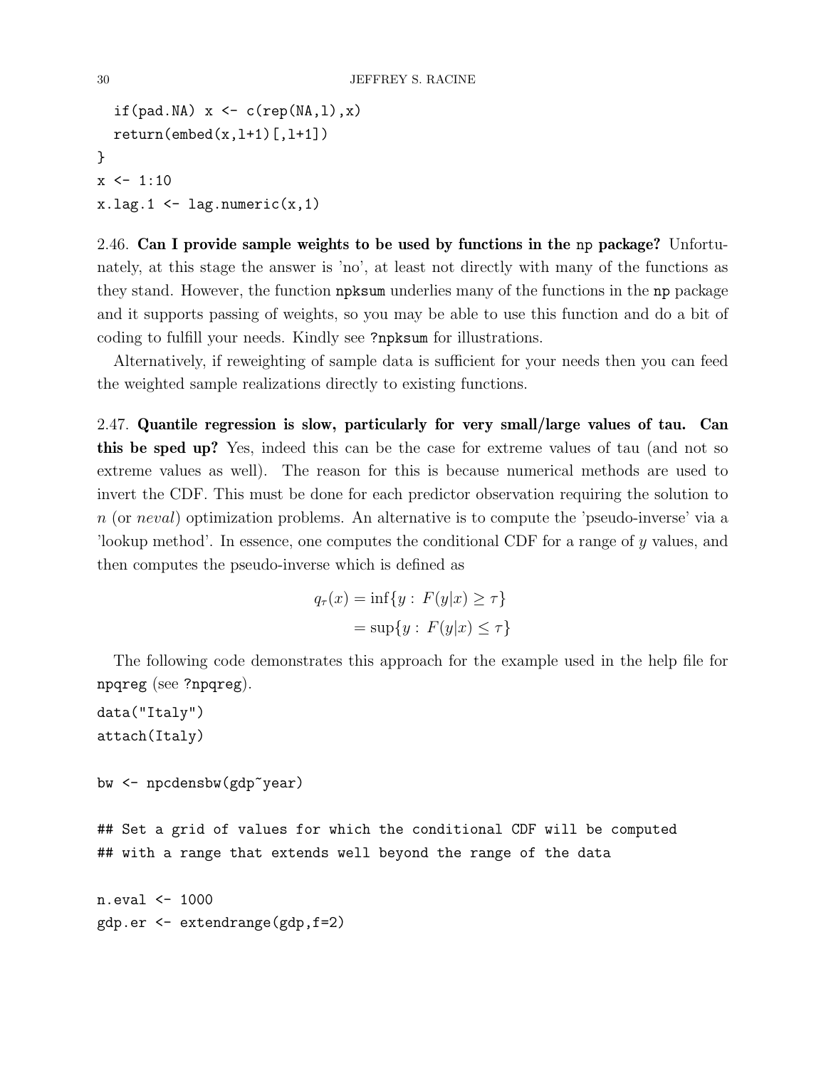```
  if(pad.NA) x <- c(rep(NA,l),x)
  return(embed(x,l+1)[,l+1])
}
x <- 1:10
x.lag.1 <- lag.numeric(x,1)
```

2.46. **Can I provide sample weights to be used by functions in the np package?** Unfortunately, at this stage the answer is 'no', at least not directly with many of the functions as they stand. However, the function `npksum` underlies many of the functions in the `np` package and it supports passing of weights, so you may be able to use this function and do a bit of coding to fulfill your needs. Kindly see `?npksum` for illustrations.

Alternatively, if reweighting of sample data is sufficient for your needs then you can feed the weighted sample realizations directly to existing functions.

2.47. **Quantile regression is slow, particularly for very small/large values of tau. Can this be sped up?** Yes, indeed this can be the case for extreme values of tau (and not so extreme values as well). The reason for this is because numerical methods are used to invert the CDF. This must be done for each predictor observation requiring the solution to $n$ (or $neval$) optimization problems. An alternative is to compute the 'pseudo-inverse' via a 'lookup method'. In essence, one computes the conditional CDF for a range of $y$ values, and then computes the pseudo-inverse which is defined as

$$
\begin{aligned}
q_\tau(x) &= \inf\{y : F(y|x) \geq \tau\} \\
&= \sup\{y : F(y|x) \leq \tau\}
\end{aligned}
$$

The following code demonstrates this approach for the example used in the help file for `npqreg` (see `?npqreg`).

```
data("Italy")
attach(Italy)

bw <- npcdensbw(gdp~year)

## Set a grid of values for which the conditional CDF will be computed
## with a range that extends well beyond the range of the data

n.eval <- 1000
gdp.er <- extendrange(gdp,f=2)
```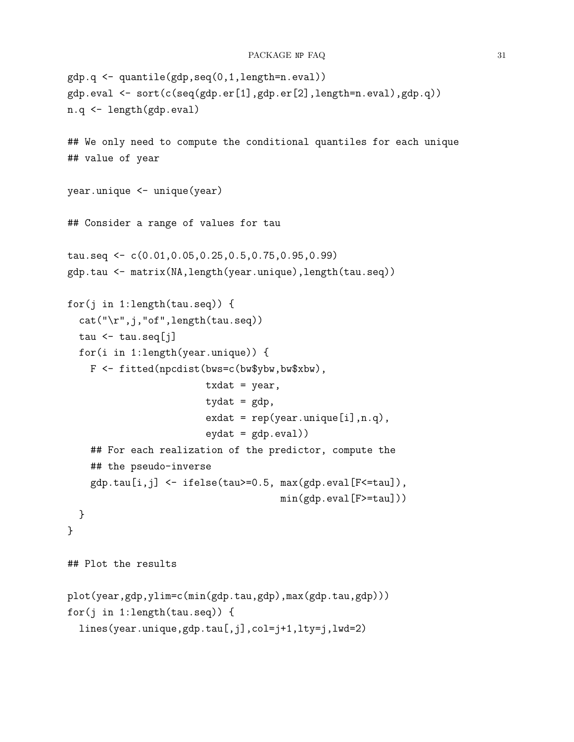```
gdp.q <- quantile(gdp,seq(0,1,length=n.eval))
gdp.eval <- sort(c(seq(gdp.er[1],gdp.er[2],length=n.eval),gdp.q))
n.q <- length(gdp.eval)

## We only need to compute the conditional quantiles for each unique
## value of year

year.unique <- unique(year)

## Consider a range of values for tau

tau.seq <- c(0.01,0.05,0.25,0.5,0.75,0.95,0.99)
gdp.tau <- matrix(NA,length(year.unique),length(tau.seq))

for(j in 1:length(tau.seq)) {
  cat("\r",j,"of",length(tau.seq))
  tau <- tau.seq[j]
  for(i in 1:length(year.unique)) {
    F <- fitted(npcdist(bws=c(bw$ybw,bw$xbw),
                        txdat = year,
                        tydat = gdp,
                        exdat = rep(year.unique[i],n.q),
                        eydat = gdp.eval))
    ## For each realization of the predictor, compute the
    ## the pseudo-inverse
    gdp.tau[i,j] <- ifelse(tau>=0.5, max(gdp.eval[F<=tau]),
                                     min(gdp.eval[F>=tau]))
  }
}

## Plot the results

plot(year,gdp,ylim=c(min(gdp.tau,gdp),max(gdp.tau,gdp)))
for(j in 1:length(tau.seq)) {
  lines(year.unique,gdp.tau[,j],col=j+1,lty=j,lwd=2)
```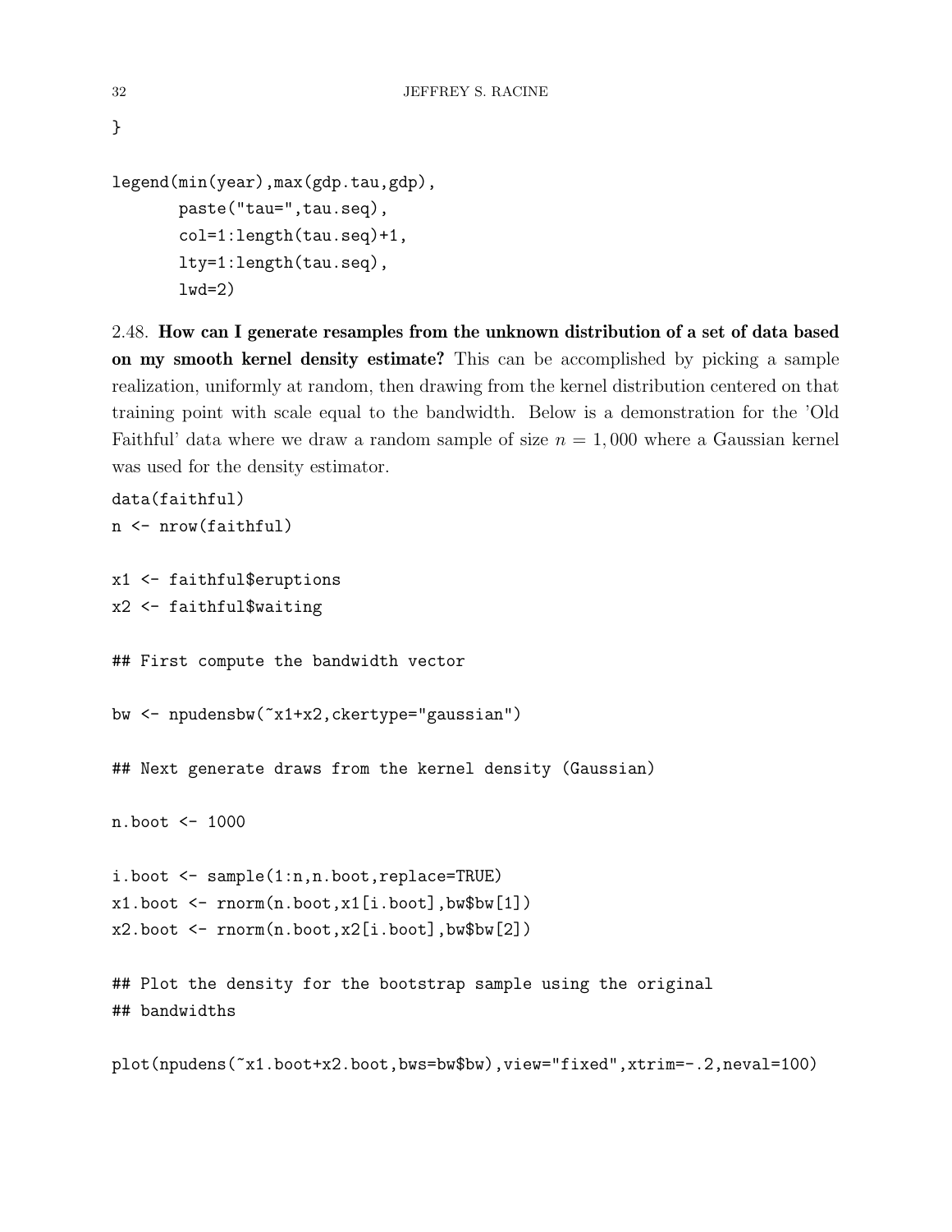```
}

legend(min(year),max(gdp.tau,gdp),
       paste("tau=",tau.seq),
       col=1:length(tau.seq)+1,
       lty=1:length(tau.seq),
       lwd=2)
```

2.48. **How can I generate resamples from the unknown distribution of a set of data based on my smooth kernel density estimate?** This can be accomplished by picking a sample realization, uniformly at random, then drawing from the kernel distribution centered on that training point with scale equal to the bandwidth. Below is a demonstration for the 'Old Faithful' data where we draw a random sample of size $n = 1,000$ where a Gaussian kernel was used for the density estimator.

```
data(faithful)
n <- nrow(faithful)

x1 <- faithful$eruptions
x2 <- faithful$waiting

## First compute the bandwidth vector

bw <- npudensbw(~x1+x2,ckertype="gaussian")

## Next generate draws from the kernel density (Gaussian)

n.boot <- 1000

i.boot <- sample(1:n,n.boot,replace=TRUE)
x1.boot <- rnorm(n.boot,x1[i.boot],bw$bw[1])
x2.boot <- rnorm(n.boot,x2[i.boot],bw$bw[2])

## Plot the density for the bootstrap sample using the original
## bandwidths

plot(npudens(~x1.boot+x2.boot,bws=bw$bw),view="fixed",xtrim=-.2,neval=100)
```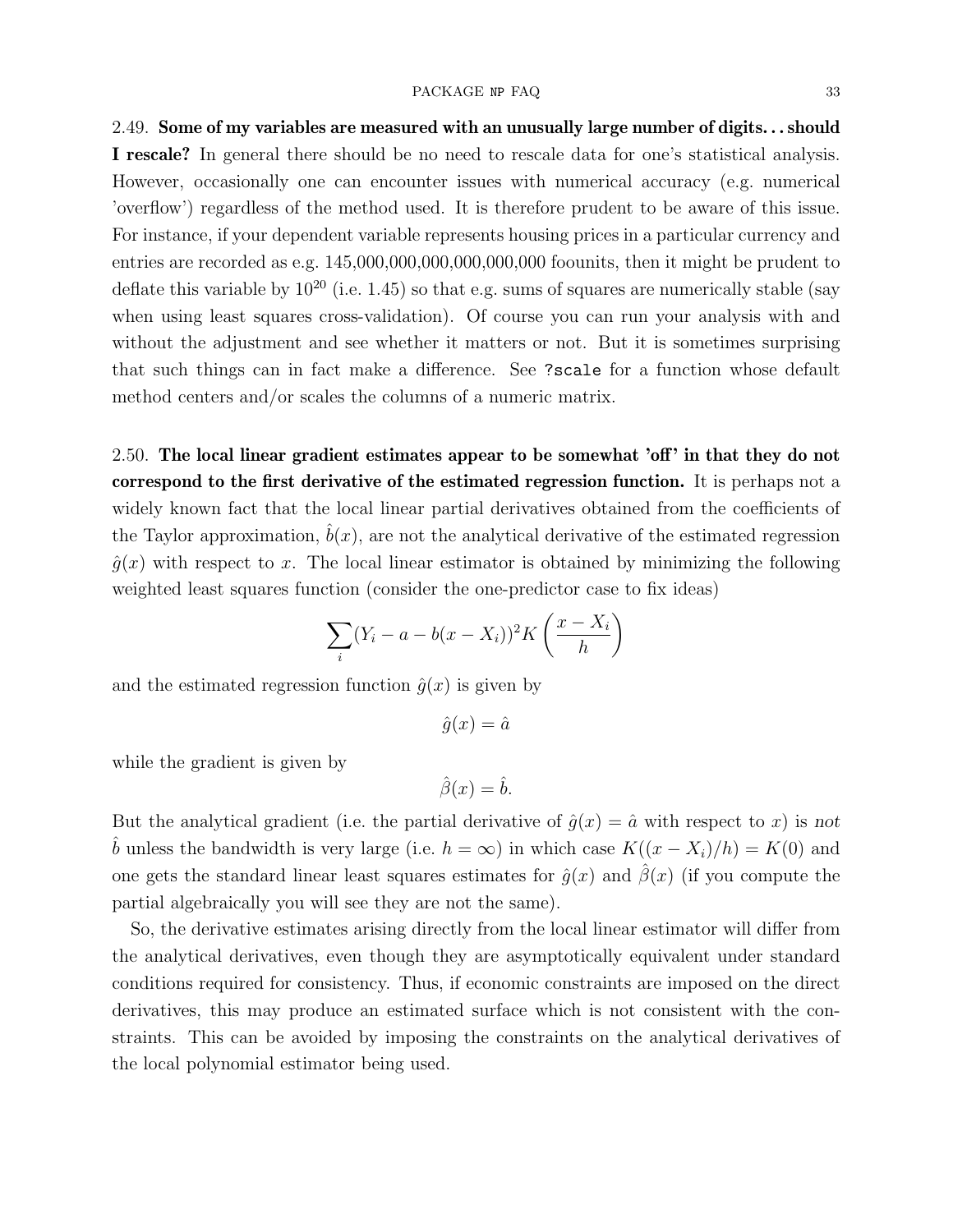2.49. **Some of my variables are measured with an unusually large number of digits... should I rescale?** In general there should be no need to rescale data for one's statistical analysis. However, occasionally one can encounter issues with numerical accuracy (e.g. numerical 'overflow') regardless of the method used. It is therefore prudent to be aware of this issue. For instance, if your dependent variable represents housing prices in a particular currency and entries are recorded as e.g. 145,000,000,000,000,000,000 foounits, then it might be prudent to deflate this variable by $10^{20}$ (i.e. 1.45) so that e.g. sums of squares are numerically stable (say when using least squares cross-validation). Of course you can run your analysis with and without the adjustment and see whether it matters or not. But it is sometimes surprising that such things can in fact make a difference. See `?scale` for a function whose default method centers and/or scales the columns of a numeric matrix.

2.50. **The local linear gradient estimates appear to be somewhat 'off' in that they do not correspond to the first derivative of the estimated regression function.** It is perhaps not a widely known fact that the local linear partial derivatives obtained from the coefficients of the Taylor approximation, $\hat{b}(x)$, are not the analytical derivative of the estimated regression $\hat{g}(x)$ with respect to $x$. The local linear estimator is obtained by minimizing the following weighted least squares function (consider the one-predictor case to fix ideas)

$$\sum_i (Y_i - a - b(x - X_i))^2 K\left(\frac{x - X_i}{h}\right)$$

and the estimated regression function $\hat{g}(x)$ is given by

$$\hat{g}(x) = \hat{a}$$

while the gradient is given by

$$\hat{\beta}(x) = \hat{b}.$$

But the analytical gradient (i.e. the partial derivative of $\hat{g}(x) = \hat{a}$ with respect to $x$) is *not* $\hat{b}$ unless the bandwidth is very large (i.e. $h = \infty$) in which case $K((x - X_i)/h) = K(0)$ and one gets the standard linear least squares estimates for $\hat{g}(x)$ and $\hat{\beta}(x)$ (if you compute the partial algebraically you will see they are not the same).

So, the derivative estimates arising directly from the local linear estimator will differ from the analytical derivatives, even though they are asymptotically equivalent under standard conditions required for consistency. Thus, if economic constraints are imposed on the direct derivatives, this may produce an estimated surface which is not consistent with the constraints. This can be avoided by imposing the constraints on the analytical derivatives of the local polynomial estimator being used.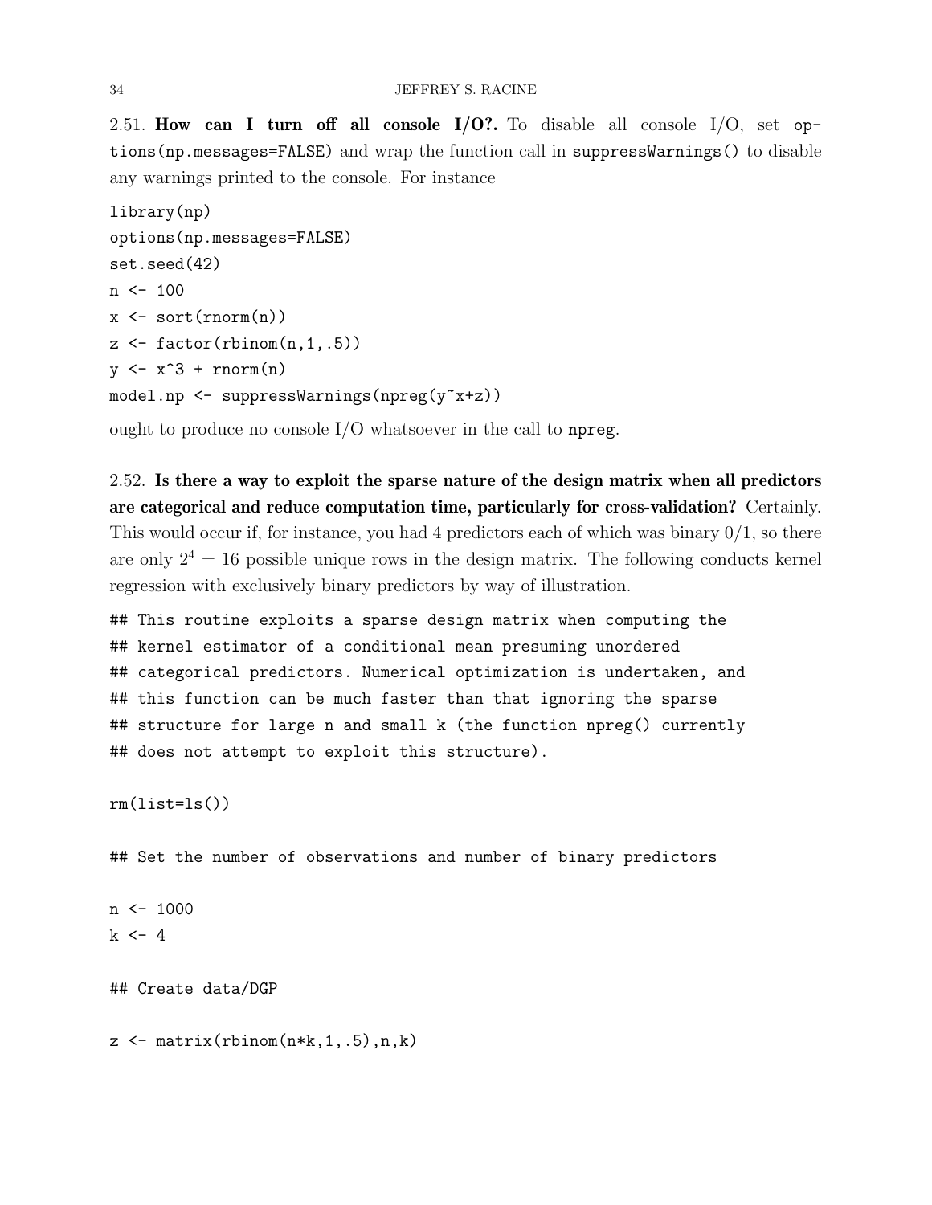2.51. **How can I turn off all console I/O?.** To disable all console I/O, set `options(np.messages=FALSE)` and wrap the function call in `suppressWarnings()` to disable any warnings printed to the console. For instance

```
library(np)
options(np.messages=FALSE)
set.seed(42)
n <- 100
x <- sort(rnorm(n))
z <- factor(rbinom(n,1,.5))
y <- x^3 + rnorm(n)
model.np <- suppressWarnings(npreg(y~x+z))
```

ought to produce no console I/O whatsoever in the call to `npreg`.

2.52. **Is there a way to exploit the sparse nature of the design matrix when all predictors are categorical and reduce computation time, particularly for cross-validation?** Certainly. This would occur if, for instance, you had 4 predictors each of which was binary 0/1, so there are only $2^4 = 16$ possible unique rows in the design matrix. The following conducts kernel regression with exclusively binary predictors by way of illustration.

```
## This routine exploits a sparse design matrix when computing the
## kernel estimator of a conditional mean presuming unordered
## categorical predictors. Numerical optimization is undertaken, and
## this function can be much faster than that ignoring the sparse
## structure for large n and small k (the function npreg() currently
## does not attempt to exploit this structure).

rm(list=ls())

## Set the number of observations and number of binary predictors

n <- 1000
k <- 4

## Create data/DGP

z <- matrix(rbinom(n*k,1,.5),n,k)
```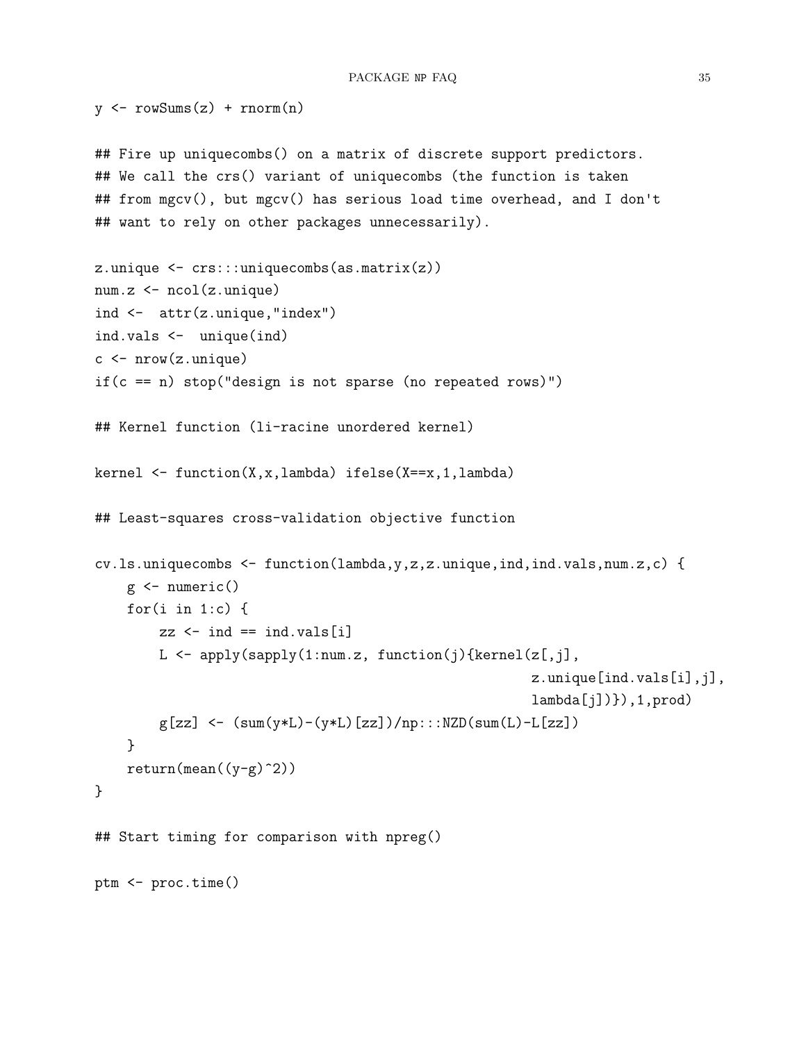```
y <- rowSums(z) + rnorm(n)

## Fire up uniquecombs() on a matrix of discrete support predictors.
## We call the crs() variant of uniquecombs (the function is taken
## from mgcv(), but mgcv() has serious load time overhead, and I don't
## want to rely on other packages unnecessarily).

z.unique <- crs:::uniquecombs(as.matrix(z))
num.z <- ncol(z.unique)
ind <-  attr(z.unique,"index")
ind.vals <-  unique(ind)
c <- nrow(z.unique)
if(c == n) stop("design is not sparse (no repeated rows)")

## Kernel function (li-racine unordered kernel)

kernel <- function(X,x,lambda) ifelse(X==x,1,lambda)

## Least-squares cross-validation objective function

cv.ls.uniquecombs <- function(lambda,y,z,z.unique,ind,ind.vals,num.z,c) {
    g <- numeric()
    for(i in 1:c) {
        zz <- ind == ind.vals[i]
        L <- apply(sapply(1:num.z, function(j){kernel(z[,j],
                                                      z.unique[ind.vals[i],j],
                                                      lambda[j])}),1,prod)
        g[zz] <- (sum(y*L)-(y*L)[zz])/np:::NZD(sum(L)-L[zz])
    }
    return(mean((y-g)^2))
}

## Start timing for comparison with npreg()

ptm <- proc.time()
```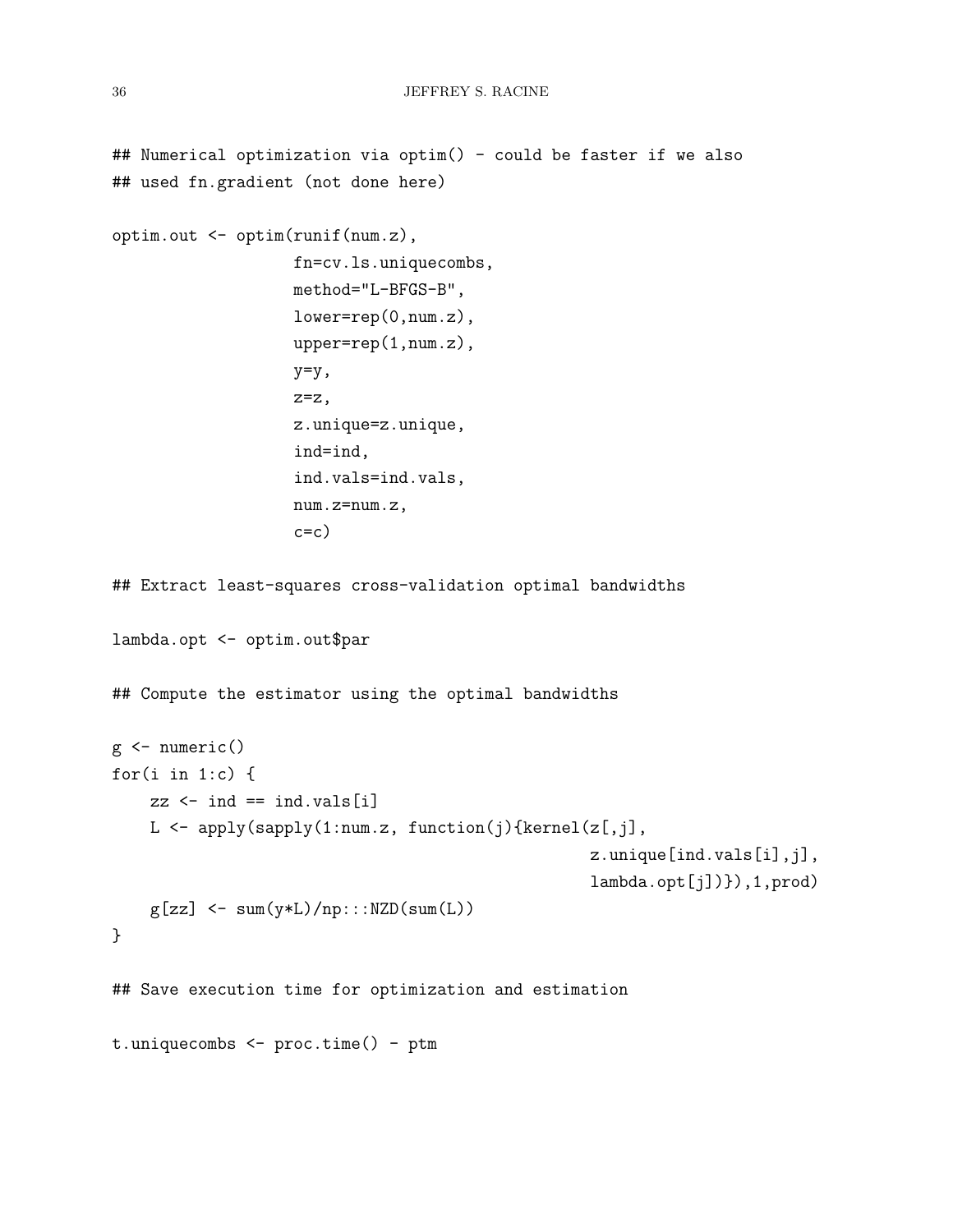```
## Numerical optimization via optim() - could be faster if we also
## used fn.gradient (not done here)

optim.out <- optim(runif(num.z),
                   fn=cv.ls.uniquecombs,
                   method="L-BFGS-B",
                   lower=rep(0,num.z),
                   upper=rep(1,num.z),
                   y=y,
                   z=z,
                   z.unique=z.unique,
                   ind=ind,
                   ind.vals=ind.vals,
                   num.z=num.z,
                   c=c)

## Extract least-squares cross-validation optimal bandwidths

lambda.opt <- optim.out$par

## Compute the estimator using the optimal bandwidths

g <- numeric()
for(i in 1:c) {
    zz <- ind == ind.vals[i]
    L <- apply(sapply(1:num.z, function(j){kernel(z[,j],
                                                  z.unique[ind.vals[i],j],
                                                  lambda.opt[j])}),1,prod)
    g[zz] <- sum(y*L)/np:::NZD(sum(L))
}

## Save execution time for optimization and estimation

t.uniquecombs <- proc.time() - ptm
```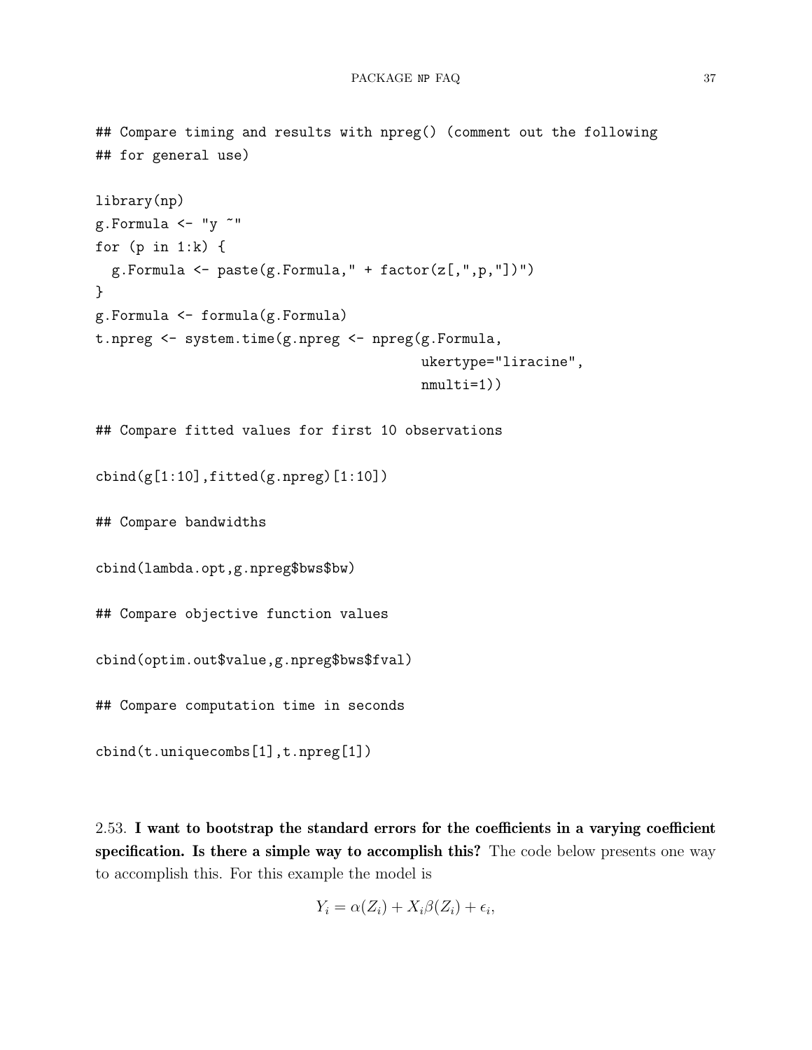```
## Compare timing and results with npreg() (comment out the following
## for general use)

library(np)
g.Formula <- "y ~"
for (p in 1:k) {
  g.Formula <- paste(g.Formula," + factor(z[,",p,"])")
}
g.Formula <- formula(g.Formula)
t.npreg <- system.time(g.npreg <- npreg(g.Formula,
                                        ukertype="liracine",
                                        nmulti=1))

## Compare fitted values for first 10 observations

cbind(g[1:10],fitted(g.npreg)[1:10])

## Compare bandwidths

cbind(lambda.opt,g.npreg$bws$bw)

## Compare objective function values

cbind(optim.out$value,g.npreg$bws$fval)

## Compare computation time in seconds

cbind(t.uniquecombs[1],t.npreg[1])
```

2.53. **I want to bootstrap the standard errors for the coefficients in a varying coefficient specification. Is there a simple way to accomplish this?** The code below presents one way to accomplish this. For this example the model is

$$Y_i = \alpha(Z_i) + X_i\beta(Z_i) + \epsilon_i,$$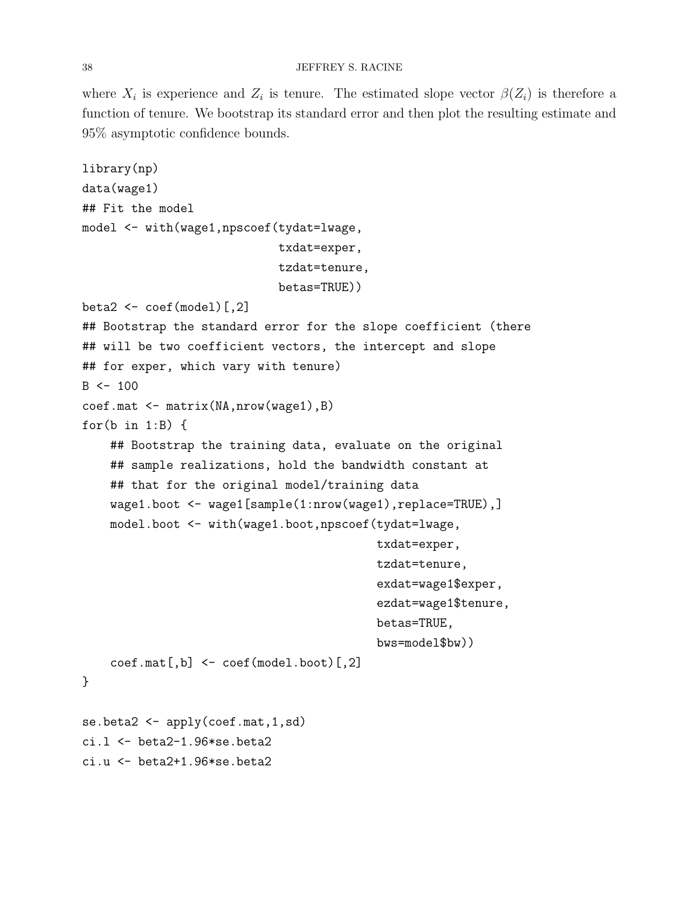where $X_i$ is experience and $Z_i$ is tenure. The estimated slope vector $\beta(Z_i)$ is therefore a function of tenure. We bootstrap its standard error and then plot the resulting estimate and 95% asymptotic confidence bounds.

```
library(np)
data(wage1)
## Fit the model
model <- with(wage1,npscoef(tydat=lwage,
                            txdat=exper,
                            tzdat=tenure,
                            betas=TRUE))
beta2 <- coef(model)[,2]
## Bootstrap the standard error for the slope coefficient (there
## will be two coefficient vectors, the intercept and slope
## for exper, which vary with tenure)
B <- 100
coef.mat <- matrix(NA,nrow(wage1),B)
for(b in 1:B) {
    ## Bootstrap the training data, evaluate on the original
    ## sample realizations, hold the bandwidth constant at
    ## that for the original model/training data
    wage1.boot <- wage1[sample(1:nrow(wage1),replace=TRUE),]
    model.boot <- with(wage1.boot,npscoef(tydat=lwage,
                                          txdat=exper,
                                          tzdat=tenure,
                                          exdat=wage1$exper,
                                          ezdat=wage1$tenure,
                                          betas=TRUE,
                                          bws=model$bw))
    coef.mat[,b] <- coef(model.boot)[,2]
}

se.beta2 <- apply(coef.mat,1,sd)
ci.l <- beta2-1.96*se.beta2
ci.u <- beta2+1.96*se.beta2
```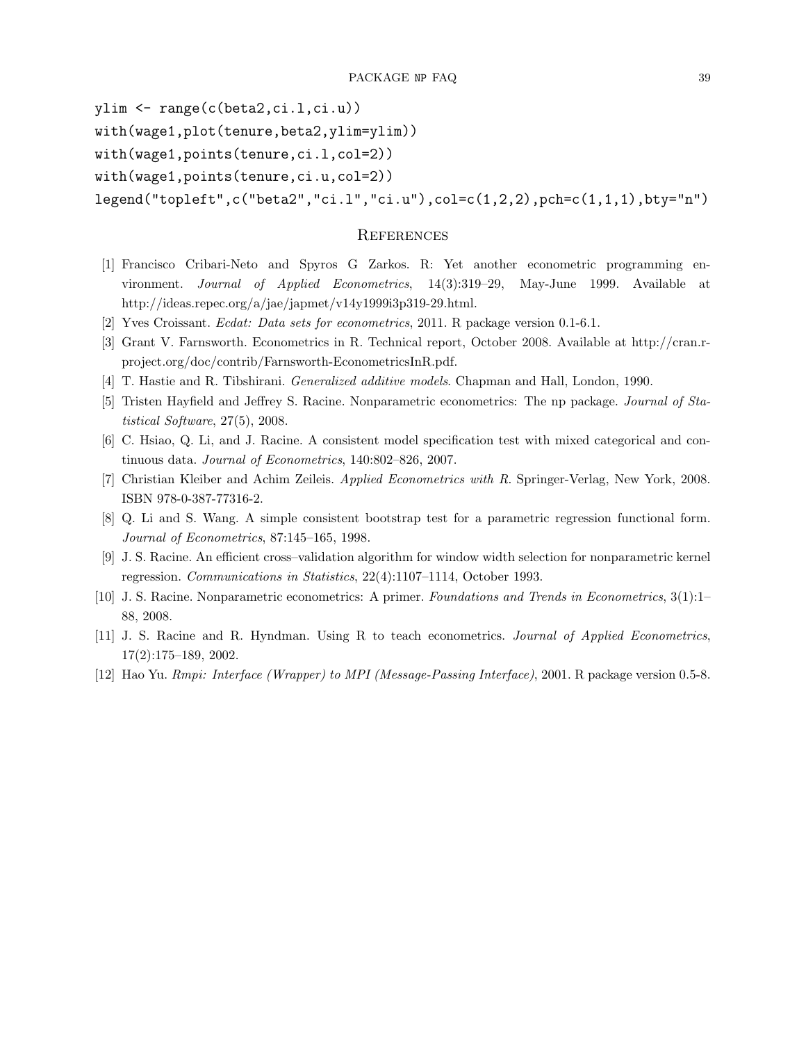```
ylim <- range(c(beta2,ci.l,ci.u))
with(wage1,plot(tenure,beta2,ylim=ylim))
with(wage1,points(tenure,ci.l,col=2))
with(wage1,points(tenure,ci.u,col=2))
legend("topleft",c("beta2","ci.l","ci.u"),col=c(1,2,2),pch=c(1,1,1),bty="n")
```

## References

[1] Francisco Cribari-Neto and Spyros G Zarkos. R: Yet another econometric programming environment. *Journal of Applied Econometrics*, 14(3):319–29, May-June 1999. Available at http://ideas.repec.org/a/jae/japmet/v14y1999i3p319-29.html.

[2] Yves Croissant. *Ecdat: Data sets for econometrics*, 2011. R package version 0.1-6.1.

[3] Grant V. Farnsworth. Econometrics in R. Technical report, October 2008. Available at http://cran.r-project.org/doc/contrib/Farnsworth-EconometricsInR.pdf.

[4] T. Hastie and R. Tibshirani. *Generalized additive models*. Chapman and Hall, London, 1990.

[5] Tristen Hayfield and Jeffrey S. Racine. Nonparametric econometrics: The np package. *Journal of Statistical Software*, 27(5), 2008.

[6] C. Hsiao, Q. Li, and J. Racine. A consistent model specification test with mixed categorical and continuous data. *Journal of Econometrics*, 140:802–826, 2007.

[7] Christian Kleiber and Achim Zeileis. *Applied Econometrics with R*. Springer-Verlag, New York, 2008. ISBN 978-0-387-77316-2.

[8] Q. Li and S. Wang. A simple consistent bootstrap test for a parametric regression functional form. *Journal of Econometrics*, 87:145–165, 1998.

[9] J. S. Racine. An efficient cross–validation algorithm for window width selection for nonparametric kernel regression. *Communications in Statistics*, 22(4):1107–1114, October 1993.

[10] J. S. Racine. Nonparametric econometrics: A primer. *Foundations and Trends in Econometrics*, 3(1):1–88, 2008.

[11] J. S. Racine and R. Hyndman. Using R to teach econometrics. *Journal of Applied Econometrics*, 17(2):175–189, 2002.

[12] Hao Yu. *Rmpi: Interface (Wrapper) to MPI (Message-Passing Interface)*, 2001. R package version 0.5-8.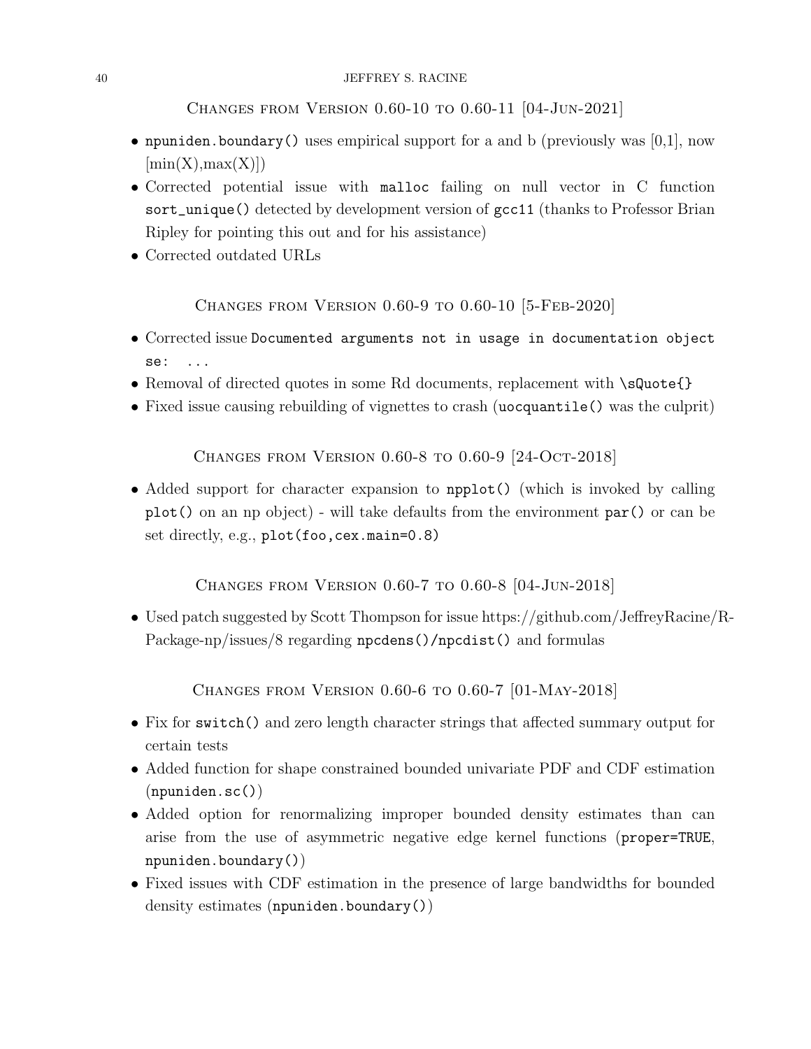## Changes from Version 0.60-10 to 0.60-11 [04-Jun-2021]

- `npuniden.boundary()` uses empirical support for a and b (previously was [0,1], now [min(X),max(X)])
- Corrected potential issue with `malloc` failing on null vector in C function `sort_unique()` detected by development version of `gcc11` (thanks to Professor Brian Ripley for pointing this out and for his assistance)
- Corrected outdated URLs

## Changes from Version 0.60-9 to 0.60-10 [5-Feb-2020]

- Corrected issue `Documented arguments not in usage in documentation object se: ...`
- Removal of directed quotes in some Rd documents, replacement with `\sQuote{}`
- Fixed issue causing rebuilding of vignettes to crash (`uocquantile()` was the culprit)

## Changes from Version 0.60-8 to 0.60-9 [24-Oct-2018]

- Added support for character expansion to `npplot()` (which is invoked by calling `plot()` on an np object) - will take defaults from the environment `par()` or can be set directly, e.g., `plot(foo,cex.main=0.8)`

## Changes from Version 0.60-7 to 0.60-8 [04-Jun-2018]

- Used patch suggested by Scott Thompson for issue https://github.com/JeffreyRacine/R-Package-np/issues/8 regarding `npcdens()/npcdist()` and formulas

## Changes from Version 0.60-6 to 0.60-7 [01-May-2018]

- Fix for `switch()` and zero length character strings that affected summary output for certain tests
- Added function for shape constrained bounded univariate PDF and CDF estimation (`npuniden.sc()`)
- Added option for renormalizing improper bounded density estimates than can arise from the use of asymmetric negative edge kernel functions (`proper=TRUE`, `npuniden.boundary()`)
- Fixed issues with CDF estimation in the presence of large bandwidths for bounded density estimates (`npuniden.boundary()`)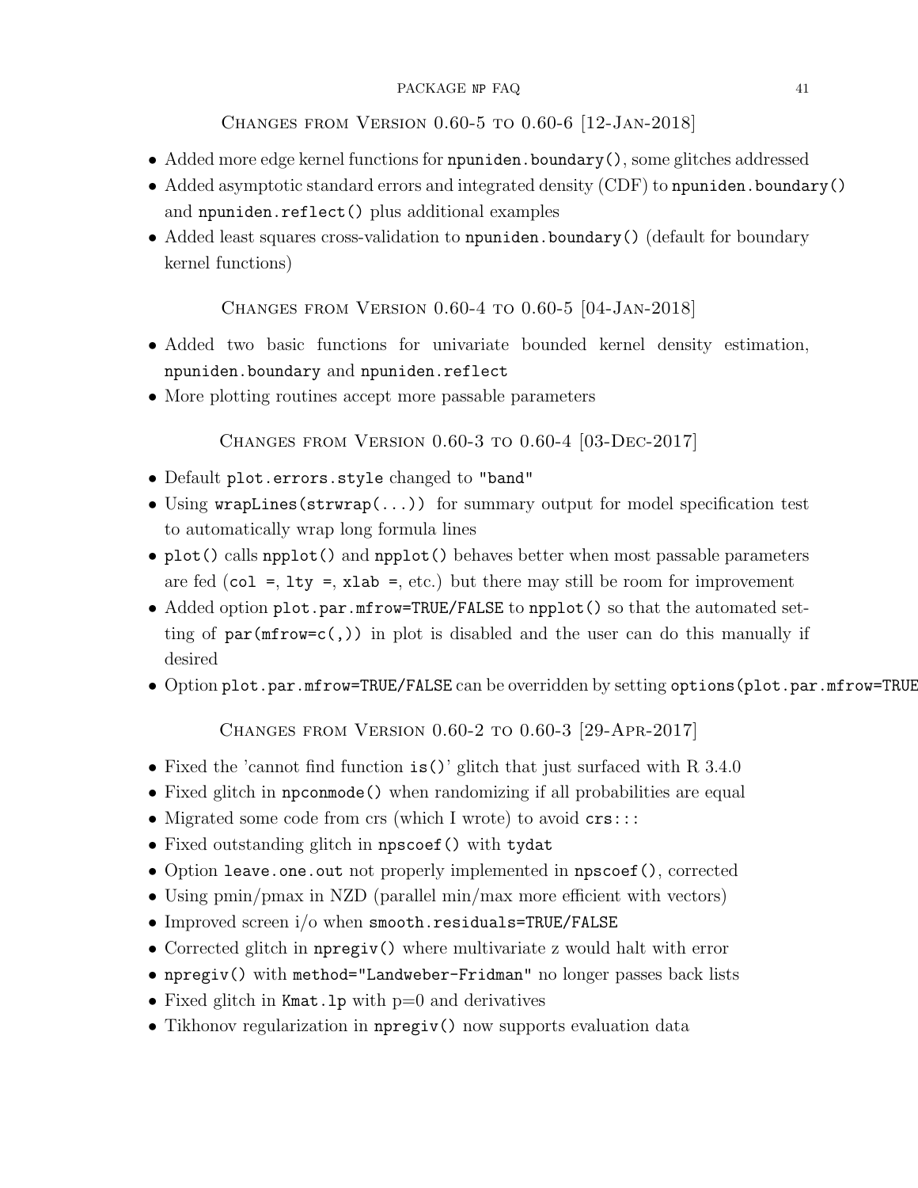### Changes from Version 0.60-5 to 0.60-6 [12-Jan-2018]

- Added more edge kernel functions for `npuniden.boundary()`, some glitches addressed
- Added asymptotic standard errors and integrated density (CDF) to `npuniden.boundary()` and `npuniden.reflect()` plus additional examples
- Added least squares cross-validation to `npuniden.boundary()` (default for boundary kernel functions)

### Changes from Version 0.60-4 to 0.60-5 [04-Jan-2018]

- Added two basic functions for univariate bounded kernel density estimation, `npuniden.boundary` and `npuniden.reflect`
- More plotting routines accept more passable parameters

### Changes from Version 0.60-3 to 0.60-4 [03-Dec-2017]

- Default `plot.errors.style` changed to `"band"`
- Using `wrapLines(strwrap(...))` for summary output for model specification test to automatically wrap long formula lines
- `plot()` calls `npplot()` and `npplot()` behaves better when most passable parameters are fed (`col =`, `lty =`, `xlab =`, etc.) but there may still be room for improvement
- Added option `plot.par.mfrow=TRUE/FALSE` to `npplot()` so that the automated setting of `par(mfrow=c(,))` in plot is disabled and the user can do this manually if desired
- Option `plot.par.mfrow=TRUE/FALSE` can be overridden by setting `options(plot.par.mfrow=TRUE`

### Changes from Version 0.60-2 to 0.60-3 [29-Apr-2017]

- Fixed the 'cannot find function `is()`' glitch that just surfaced with R 3.4.0
- Fixed glitch in `npconmode()` when randomizing if all probabilities are equal
- Migrated some code from crs (which I wrote) to avoid `crs:::`
- Fixed outstanding glitch in `npscoef()` with `tydat`
- Option `leave.one.out` not properly implemented in `npscoef()`, corrected
- Using pmin/pmax in NZD (parallel min/max more efficient with vectors)
- Improved screen i/o when `smooth.residuals=TRUE/FALSE`
- Corrected glitch in `npregiv()` where multivariate z would halt with error
- `npregiv()` with `method="Landweber-Fridman"` no longer passes back lists
- Fixed glitch in `Kmat.lp` with p=0 and derivatives
- Tikhonov regularization in `npregiv()` now supports evaluation data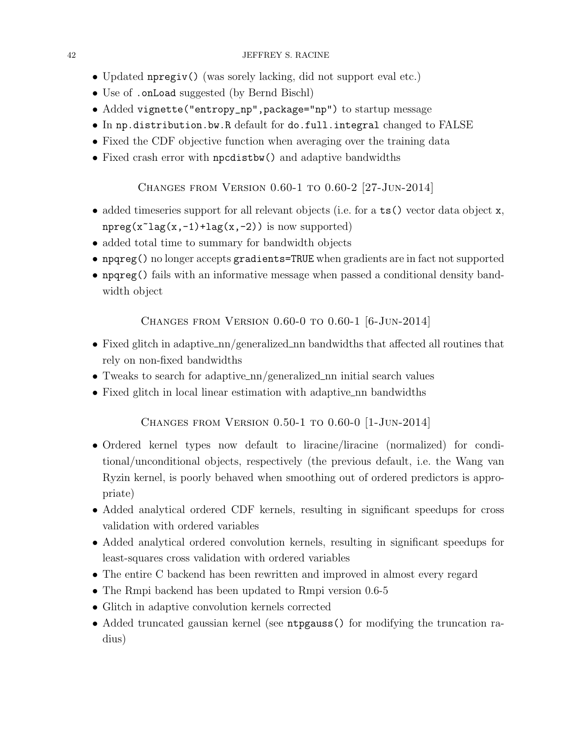- Updated `npregiv()` (was sorely lacking, did not support eval etc.)
- Use of `.onLoad` suggested (by Bernd Bischl)
- Added `vignette("entropy_np",package="np")` to startup message
- In `np.distribution.bw.R` default for `do.full.integral` changed to FALSE
- Fixed the CDF objective function when averaging over the training data
- Fixed crash error with `npcdistbw()` and adaptive bandwidths

## Changes from Version 0.60-1 to 0.60-2 [27-Jun-2014]

- added timeseries support for all relevant objects (i.e. for a `ts()` vector data object `x`, `npreg(x~lag(x,-1)+lag(x,-2))` is now supported)
- added total time to summary for bandwidth objects
- `npqreg()` no longer accepts `gradients=TRUE` when gradients are in fact not supported
- `npqreg()` fails with an informative message when passed a conditional density bandwidth object

## Changes from Version 0.60-0 to 0.60-1 [6-Jun-2014]

- Fixed glitch in adaptive_nn/generalized_nn bandwidths that affected all routines that rely on non-fixed bandwidths
- Tweaks to search for adaptive_nn/generalized_nn initial search values
- Fixed glitch in local linear estimation with adaptive_nn bandwidths

## Changes from Version 0.50-1 to 0.60-0 [1-Jun-2014]

- Ordered kernel types now default to liracine/liracine (normalized) for conditional/unconditional objects, respectively (the previous default, i.e. the Wang van Ryzin kernel, is poorly behaved when smoothing out of ordered predictors is appropriate)
- Added analytical ordered CDF kernels, resulting in significant speedups for cross validation with ordered variables
- Added analytical ordered convolution kernels, resulting in significant speedups for least-squares cross validation with ordered variables
- The entire C backend has been rewritten and improved in almost every regard
- The Rmpi backend has been updated to Rmpi version 0.6-5
- Glitch in adaptive convolution kernels corrected
- Added truncated gaussian kernel (see `ntpgauss()` for modifying the truncation radius)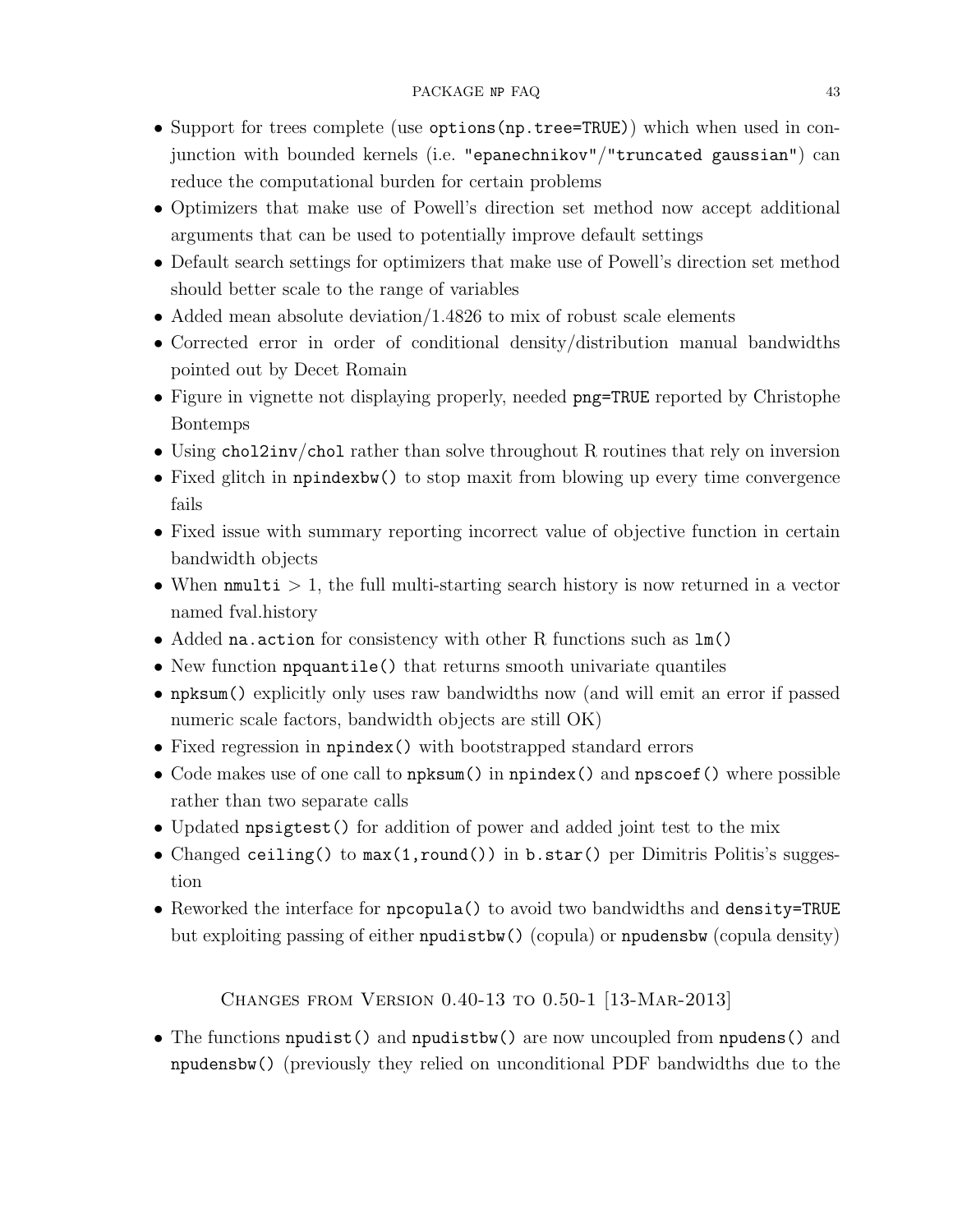- Support for trees complete (use `options(np.tree=TRUE)`) which when used in conjunction with bounded kernels (i.e. `"epanechnikov"`/`"truncated gaussian"`) can reduce the computational burden for certain problems
- Optimizers that make use of Powell's direction set method now accept additional arguments that can be used to potentially improve default settings
- Default search settings for optimizers that make use of Powell's direction set method should better scale to the range of variables
- Added mean absolute deviation/1.4826 to mix of robust scale elements
- Corrected error in order of conditional density/distribution manual bandwidths pointed out by Decet Romain
- Figure in vignette not displaying properly, needed `png=TRUE` reported by Christophe Bontemps
- Using `chol2inv`/`chol` rather than solve throughout R routines that rely on inversion
- Fixed glitch in `npindexbw()` to stop maxit from blowing up every time convergence fails
- Fixed issue with summary reporting incorrect value of objective function in certain bandwidth objects
- When `nmulti` $> 1$, the full multi-starting search history is now returned in a vector named fval.history
- Added `na.action` for consistency with other R functions such as `lm()`
- New function `npquantile()` that returns smooth univariate quantiles
- `npksum()` explicitly only uses raw bandwidths now (and will emit an error if passed numeric scale factors, bandwidth objects are still OK)
- Fixed regression in `npindex()` with bootstrapped standard errors
- Code makes use of one call to `npksum()` in `npindex()` and `npscoef()` where possible rather than two separate calls
- Updated `npsigtest()` for addition of power and added joint test to the mix
- Changed `ceiling()` to `max(1,round())` in `b.star()` per Dimitris Politis's suggestion
- Reworked the interface for `npcopula()` to avoid two bandwidths and `density=TRUE` but exploiting passing of either `npudistbw()` (copula) or `npudensbw` (copula density)

## Changes from Version 0.40-13 to 0.50-1 [13-Mar-2013]

- The functions `npudist()` and `npudistbw()` are now uncoupled from `npudens()` and `npudensbw()` (previously they relied on unconditional PDF bandwidths due to the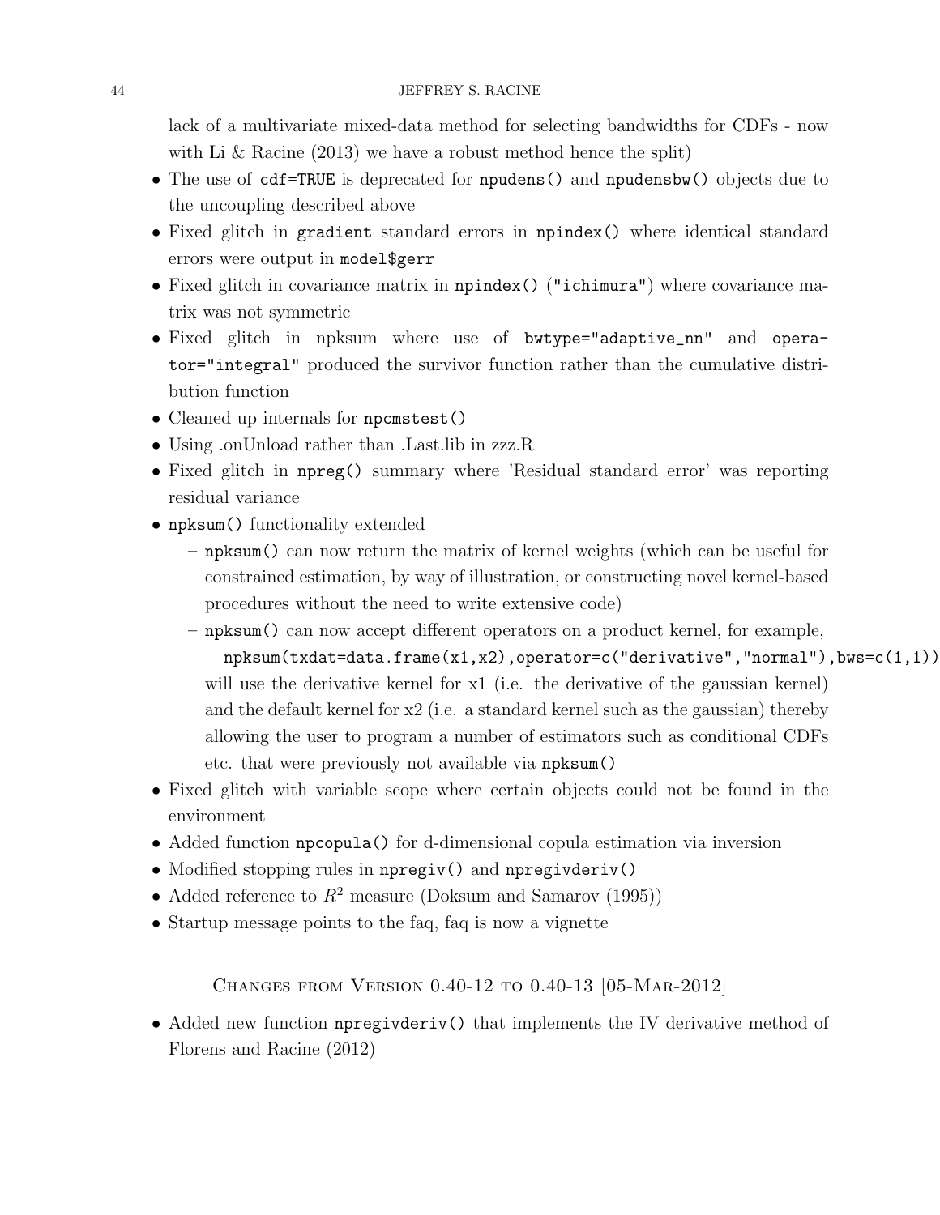lack of a multivariate mixed-data method for selecting bandwidths for CDFs - now with Li & Racine (2013) we have a robust method hence the split)

- The use of `cdf=TRUE` is deprecated for `npudens()` and `npudensbw()` objects due to the uncoupling described above
- Fixed glitch in `gradient` standard errors in `npindex()` where identical standard errors were output in `model$gerr`
- Fixed glitch in covariance matrix in `npindex()` (`"ichimura"`) where covariance matrix was not symmetric
- Fixed glitch in npksum where use of `bwtype="adaptive_nn"` and `operator="integral"` produced the survivor function rather than the cumulative distribution function
- Cleaned up internals for `npcmstest()`
- Using .onUnload rather than .Last.lib in zzz.R
- Fixed glitch in `npreg()` summary where 'Residual standard error' was reporting residual variance
- `npksum()` functionality extended
  - `npksum()` can now return the matrix of kernel weights (which can be useful for constrained estimation, by way of illustration, or constructing novel kernel-based procedures without the need to write extensive code)
  - `npksum()` can now accept different operators on a product kernel, for example,
    `npksum(txdat=data.frame(x1,x2),operator=c("derivative","normal"),bws=c(1,1))`
    will use the derivative kernel for x1 (i.e. the derivative of the gaussian kernel) and the default kernel for x2 (i.e. a standard kernel such as the gaussian) thereby allowing the user to program a number of estimators such as conditional CDFs etc. that were previously not available via `npksum()`
- Fixed glitch with variable scope where certain objects could not be found in the environment
- Added function `npcopula()` for d-dimensional copula estimation via inversion
- Modified stopping rules in `npregiv()` and `npregivderiv()`
- Added reference to $R^2$ measure (Doksum and Samarov (1995))
- Startup message points to the faq, faq is now a vignette

## Changes from Version 0.40-12 to 0.40-13 [05-Mar-2012]

- Added new function `npregivderiv()` that implements the IV derivative method of Florens and Racine (2012)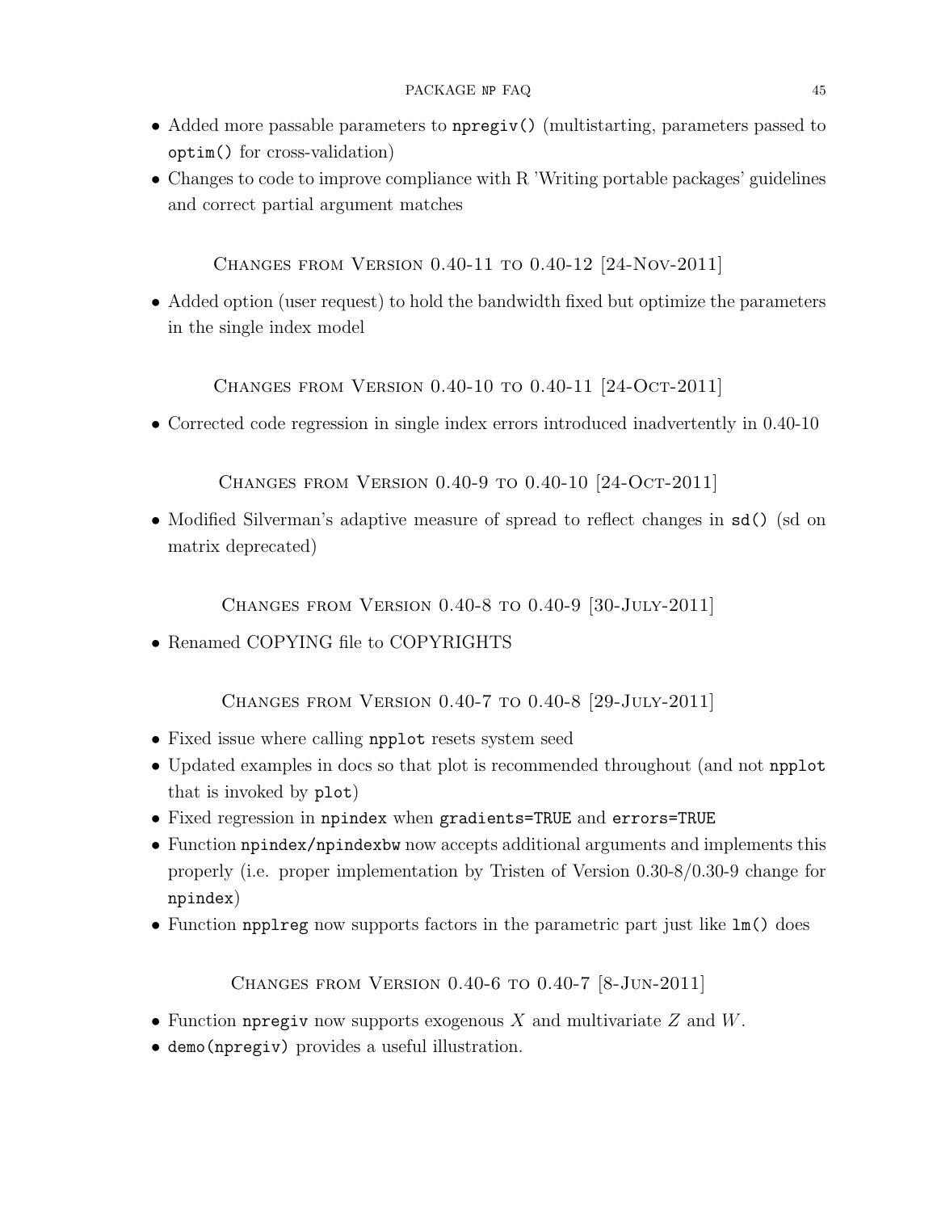- Added more passable parameters to `npregiv()` (multistarting, parameters passed to `optim()` for cross-validation)
- Changes to code to improve compliance with R 'Writing portable packages' guidelines and correct partial argument matches

### Changes from Version 0.40-11 to 0.40-12 [24-Nov-2011]

- Added option (user request) to hold the bandwidth fixed but optimize the parameters in the single index model

### Changes from Version 0.40-10 to 0.40-11 [24-Oct-2011]

- Corrected code regression in single index errors introduced inadvertently in 0.40-10

### Changes from Version 0.40-9 to 0.40-10 [24-Oct-2011]

- Modified Silverman's adaptive measure of spread to reflect changes in `sd()` (sd on matrix deprecated)

### Changes from Version 0.40-8 to 0.40-9 [30-July-2011]

- Renamed COPYING file to COPYRIGHTS

### Changes from Version 0.40-7 to 0.40-8 [29-July-2011]

- Fixed issue where calling `npplot` resets system seed
- Updated examples in docs so that plot is recommended throughout (and not `npplot` that is invoked by `plot`)
- Fixed regression in `npindex` when `gradients=TRUE` and `errors=TRUE`
- Function `npindex/npindexbw` now accepts additional arguments and implements this properly (i.e. proper implementation by Tristen of Version 0.30-8/0.30-9 change for `npindex`)
- Function `npplreg` now supports factors in the parametric part just like `lm()` does

### Changes from Version 0.40-6 to 0.40-7 [8-Jun-2011]

- Function `npregiv` now supports exogenous $X$ and multivariate $Z$ and $W$.
- `demo(npregiv)` provides a useful illustration.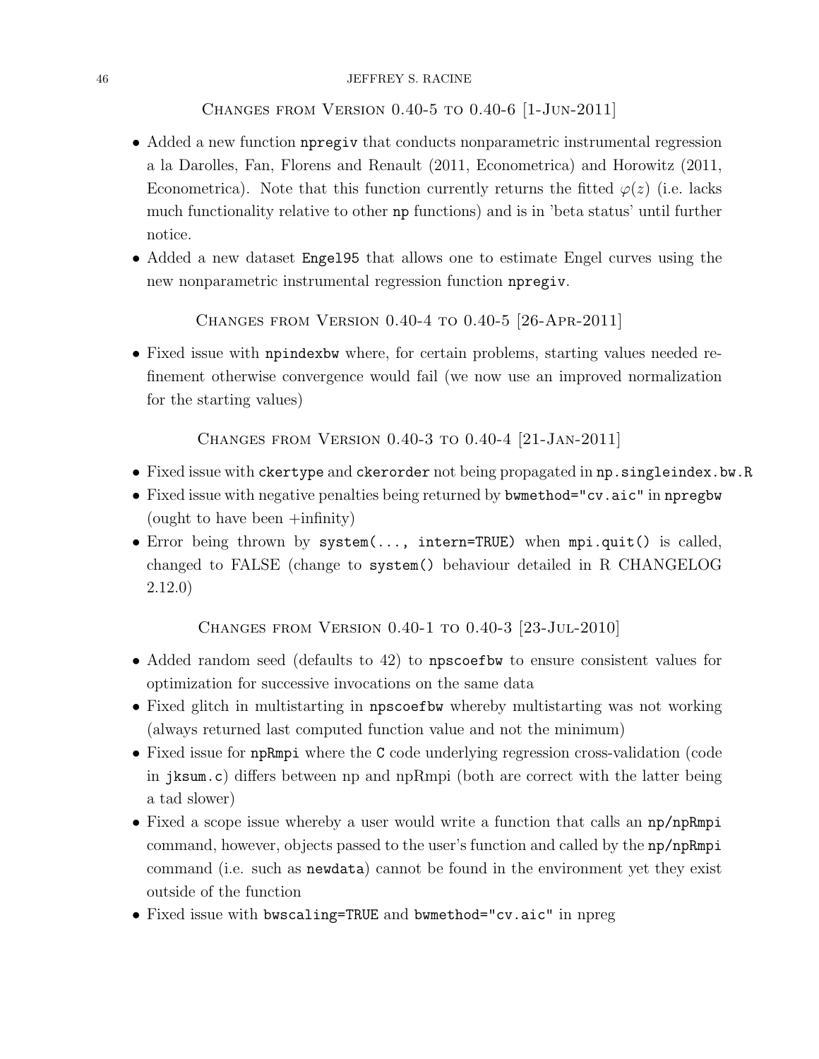## Changes from Version 0.40-5 to 0.40-6 [1-Jun-2011]

- Added a new function `npregiv` that conducts nonparametric instrumental regression a la Darolles, Fan, Florens and Renault (2011, Econometrica) and Horowitz (2011, Econometrica). Note that this function currently returns the fitted $\varphi(z)$ (i.e. lacks much functionality relative to other `np` functions) and is in 'beta status' until further notice.
- Added a new dataset `Engel95` that allows one to estimate Engel curves using the new nonparametric instrumental regression function `npregiv`.

## Changes from Version 0.40-4 to 0.40-5 [26-Apr-2011]

- Fixed issue with `npindexbw` where, for certain problems, starting values needed refinement otherwise convergence would fail (we now use an improved normalization for the starting values)

## Changes from Version 0.40-3 to 0.40-4 [21-Jan-2011]

- Fixed issue with `ckertype` and `ckerorder` not being propagated in `np.singleindex.bw.R`
- Fixed issue with negative penalties being returned by `bwmethod="cv.aic"` in `npregbw` (ought to have been +infinity)
- Error being thrown by `system(..., intern=TRUE)` when `mpi.quit()` is called, changed to FALSE (change to `system()` behaviour detailed in R CHANGELOG 2.12.0)

## Changes from Version 0.40-1 to 0.40-3 [23-Jul-2010]

- Added random seed (defaults to 42) to `npscoefbw` to ensure consistent values for optimization for successive invocations on the same data
- Fixed glitch in multistarting in `npscoefbw` whereby multistarting was not working (always returned last computed function value and not the minimum)
- Fixed issue for `npRmpi` where the `C` code underlying regression cross-validation (code in `jksum.c`) differs between np and npRmpi (both are correct with the latter being a tad slower)
- Fixed a scope issue whereby a user would write a function that calls an `np/npRmpi` command, however, objects passed to the user's function and called by the `np/npRmpi` command (i.e. such as `newdata`) cannot be found in the environment yet they exist outside of the function
- Fixed issue with `bwscaling=TRUE` and `bwmethod="cv.aic"` in npreg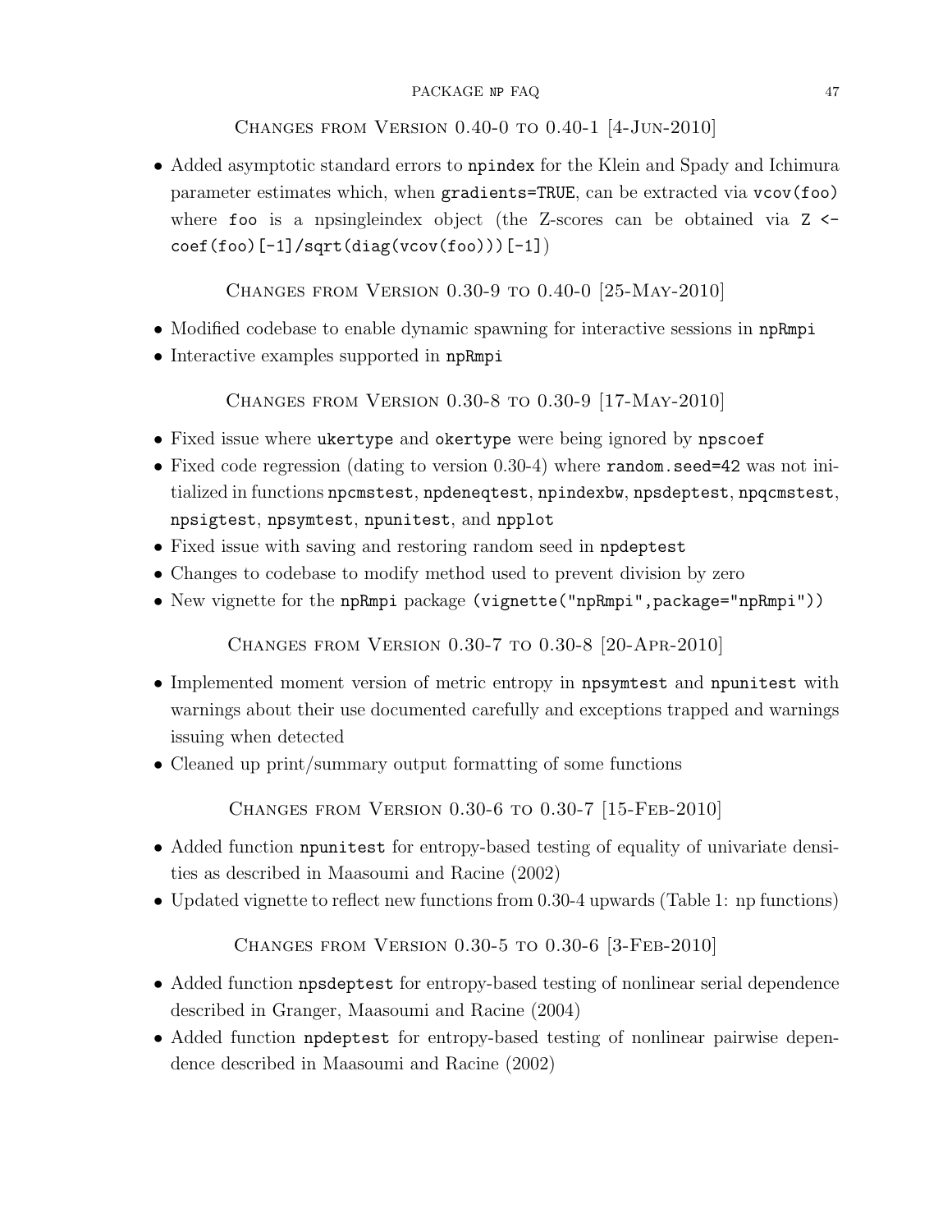### Changes from Version 0.40-0 to 0.40-1 [4-Jun-2010]

- Added asymptotic standard errors to `npindex` for the Klein and Spady and Ichimura parameter estimates which, when `gradients=TRUE`, can be extracted via `vcov(foo)` where `foo` is a npsingleindex object (the Z-scores can be obtained via `Z <- coef(foo)[-1]/sqrt(diag(vcov(foo)))[-1]`)

### Changes from Version 0.30-9 to 0.40-0 [25-May-2010]

- Modified codebase to enable dynamic spawning for interactive sessions in `npRmpi`
- Interactive examples supported in `npRmpi`

### Changes from Version 0.30-8 to 0.30-9 [17-May-2010]

- Fixed issue where `ukertype` and `okertype` were being ignored by `npscoef`
- Fixed code regression (dating to version 0.30-4) where `random.seed=42` was not initialized in functions `npcmstest`, `npdeneqtest`, `npindexbw`, `npsdeptest`, `npqcmstest`, `npsigtest`, `npsymtest`, `npunitest`, and `npplot`
- Fixed issue with saving and restoring random seed in `npdeptest`
- Changes to codebase to modify method used to prevent division by zero
- New vignette for the `npRmpi` package (`vignette("npRmpi",package="npRmpi")`)

### Changes from Version 0.30-7 to 0.30-8 [20-Apr-2010]

- Implemented moment version of metric entropy in `npsymtest` and `npunitest` with warnings about their use documented carefully and exceptions trapped and warnings issuing when detected
- Cleaned up print/summary output formatting of some functions

### Changes from Version 0.30-6 to 0.30-7 [15-Feb-2010]

- Added function `npunitest` for entropy-based testing of equality of univariate densities as described in Maasoumi and Racine (2002)
- Updated vignette to reflect new functions from 0.30-4 upwards (Table 1: np functions)

### Changes from Version 0.30-5 to 0.30-6 [3-Feb-2010]

- Added function `npsdeptest` for entropy-based testing of nonlinear serial dependence described in Granger, Maasoumi and Racine (2004)
- Added function `npdeptest` for entropy-based testing of nonlinear pairwise dependence described in Maasoumi and Racine (2002)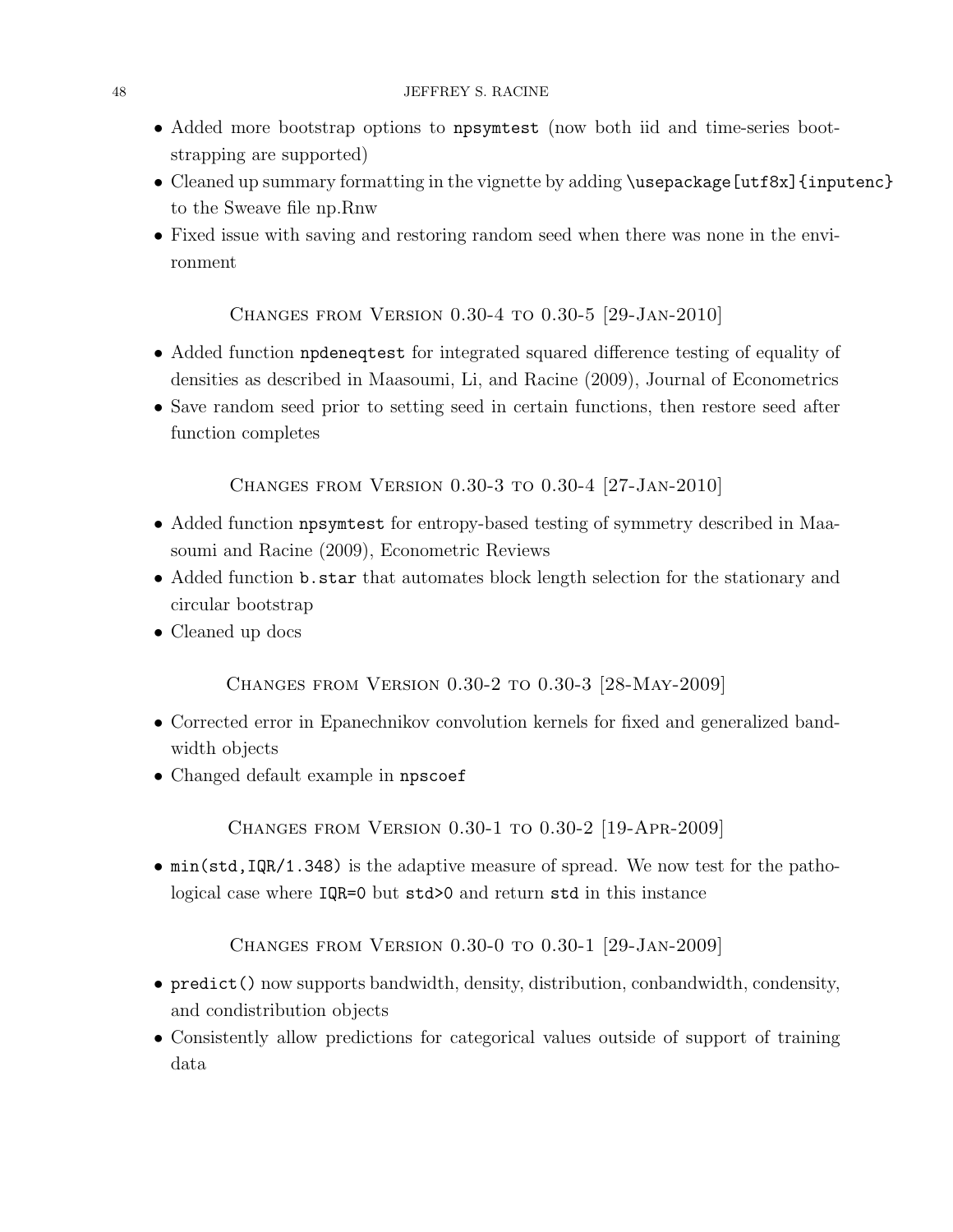- Added more bootstrap options to `npsymtest` (now both iid and time-series bootstrapping are supported)
- Cleaned up summary formatting in the vignette by adding `\usepackage[utf8x]{inputenc}` to the Sweave file np.Rnw
- Fixed issue with saving and restoring random seed when there was none in the environment

### Changes from Version 0.30-4 to 0.30-5 [29-Jan-2010]

- Added function `npdeneqtest` for integrated squared difference testing of equality of densities as described in Maasoumi, Li, and Racine (2009), Journal of Econometrics
- Save random seed prior to setting seed in certain functions, then restore seed after function completes

### Changes from Version 0.30-3 to 0.30-4 [27-Jan-2010]

- Added function `npsymtest` for entropy-based testing of symmetry described in Maasoumi and Racine (2009), Econometric Reviews
- Added function `b.star` that automates block length selection for the stationary and circular bootstrap
- Cleaned up docs

### Changes from Version 0.30-2 to 0.30-3 [28-May-2009]

- Corrected error in Epanechnikov convolution kernels for fixed and generalized bandwidth objects
- Changed default example in `npscoef`

### Changes from Version 0.30-1 to 0.30-2 [19-Apr-2009]

- `min(std,IQR/1.348)` is the adaptive measure of spread. We now test for the pathological case where `IQR=0` but `std>0` and return `std` in this instance

### Changes from Version 0.30-0 to 0.30-1 [29-Jan-2009]

- `predict()` now supports bandwidth, density, distribution, conbandwidth, condensity, and condistribution objects
- Consistently allow predictions for categorical values outside of support of training data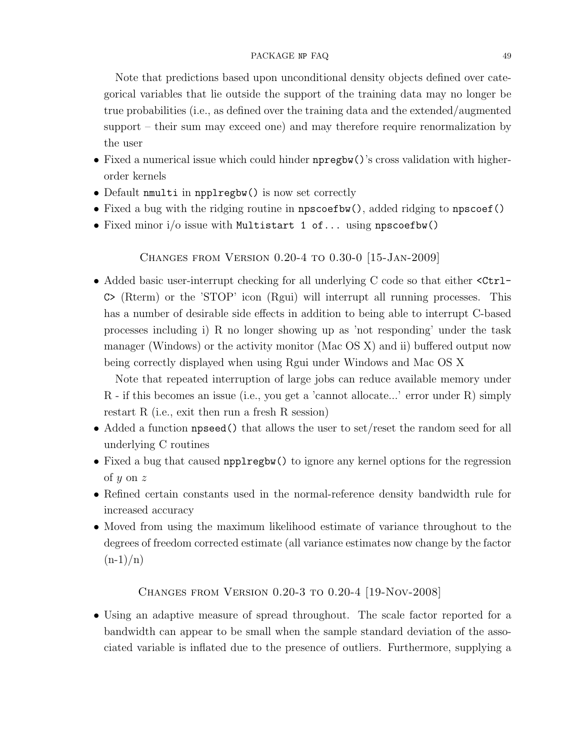Note that predictions based upon unconditional density objects defined over categorical variables that lie outside the support of the training data may no longer be true probabilities (i.e., as defined over the training data and the extended/augmented support – their sum may exceed one) and may therefore require renormalization by the user

- Fixed a numerical issue which could hinder `npregbw()`'s cross validation with higher-order kernels
- Default `nmulti` in `npplregbw()` is now set correctly
- Fixed a bug with the ridging routine in `npscoefbw()`, added ridging to `npscoef()`
- Fixed minor i/o issue with `Multistart 1 of...` using `npscoefbw()`

### Changes from Version 0.20-4 to 0.30-0 [15-Jan-2009]

- Added basic user-interrupt checking for all underlying C code so that either `<Ctrl-C>` (Rterm) or the 'STOP' icon (Rgui) will interrupt all running processes. This has a number of desirable side effects in addition to being able to interrupt C-based processes including i) R no longer showing up as 'not responding' under the task manager (Windows) or the activity monitor (Mac OS X) and ii) buffered output now being correctly displayed when using Rgui under Windows and Mac OS X

  Note that repeated interruption of large jobs can reduce available memory under R - if this becomes an issue (i.e., you get a 'cannot allocate...' error under R) simply restart R (i.e., exit then run a fresh R session)
- Added a function `npseed()` that allows the user to set/reset the random seed for all underlying C routines
- Fixed a bug that caused `npplregbw()` to ignore any kernel options for the regression of $y$ on $z$
- Refined certain constants used in the normal-reference density bandwidth rule for increased accuracy
- Moved from using the maximum likelihood estimate of variance throughout to the degrees of freedom corrected estimate (all variance estimates now change by the factor (n-1)/n)

### Changes from Version 0.20-3 to 0.20-4 [19-Nov-2008]

- Using an adaptive measure of spread throughout. The scale factor reported for a bandwidth can appear to be small when the sample standard deviation of the associated variable is inflated due to the presence of outliers. Furthermore, supplying a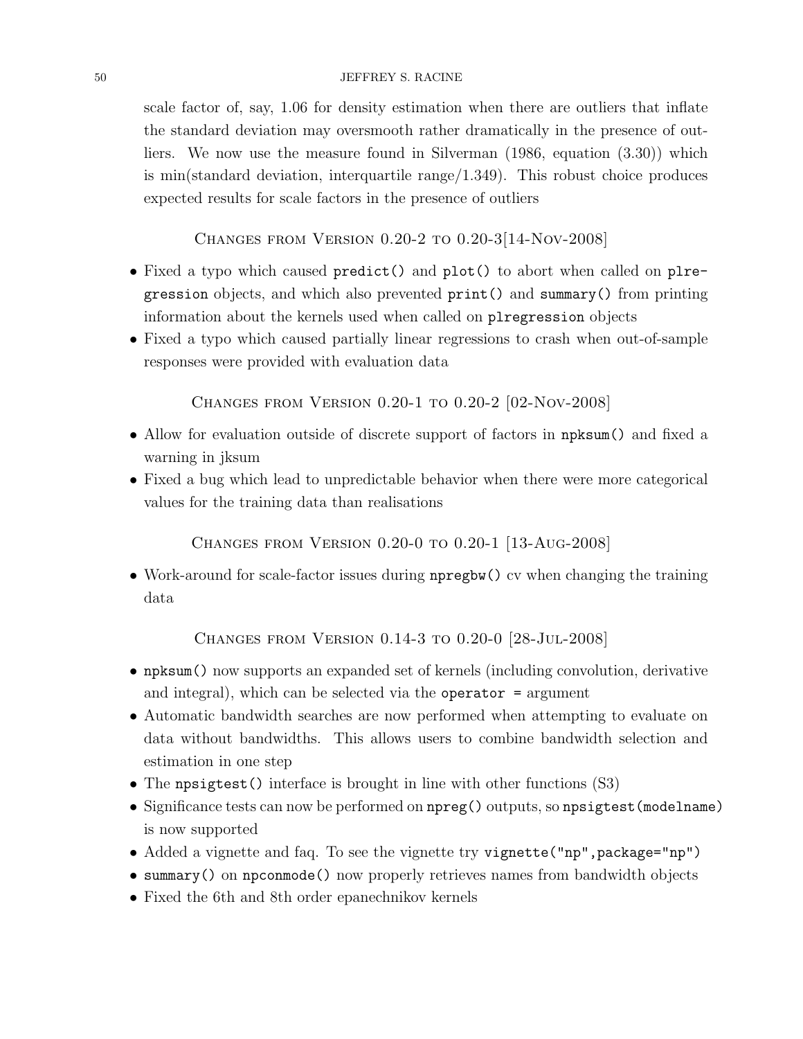scale factor of, say, 1.06 for density estimation when there are outliers that inflate the standard deviation may oversmooth rather dramatically in the presence of outliers. We now use the measure found in Silverman (1986, equation (3.30)) which is min(standard deviation, interquartile range/1.349). This robust choice produces expected results for scale factors in the presence of outliers

### Changes from Version 0.20-2 to 0.20-3[14-Nov-2008]

- Fixed a typo which caused `predict()` and `plot()` to abort when called on `plregression` objects, and which also prevented `print()` and `summary()` from printing information about the kernels used when called on `plregression` objects
- Fixed a typo which caused partially linear regressions to crash when out-of-sample responses were provided with evaluation data

### Changes from Version 0.20-1 to 0.20-2 [02-Nov-2008]

- Allow for evaluation outside of discrete support of factors in `npksum()` and fixed a warning in jksum
- Fixed a bug which lead to unpredictable behavior when there were more categorical values for the training data than realisations

### Changes from Version 0.20-0 to 0.20-1 [13-Aug-2008]

- Work-around for scale-factor issues during `npregbw()` cv when changing the training data

### Changes from Version 0.14-3 to 0.20-0 [28-Jul-2008]

- `npksum()` now supports an expanded set of kernels (including convolution, derivative and integral), which can be selected via the `operator =` argument
- Automatic bandwidth searches are now performed when attempting to evaluate on data without bandwidths. This allows users to combine bandwidth selection and estimation in one step
- The `npsigtest()` interface is brought in line with other functions (S3)
- Significance tests can now be performed on `npreg()` outputs, so `npsigtest(modelname)` is now supported
- Added a vignette and faq. To see the vignette try `vignette("np",package="np")`
- `summary()` on `npconmode()` now properly retrieves names from bandwidth objects
- Fixed the 6th and 8th order epanechnikov kernels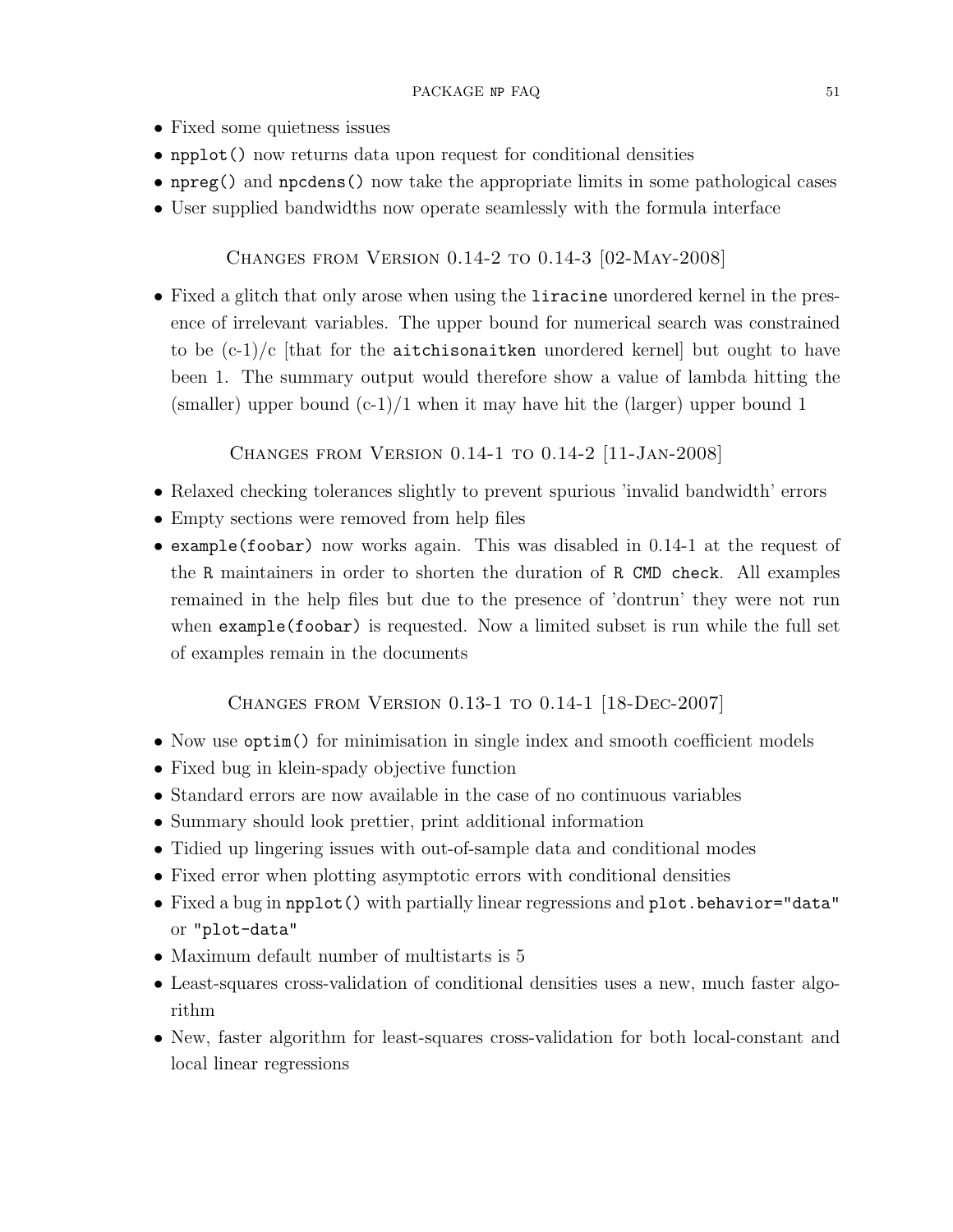- Fixed some quietness issues
- `npplot()` now returns data upon request for conditional densities
- `npreg()` and `npcdens()` now take the appropriate limits in some pathological cases
- User supplied bandwidths now operate seamlessly with the formula interface

### Changes from Version 0.14-2 to 0.14-3 [02-May-2008]

- Fixed a glitch that only arose when using the `liracine` unordered kernel in the presence of irrelevant variables. The upper bound for numerical search was constrained to be (c-1)/c [that for the `aitchisonaitken` unordered kernel] but ought to have been 1. The summary output would therefore show a value of lambda hitting the (smaller) upper bound (c-1)/1 when it may have hit the (larger) upper bound 1

### Changes from Version 0.14-1 to 0.14-2 [11-Jan-2008]

- Relaxed checking tolerances slightly to prevent spurious 'invalid bandwidth' errors
- Empty sections were removed from help files
- `example(foobar)` now works again. This was disabled in 0.14-1 at the request of the `R` maintainers in order to shorten the duration of `R CMD check`. All examples remained in the help files but due to the presence of 'dontrun' they were not run when `example(foobar)` is requested. Now a limited subset is run while the full set of examples remain in the documents

### Changes from Version 0.13-1 to 0.14-1 [18-Dec-2007]

- Now use `optim()` for minimisation in single index and smooth coefficient models
- Fixed bug in klein-spady objective function
- Standard errors are now available in the case of no continuous variables
- Summary should look prettier, print additional information
- Tidied up lingering issues with out-of-sample data and conditional modes
- Fixed error when plotting asymptotic errors with conditional densities
- Fixed a bug in `npplot()` with partially linear regressions and `plot.behavior="data"` or `"plot-data"`
- Maximum default number of multistarts is 5
- Least-squares cross-validation of conditional densities uses a new, much faster algorithm
- New, faster algorithm for least-squares cross-validation for both local-constant and local linear regressions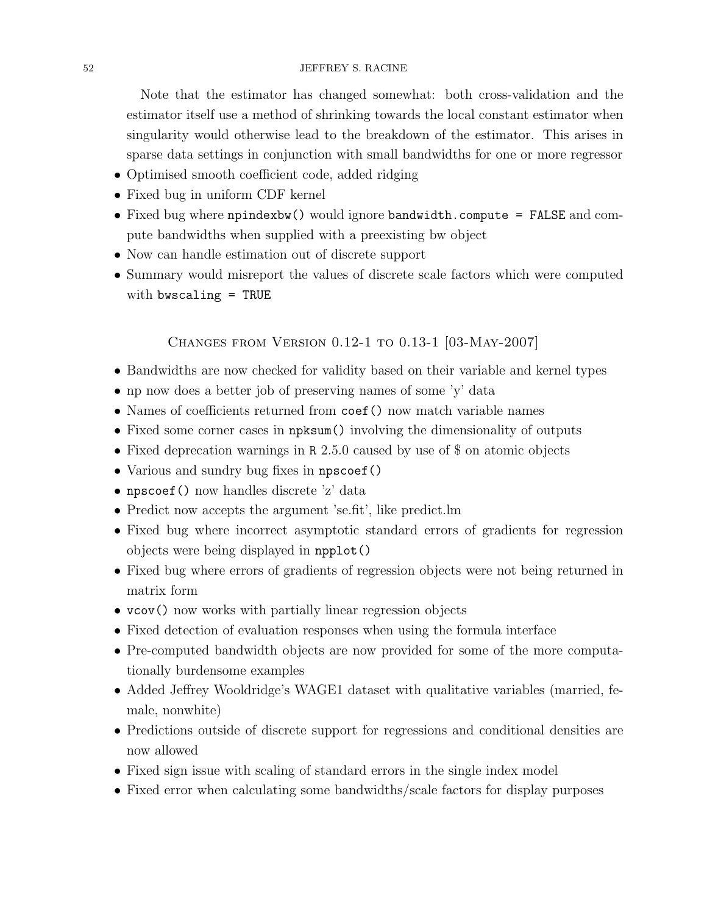Note that the estimator has changed somewhat: both cross-validation and the estimator itself use a method of shrinking towards the local constant estimator when singularity would otherwise lead to the breakdown of the estimator. This arises in sparse data settings in conjunction with small bandwidths for one or more regressor

- Optimised smooth coefficient code, added ridging
- Fixed bug in uniform CDF kernel
- Fixed bug where `npindexbw()` would ignore `bandwidth.compute = FALSE` and compute bandwidths when supplied with a preexisting bw object
- Now can handle estimation out of discrete support
- Summary would misreport the values of discrete scale factors which were computed with `bwscaling = TRUE`

## Changes from Version 0.12-1 to 0.13-1 [03-May-2007]

- Bandwidths are now checked for validity based on their variable and kernel types
- np now does a better job of preserving names of some 'y' data
- Names of coefficients returned from `coef()` now match variable names
- Fixed some corner cases in `npksum()` involving the dimensionality of outputs
- Fixed deprecation warnings in `R` 2.5.0 caused by use of $ on atomic objects
- Various and sundry bug fixes in `npscoef()`
- `npscoef()` now handles discrete 'z' data
- Predict now accepts the argument 'se.fit', like predict.lm
- Fixed bug where incorrect asymptotic standard errors of gradients for regression objects were being displayed in `npplot()`
- Fixed bug where errors of gradients of regression objects were not being returned in matrix form
- `vcov()` now works with partially linear regression objects
- Fixed detection of evaluation responses when using the formula interface
- Pre-computed bandwidth objects are now provided for some of the more computationally burdensome examples
- Added Jeffrey Wooldridge's WAGE1 dataset with qualitative variables (married, female, nonwhite)
- Predictions outside of discrete support for regressions and conditional densities are now allowed
- Fixed sign issue with scaling of standard errors in the single index model
- Fixed error when calculating some bandwidths/scale factors for display purposes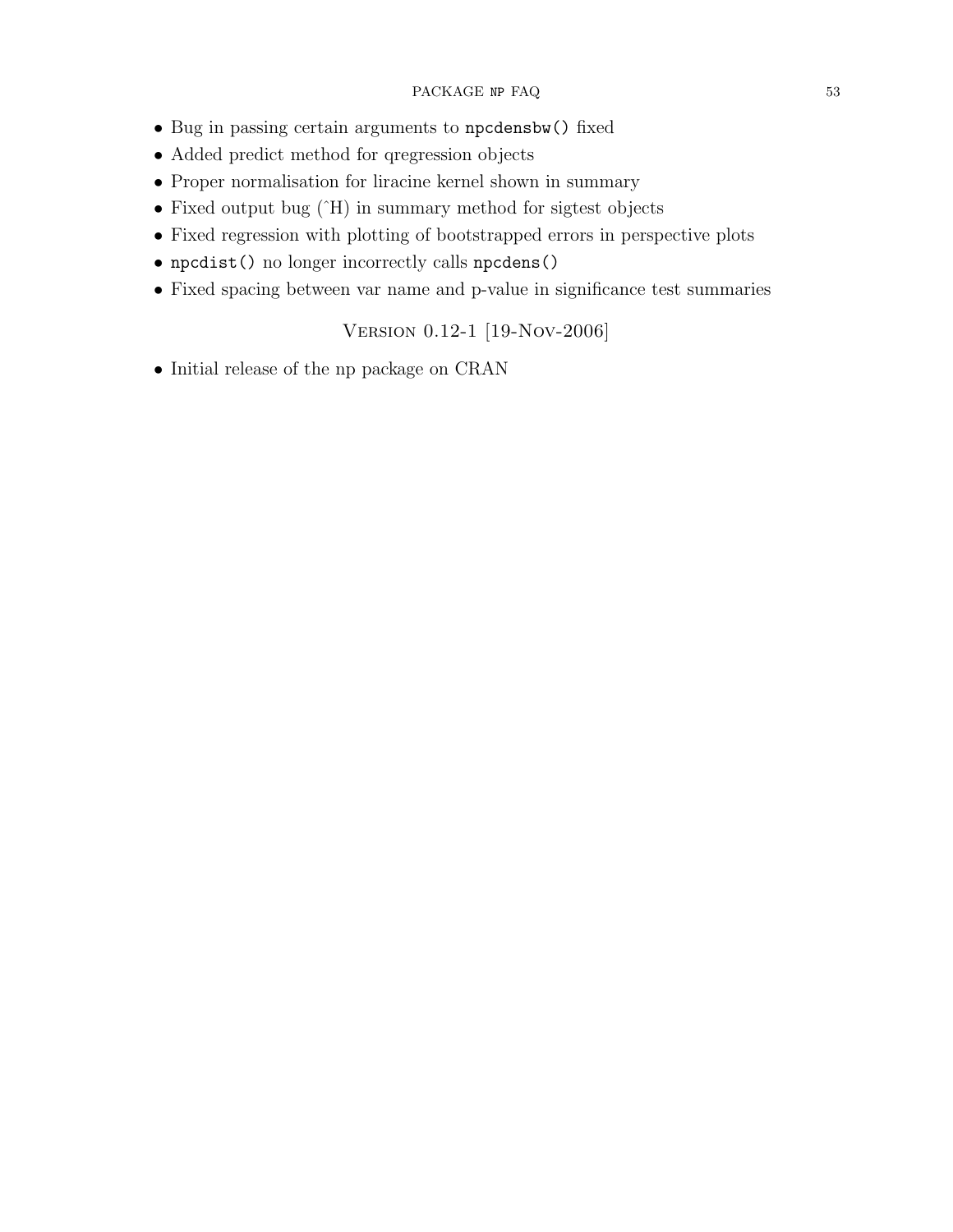- Bug in passing certain arguments to `npcdensbw()` fixed
- Added predict method for qregression objects
- Proper normalisation for liracine kernel shown in summary
- Fixed output bug (ˆH) in summary method for sigtest objects
- Fixed regression with plotting of bootstrapped errors in perspective plots
- `npcdist()` no longer incorrectly calls `npcdens()`
- Fixed spacing between var name and p-value in significance test summaries

## Version 0.12-1 [19-Nov-2006]

- Initial release of the np package on CRAN